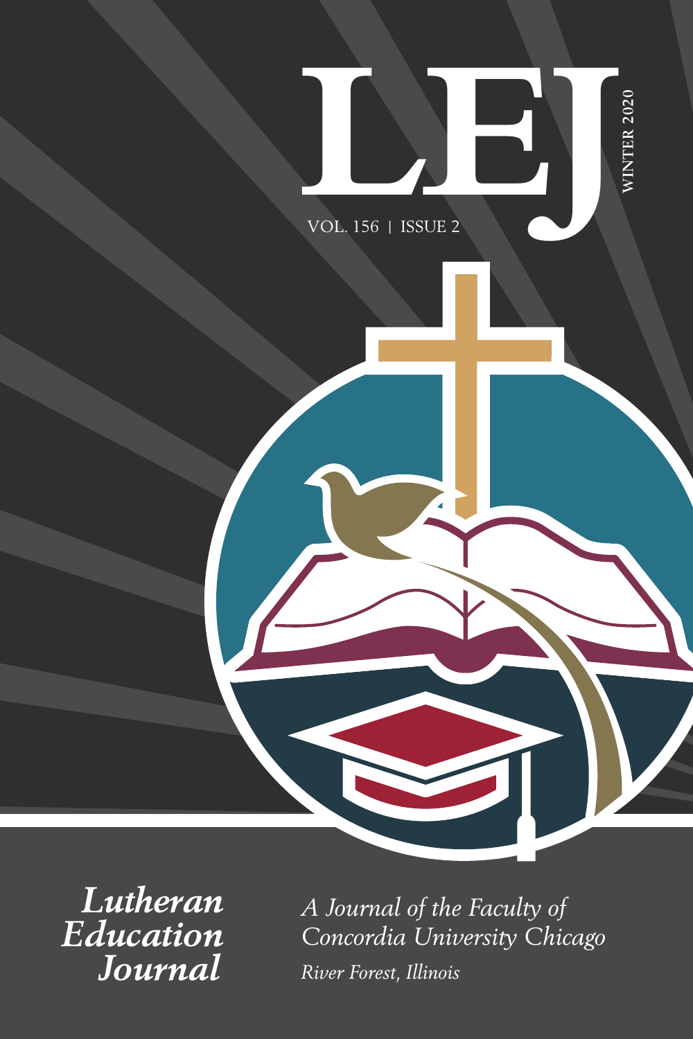# LEJ

WINTER 2020

VOL. 156 | ISSUE 2

*Lutheran Education Journal*

*A Journal of the Faculty of Concordia University Chicago*

*River Forest, Illinois*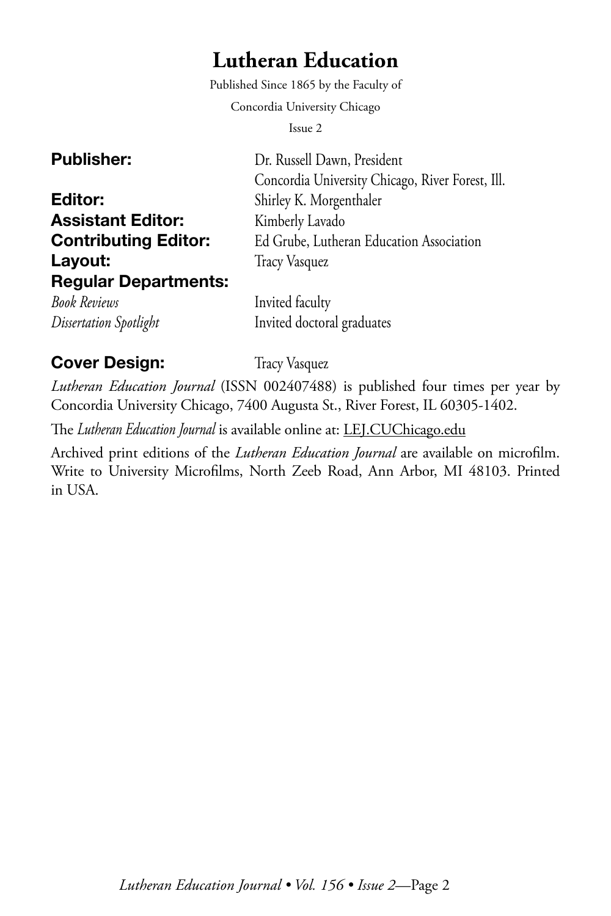# Lutheran Education

Published Since 1865 by the Faculty of

Concordia University Chicago

Issue 2

**Publisher:** Dr. Russell Dawn, President
Concordia University Chicago, River Forest, Ill.

**Editor:** Shirley K. Morgenthaler

**Assistant Editor:** Kimberly Lavado

**Contributing Editor:** Ed Grube, Lutheran Education Association

**Layout:** Tracy Vasquez

**Regular Departments:**

*Book Reviews* Invited faculty

*Dissertation Spotlight* Invited doctoral graduates

**Cover Design:** Tracy Vasquez

*Lutheran Education Journal* (ISSN 002407488) is published four times per year by Concordia University Chicago, 7400 Augusta St., River Forest, IL 60305-1402.

The *Lutheran Education Journal* is available online at: LEJ.CUChicago.edu

Archived print editions of the *Lutheran Education Journal* are available on microfilm. Write to University Microfilms, North Zeeb Road, Ann Arbor, MI 48103. Printed in USA.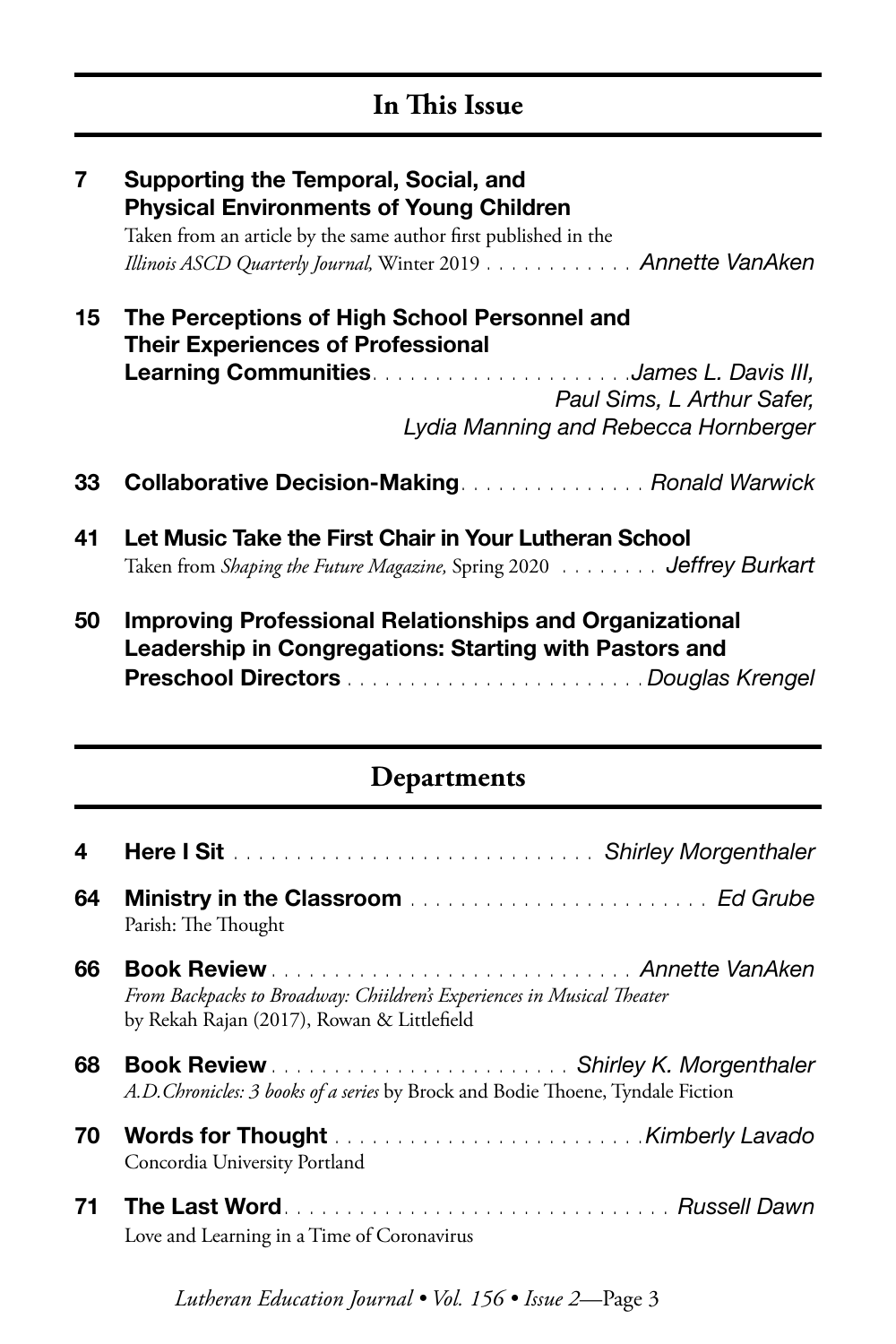## In This Issue

**7** **Supporting the Temporal, Social, and Physical Environments of Young Children**
Taken from an article by the same author first published in the *Illinois ASCD Quarterly Journal,* Winter 2019 . . . . . . . . . . . . *Annette VanAken*

**15** **The Perceptions of High School Personnel and Their Experiences of Professional Learning Communities** . . . . . . . . . . . . . . . . . . . . .*James L. Davis III, Paul Sims, L Arthur Safer, Lydia Manning and Rebecca Hornberger*

**33** **Collaborative Decision-Making** . . . . . . . . . . . . . . . *Ronald Warwick*

**41** **Let Music Take the First Chair in Your Lutheran School**
Taken from *Shaping the Future Magazine,* Spring 2020 . . . . . . . . *Jeffrey Burkart*

**50** **Improving Professional Relationships and Organizational Leadership in Congregations: Starting with Pastors and Preschool Directors** . . . . . . . . . . . . . . . . . . . . . . . . *Douglas Krengel*

## Departments

**4** **Here I Sit** . . . . . . . . . . . . . . . . . . . . . . . . . . . . . . *Shirley Morgenthaler*

**64** **Ministry in the Classroom** . . . . . . . . . . . . . . . . . . . . . . . . . *Ed Grube*
Parish: The Thought

**66** **Book Review** . . . . . . . . . . . . . . . . . . . . . . . . . . . . . *Annette VanAken*
*From Backpacks to Broadway: Chiildren's Experiences in Musical Theater*
by Rekah Rajan (2017), Rowan & Littlefield

**68** **Book Review** . . . . . . . . . . . . . . . . . . . . . . . . . *Shirley K. Morgenthaler*
*A.D.Chronicles: 3 books of a series* by Brock and Bodie Thoene, Tyndale Fiction

**70** **Words for Thought** . . . . . . . . . . . . . . . . . . . . . . . . . .*Kimberly Lavado*
Concordia University Portland

**71** **The Last Word** . . . . . . . . . . . . . . . . . . . . . . . . . . . . . . . *Russell Dawn*
Love and Learning in a Time of Coronavirus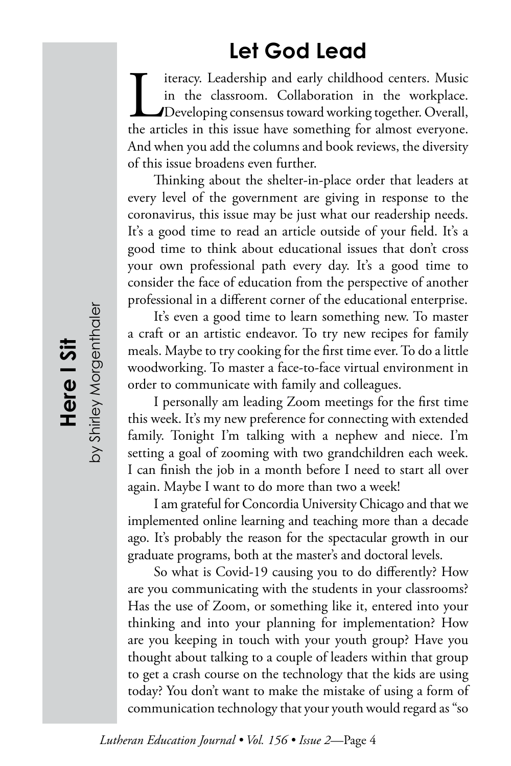**Here I Sit**
by Shirley Morgenthaler

# Let God Lead

Literacy. Leadership and early childhood centers. Music in the classroom. Collaboration in the workplace. Developing consensus toward working together. Overall, the articles in this issue have something for almost everyone. And when you add the columns and book reviews, the diversity of this issue broadens even further.

Thinking about the shelter-in-place order that leaders at every level of the government are giving in response to the coronavirus, this issue may be just what our readership needs. It's a good time to read an article outside of your field. It's a good time to think about educational issues that don't cross your own professional path every day. It's a good time to consider the face of education from the perspective of another professional in a different corner of the educational enterprise.

It's even a good time to learn something new. To master a craft or an artistic endeavor. To try new recipes for family meals. Maybe to try cooking for the first time ever. To do a little woodworking. To master a face-to-face virtual environment in order to communicate with family and colleagues.

I personally am leading Zoom meetings for the first time this week. It's my new preference for connecting with extended family. Tonight I'm talking with a nephew and niece. I'm setting a goal of zooming with two grandchildren each week. I can finish the job in a month before I need to start all over again. Maybe I want to do more than two a week!

I am grateful for Concordia University Chicago and that we implemented online learning and teaching more than a decade ago. It's probably the reason for the spectacular growth in our graduate programs, both at the master's and doctoral levels.

So what is Covid-19 causing you to do differently? How are you communicating with the students in your classrooms? Has the use of Zoom, or something like it, entered into your thinking and into your planning for implementation? How are you keeping in touch with your youth group? Have you thought about talking to a couple of leaders within that group to get a crash course on the technology that the kids are using today? You don't want to make the mistake of using a form of communication technology that your youth would regard as "so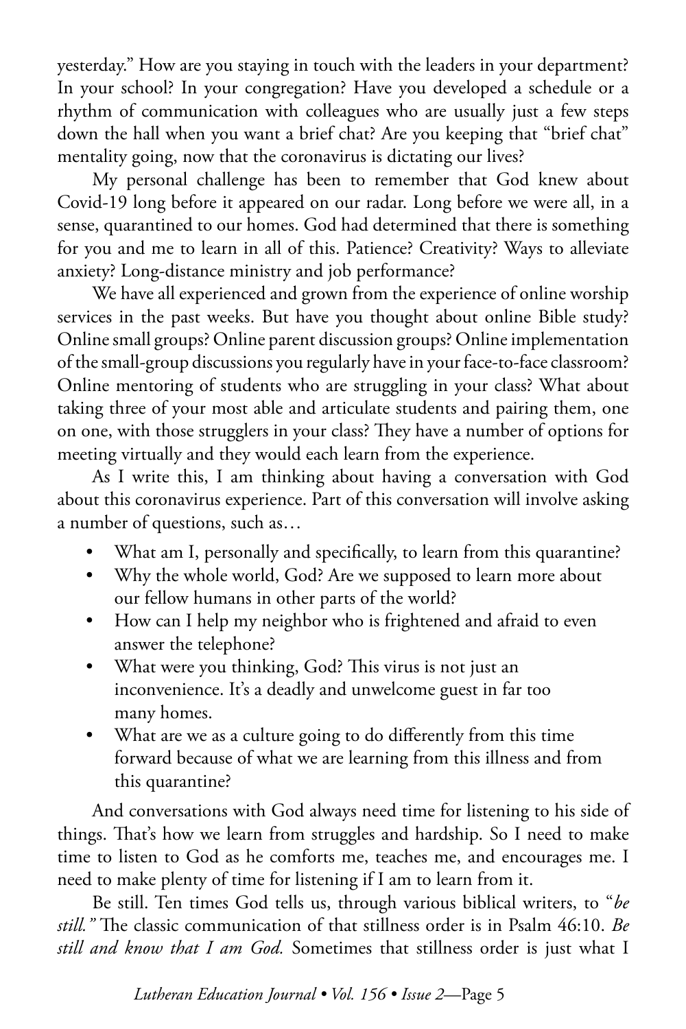yesterday." How are you staying in touch with the leaders in your department? In your school? In your congregation? Have you developed a schedule or a rhythm of communication with colleagues who are usually just a few steps down the hall when you want a brief chat? Are you keeping that "brief chat" mentality going, now that the coronavirus is dictating our lives?

My personal challenge has been to remember that God knew about Covid-19 long before it appeared on our radar. Long before we were all, in a sense, quarantined to our homes. God had determined that there is something for you and me to learn in all of this. Patience? Creativity? Ways to alleviate anxiety? Long-distance ministry and job performance?

We have all experienced and grown from the experience of online worship services in the past weeks. But have you thought about online Bible study? Online small groups? Online parent discussion groups? Online implementation of the small-group discussions you regularly have in your face-to-face classroom? Online mentoring of students who are struggling in your class? What about taking three of your most able and articulate students and pairing them, one on one, with those strugglers in your class? They have a number of options for meeting virtually and they would each learn from the experience.

As I write this, I am thinking about having a conversation with God about this coronavirus experience. Part of this conversation will involve asking a number of questions, such as…

- What am I, personally and specifically, to learn from this quarantine?
- Why the whole world, God? Are we supposed to learn more about our fellow humans in other parts of the world?
- How can I help my neighbor who is frightened and afraid to even answer the telephone?
- What were you thinking, God? This virus is not just an inconvenience. It's a deadly and unwelcome guest in far too many homes.
- What are we as a culture going to do differently from this time forward because of what we are learning from this illness and from this quarantine?

And conversations with God always need time for listening to his side of things. That's how we learn from struggles and hardship. So I need to make time to listen to God as he comforts me, teaches me, and encourages me. I need to make plenty of time for listening if I am to learn from it.

Be still. Ten times God tells us, through various biblical writers, to "*be still.*" The classic communication of that stillness order is in Psalm 46:10. *Be still and know that I am God.* Sometimes that stillness order is just what I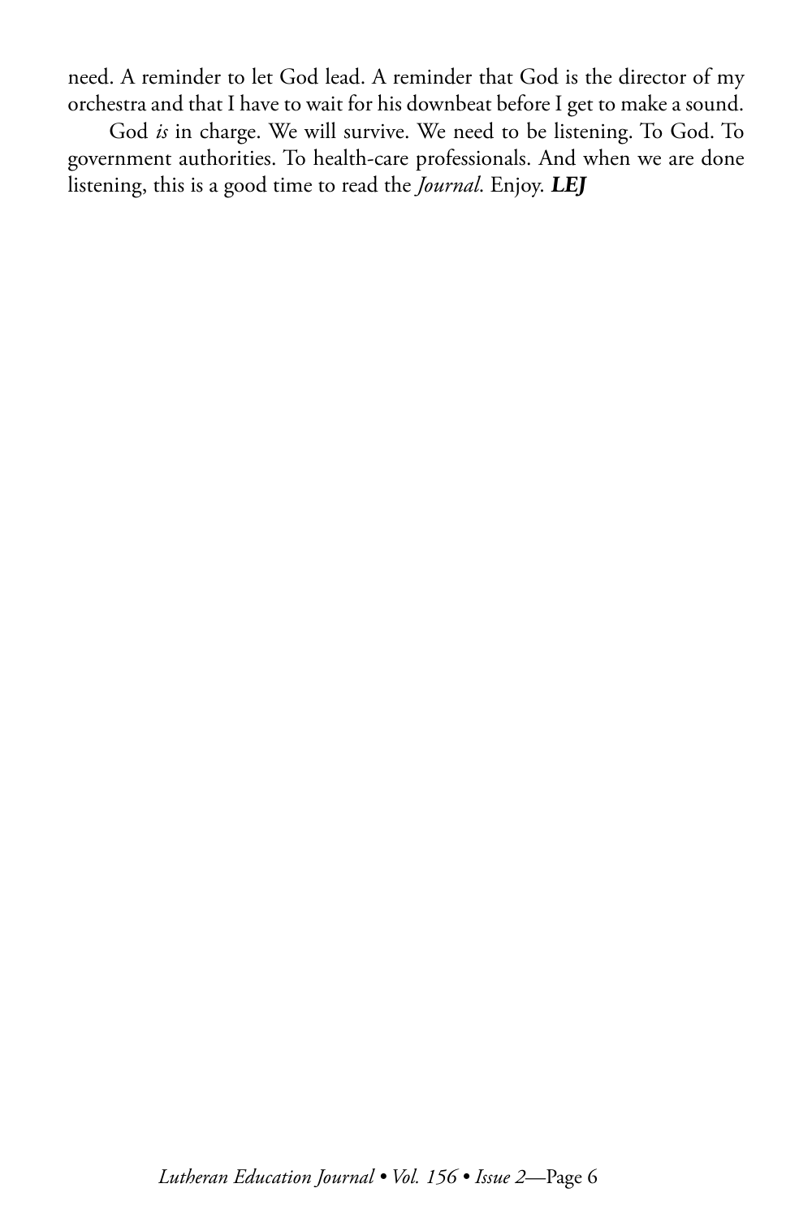need. A reminder to let God lead. A reminder that God is the director of my orchestra and that I have to wait for his downbeat before I get to make a sound.

God *is* in charge. We will survive. We need to be listening. To God. To government authorities. To health-care professionals. And when we are done listening, this is a good time to read the *Journal*. Enjoy. ***LEJ***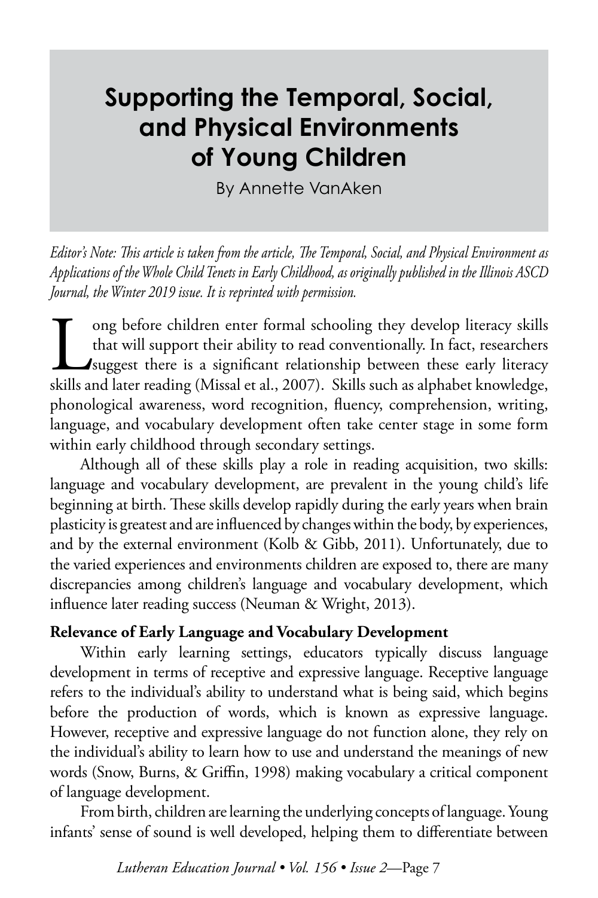# Supporting the Temporal, Social, and Physical Environments of Young Children

By Annette VanAken

*Editor's Note: This article is taken from the article, The Temporal, Social, and Physical Environment as Applications of the Whole Child Tenets in Early Childhood, as originally published in the Illinois ASCD Journal, the Winter 2019 issue. It is reprinted with permission.*

Long before children enter formal schooling they develop literacy skills that will support their ability to read conventionally. In fact, researchers suggest there is a significant relationship between these early literacy skills and later reading (Missal et al., 2007). Skills such as alphabet knowledge, phonological awareness, word recognition, fluency, comprehension, writing, language, and vocabulary development often take center stage in some form within early childhood through secondary settings.

Although all of these skills play a role in reading acquisition, two skills: language and vocabulary development, are prevalent in the young child's life beginning at birth. These skills develop rapidly during the early years when brain plasticity is greatest and are influenced by changes within the body, by experiences, and by the external environment (Kolb & Gibb, 2011). Unfortunately, due to the varied experiences and environments children are exposed to, there are many discrepancies among children's language and vocabulary development, which influence later reading success (Neuman & Wright, 2013).

**Relevance of Early Language and Vocabulary Development**

Within early learning settings, educators typically discuss language development in terms of receptive and expressive language. Receptive language refers to the individual's ability to understand what is being said, which begins before the production of words, which is known as expressive language. However, receptive and expressive language do not function alone, they rely on the individual's ability to learn how to use and understand the meanings of new words (Snow, Burns, & Griffin, 1998) making vocabulary a critical component of language development.

From birth, children are learning the underlying concepts of language. Young infants' sense of sound is well developed, helping them to differentiate between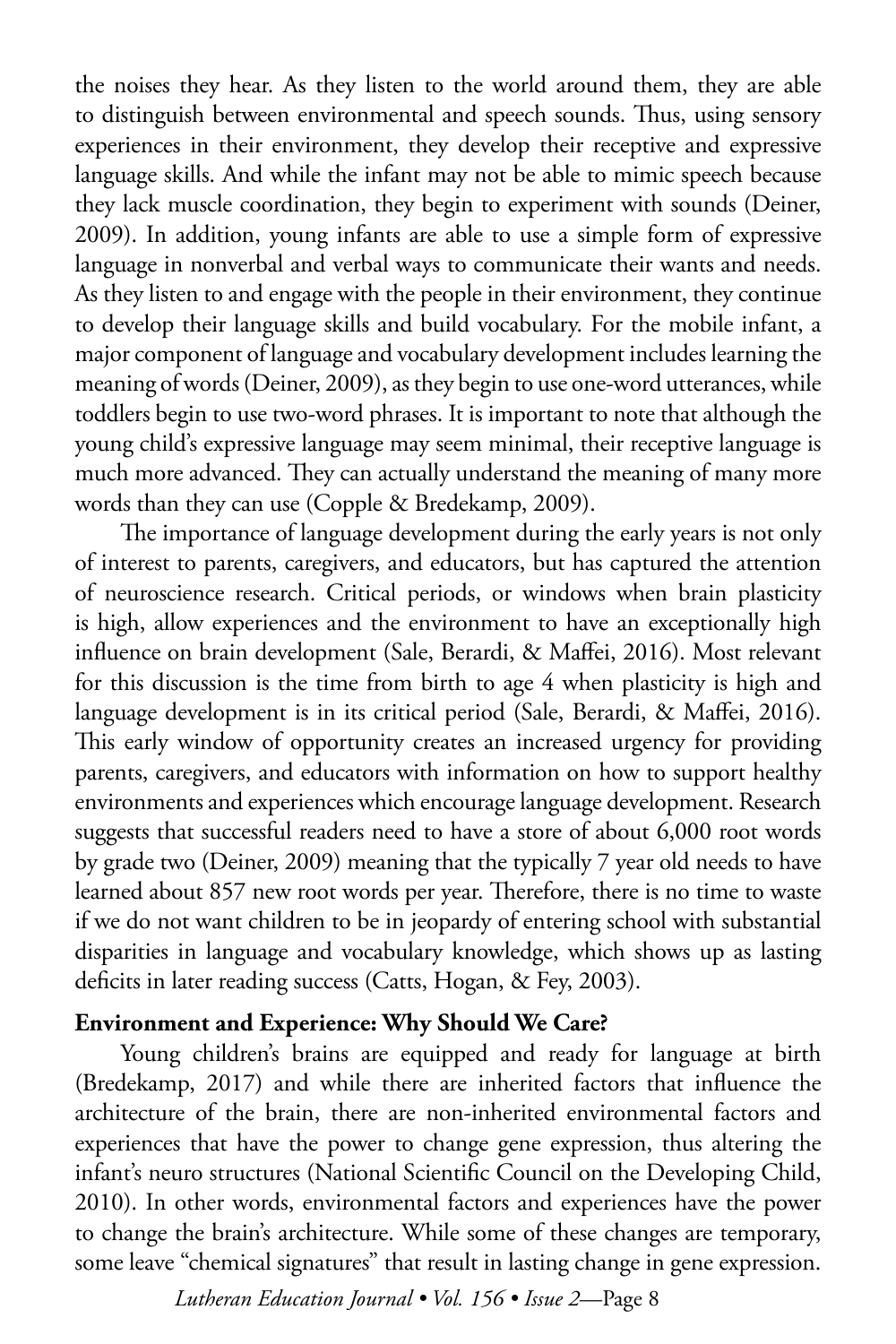the noises they hear. As they listen to the world around them, they are able to distinguish between environmental and speech sounds. Thus, using sensory experiences in their environment, they develop their receptive and expressive language skills. And while the infant may not be able to mimic speech because they lack muscle coordination, they begin to experiment with sounds (Deiner, 2009). In addition, young infants are able to use a simple form of expressive language in nonverbal and verbal ways to communicate their wants and needs. As they listen to and engage with the people in their environment, they continue to develop their language skills and build vocabulary. For the mobile infant, a major component of language and vocabulary development includes learning the meaning of words (Deiner, 2009), as they begin to use one-word utterances, while toddlers begin to use two-word phrases. It is important to note that although the young child's expressive language may seem minimal, their receptive language is much more advanced. They can actually understand the meaning of many more words than they can use (Copple & Bredekamp, 2009).

The importance of language development during the early years is not only of interest to parents, caregivers, and educators, but has captured the attention of neuroscience research. Critical periods, or windows when brain plasticity is high, allow experiences and the environment to have an exceptionally high influence on brain development (Sale, Berardi, & Maffei, 2016). Most relevant for this discussion is the time from birth to age 4 when plasticity is high and language development is in its critical period (Sale, Berardi, & Maffei, 2016). This early window of opportunity creates an increased urgency for providing parents, caregivers, and educators with information on how to support healthy environments and experiences which encourage language development. Research suggests that successful readers need to have a store of about 6,000 root words by grade two (Deiner, 2009) meaning that the typically 7 year old needs to have learned about 857 new root words per year. Therefore, there is no time to waste if we do not want children to be in jeopardy of entering school with substantial disparities in language and vocabulary knowledge, which shows up as lasting deficits in later reading success (Catts, Hogan, & Fey, 2003).

### Environment and Experience: Why Should We Care?

Young children's brains are equipped and ready for language at birth (Bredekamp, 2017) and while there are inherited factors that influence the architecture of the brain, there are non-inherited environmental factors and experiences that have the power to change gene expression, thus altering the infant's neuro structures (National Scientific Council on the Developing Child, 2010). In other words, environmental factors and experiences have the power to change the brain's architecture. While some of these changes are temporary, some leave "chemical signatures" that result in lasting change in gene expression.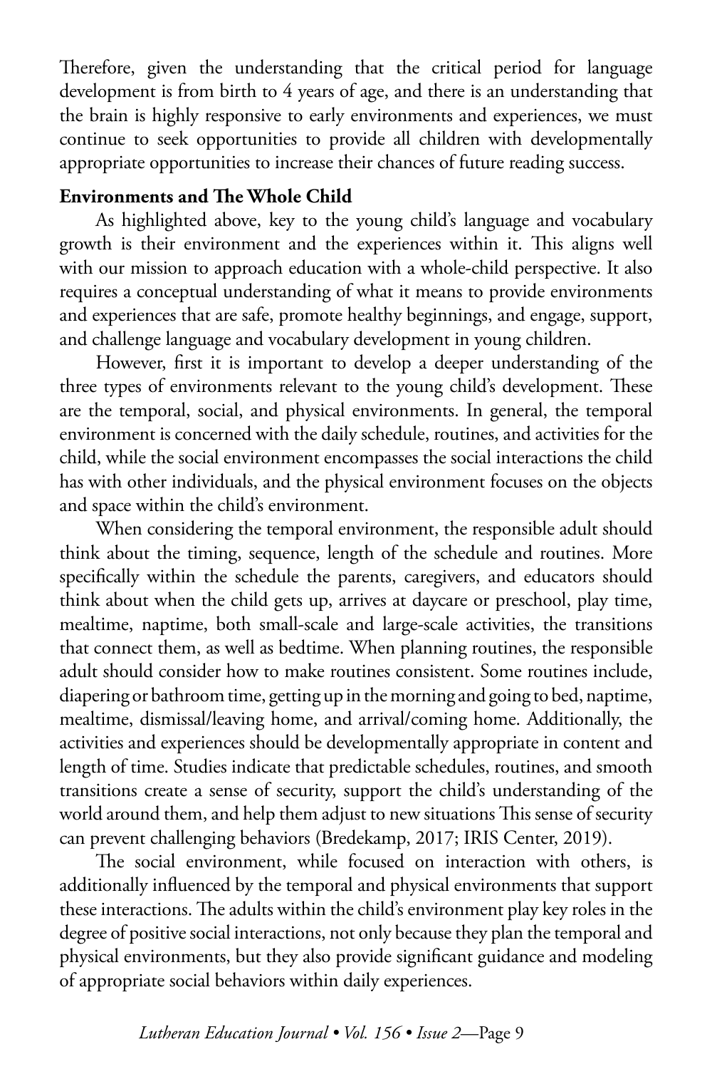Therefore, given the understanding that the critical period for language development is from birth to 4 years of age, and there is an understanding that the brain is highly responsive to early environments and experiences, we must continue to seek opportunities to provide all children with developmentally appropriate opportunities to increase their chances of future reading success.

**Environments and The Whole Child**

As highlighted above, key to the young child's language and vocabulary growth is their environment and the experiences within it. This aligns well with our mission to approach education with a whole-child perspective. It also requires a conceptual understanding of what it means to provide environments and experiences that are safe, promote healthy beginnings, and engage, support, and challenge language and vocabulary development in young children.

However, first it is important to develop a deeper understanding of the three types of environments relevant to the young child's development. These are the temporal, social, and physical environments. In general, the temporal environment is concerned with the daily schedule, routines, and activities for the child, while the social environment encompasses the social interactions the child has with other individuals, and the physical environment focuses on the objects and space within the child's environment.

When considering the temporal environment, the responsible adult should think about the timing, sequence, length of the schedule and routines. More specifically within the schedule the parents, caregivers, and educators should think about when the child gets up, arrives at daycare or preschool, play time, mealtime, naptime, both small-scale and large-scale activities, the transitions that connect them, as well as bedtime. When planning routines, the responsible adult should consider how to make routines consistent. Some routines include, diapering or bathroom time, getting up in the morning and going to bed, naptime, mealtime, dismissal/leaving home, and arrival/coming home. Additionally, the activities and experiences should be developmentally appropriate in content and length of time. Studies indicate that predictable schedules, routines, and smooth transitions create a sense of security, support the child's understanding of the world around them, and help them adjust to new situations This sense of security can prevent challenging behaviors (Bredekamp, 2017; IRIS Center, 2019).

The social environment, while focused on interaction with others, is additionally influenced by the temporal and physical environments that support these interactions. The adults within the child's environment play key roles in the degree of positive social interactions, not only because they plan the temporal and physical environments, but they also provide significant guidance and modeling of appropriate social behaviors within daily experiences.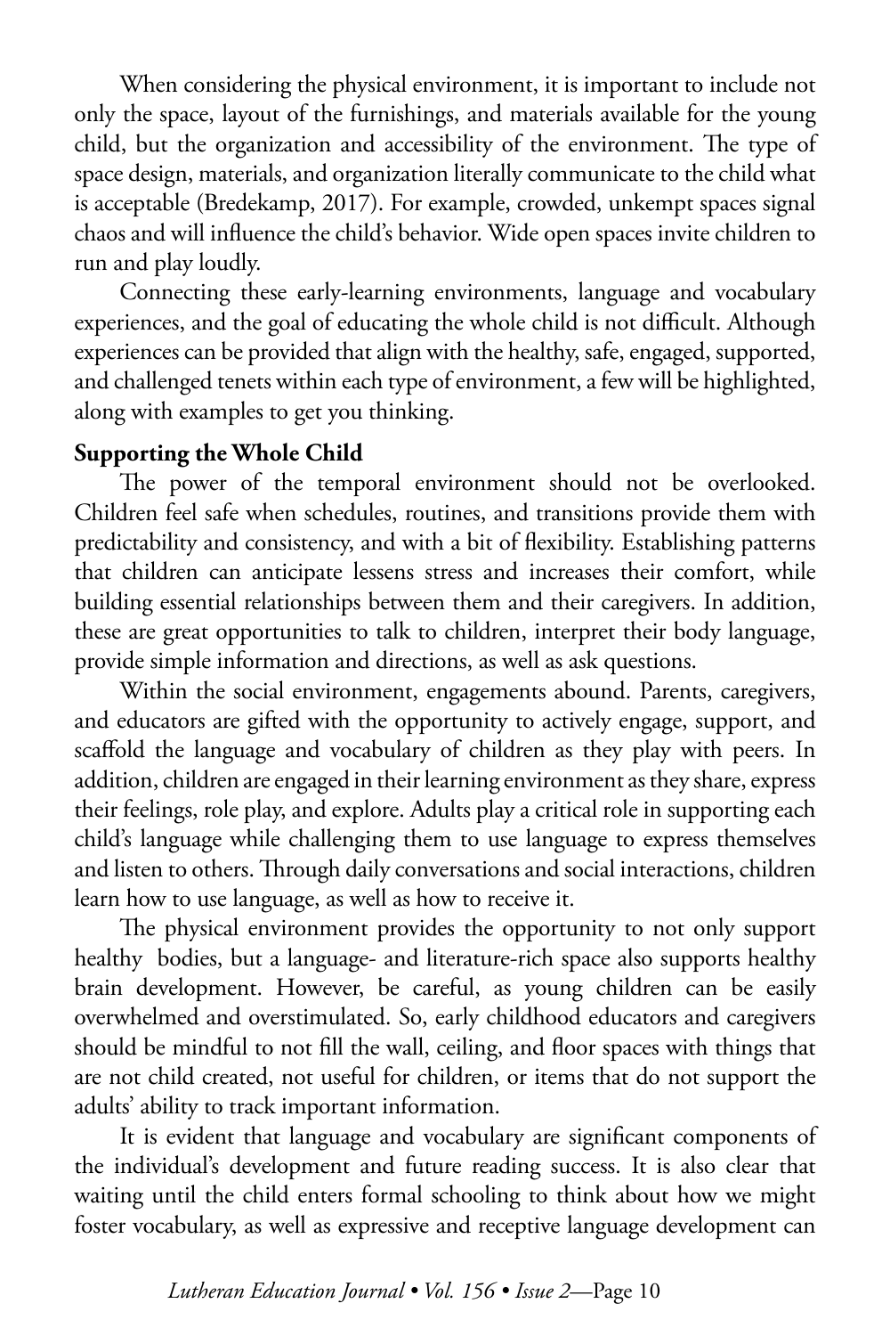When considering the physical environment, it is important to include not only the space, layout of the furnishings, and materials available for the young child, but the organization and accessibility of the environment. The type of space design, materials, and organization literally communicate to the child what is acceptable (Bredekamp, 2017). For example, crowded, unkempt spaces signal chaos and will influence the child's behavior. Wide open spaces invite children to run and play loudly.

Connecting these early-learning environments, language and vocabulary experiences, and the goal of educating the whole child is not difficult. Although experiences can be provided that align with the healthy, safe, engaged, supported, and challenged tenets within each type of environment, a few will be highlighted, along with examples to get you thinking.

**Supporting the Whole Child**

The power of the temporal environment should not be overlooked. Children feel safe when schedules, routines, and transitions provide them with predictability and consistency, and with a bit of flexibility. Establishing patterns that children can anticipate lessens stress and increases their comfort, while building essential relationships between them and their caregivers. In addition, these are great opportunities to talk to children, interpret their body language, provide simple information and directions, as well as ask questions.

Within the social environment, engagements abound. Parents, caregivers, and educators are gifted with the opportunity to actively engage, support, and scaffold the language and vocabulary of children as they play with peers. In addition, children are engaged in their learning environment as they share, express their feelings, role play, and explore. Adults play a critical role in supporting each child's language while challenging them to use language to express themselves and listen to others. Through daily conversations and social interactions, children learn how to use language, as well as how to receive it.

The physical environment provides the opportunity to not only support healthy bodies, but a language- and literature-rich space also supports healthy brain development. However, be careful, as young children can be easily overwhelmed and overstimulated. So, early childhood educators and caregivers should be mindful to not fill the wall, ceiling, and floor spaces with things that are not child created, not useful for children, or items that do not support the adults' ability to track important information.

It is evident that language and vocabulary are significant components of the individual's development and future reading success. It is also clear that waiting until the child enters formal schooling to think about how we might foster vocabulary, as well as expressive and receptive language development can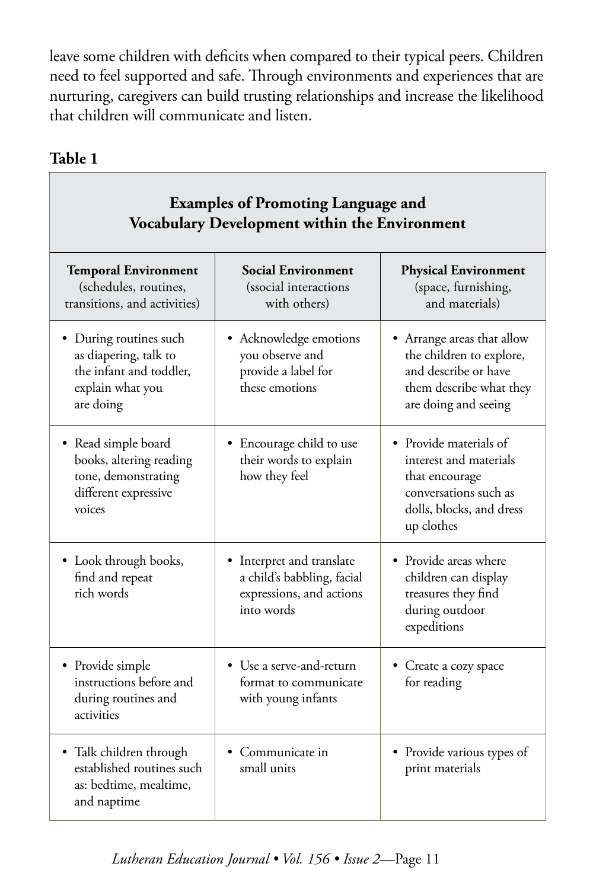leave some children with deficits when compared to their typical peers. Children need to feel supported and safe. Through environments and experiences that are nurturing, caregivers can build trusting relationships and increase the likelihood that children will communicate and listen.

**Table 1**

**Examples of Promoting Language and Vocabulary Development within the Environment**

| **Temporal Environment** (schedules, routines, transitions, and activities) | **Social Environment** (ssocial interactions with others) | **Physical Environment** (space, furnishing, and materials) |
|---|---|---|
| • During routines such as diapering, talk to the infant and toddler, explain what you are doing | • Acknowledge emotions you observe and provide a label for these emotions | • Arrange areas that allow the children to explore, and describe or have them describe what they are doing and seeing |
| • Read simple board books, altering reading tone, demonstrating different expressive voices | • Encourage child to use their words to explain how they feel | • Provide materials of interest and materials that encourage conversations such as dolls, blocks, and dress up clothes |
| • Look through books, find and repeat rich words | • Interpret and translate a child's babbling, facial expressions, and actions into words | • Provide areas where children can display treasures they find during outdoor expeditions |
| • Provide simple instructions before and during routines and activities | • Use a serve-and-return format to communicate with young infants | • Create a cozy space for reading |
| • Talk children through established routines such as: bedtime, mealtime, and naptime | • Communicate in small units | • Provide various types of print materials |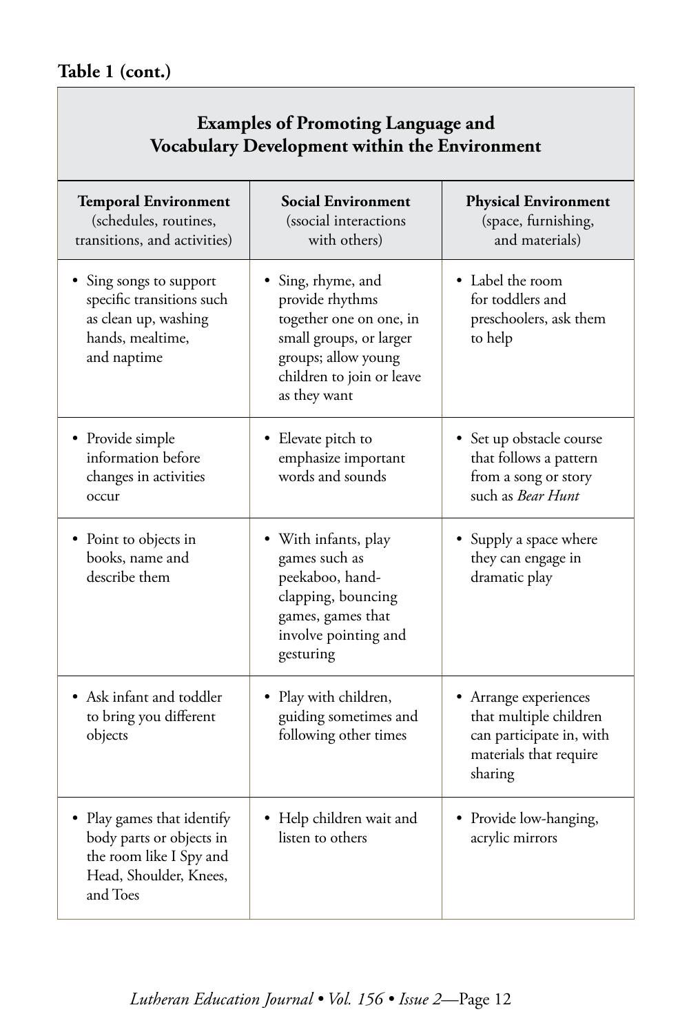**Table 1 (cont.)**

| **Examples of Promoting Language and Vocabulary Development within the Environment** | | |
|---|---|---|
| **Temporal Environment** (schedules, routines, transitions, and activities) | **Social Environment** (ssocial interactions with others) | **Physical Environment** (space, furnishing, and materials) |
| • Sing songs to support specific transitions such as clean up, washing hands, mealtime, and naptime | • Sing, rhyme, and provide rhythms together one on one, in small groups, or larger groups; allow young children to join or leave as they want | • Label the room for toddlers and preschoolers, ask them to help |
| • Provide simple information before changes in activities occur | • Elevate pitch to emphasize important words and sounds | • Set up obstacle course that follows a pattern from a song or story such as *Bear Hunt* |
| • Point to objects in books, name and describe them | • With infants, play games such as peekaboo, hand-clapping, bouncing games, games that involve pointing and gesturing | • Supply a space where they can engage in dramatic play |
| • Ask infant and toddler to bring you different objects | • Play with children, guiding sometimes and following other times | • Arrange experiences that multiple children can participate in, with materials that require sharing |
| • Play games that identify body parts or objects in the room like I Spy and Head, Shoulder, Knees, and Toes | • Help children wait and listen to others | • Provide low-hanging, acrylic mirrors |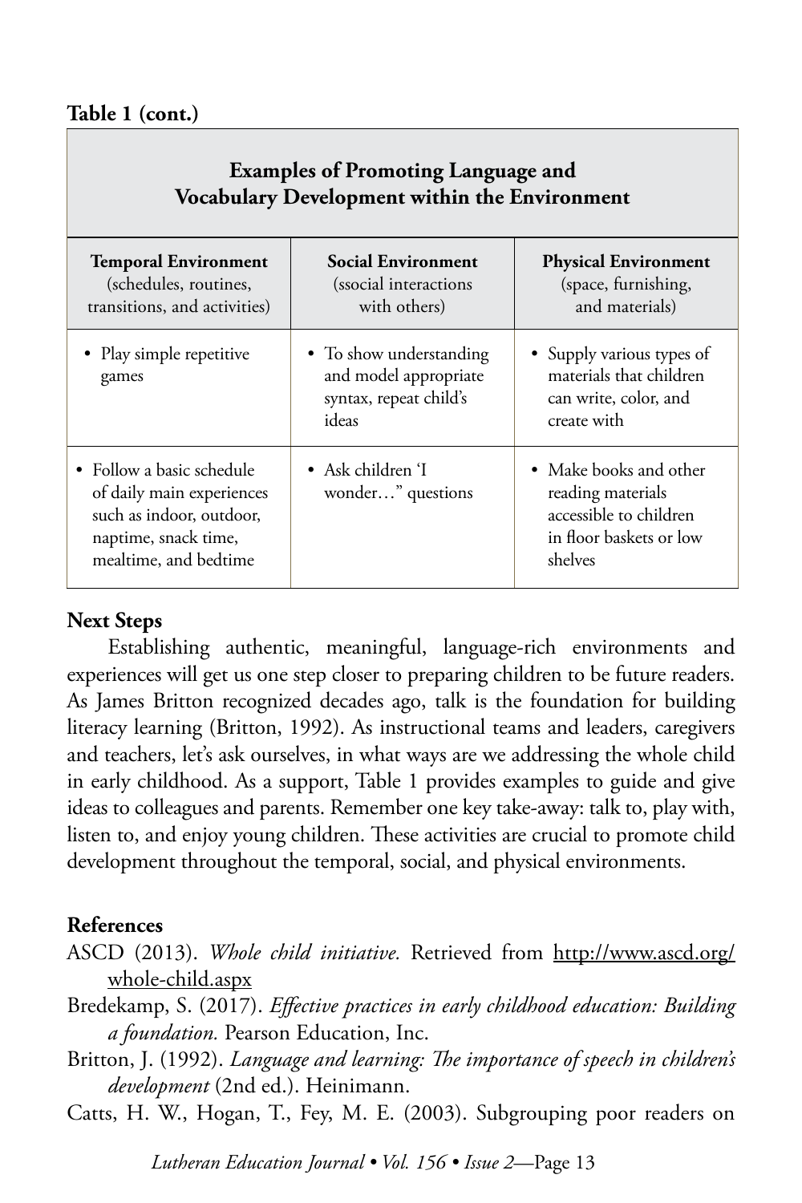**Table 1 (cont.)**

| Examples of Promoting Language and Vocabulary Development within the Environment | | |
|---|---|---|
| **Temporal Environment** (schedules, routines, transitions, and activities) | **Social Environment** (ssocial interactions with others) | **Physical Environment** (space, furnishing, and materials) |
| • Play simple repetitive games | • To show understanding and model appropriate syntax, repeat child's ideas | • Supply various types of materials that children can write, color, and create with |
| • Follow a basic schedule of daily main experiences such as indoor, outdoor, naptime, snack time, mealtime, and bedtime | • Ask children 'I wonder…" questions | • Make books and other reading materials accessible to children in floor baskets or low shelves |

**Next Steps**

Establishing authentic, meaningful, language-rich environments and experiences will get us one step closer to preparing children to be future readers. As James Britton recognized decades ago, talk is the foundation for building literacy learning (Britton, 1992). As instructional teams and leaders, caregivers and teachers, let's ask ourselves, in what ways are we addressing the whole child in early childhood. As a support, Table 1 provides examples to guide and give ideas to colleagues and parents. Remember one key take-away: talk to, play with, listen to, and enjoy young children. These activities are crucial to promote child development throughout the temporal, social, and physical environments.

**References**

ASCD (2013). *Whole child initiative.* Retrieved from http://www.ascd.org/whole-child.aspx

Bredekamp, S. (2017). *Effective practices in early childhood education: Building a foundation.* Pearson Education, Inc.

Britton, J. (1992). *Language and learning: The importance of speech in children's development* (2nd ed.). Heinimann.

Catts, H. W., Hogan, T., Fey, M. E. (2003). Subgrouping poor readers on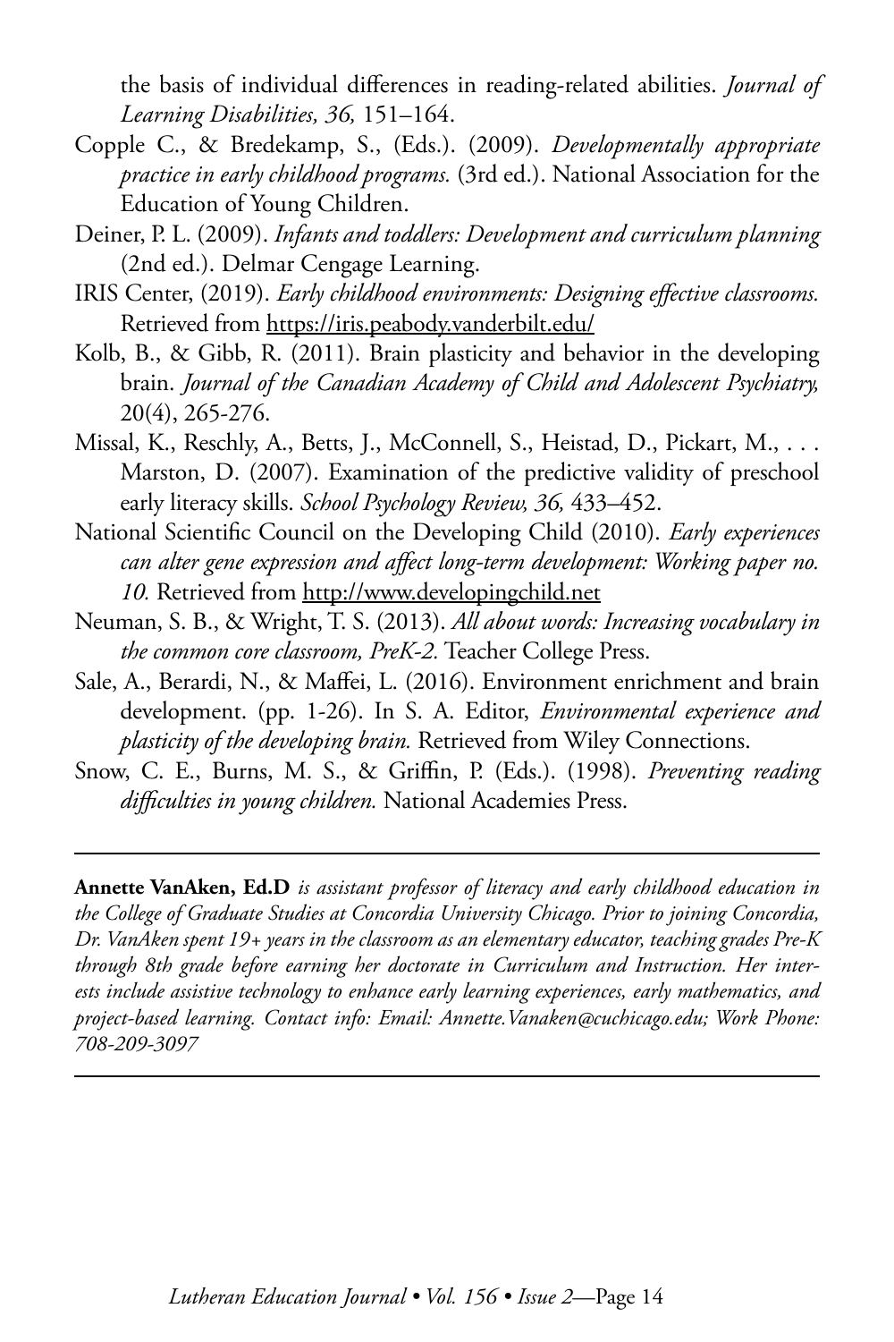the basis of individual differences in reading-related abilities. *Journal of Learning Disabilities, 36,* 151–164.

Copple C., & Bredekamp, S., (Eds.). (2009). *Developmentally appropriate practice in early childhood programs.* (3rd ed.). National Association for the Education of Young Children.

Deiner, P. L. (2009). *Infants and toddlers: Development and curriculum planning* (2nd ed.). Delmar Cengage Learning.

IRIS Center, (2019). *Early childhood environments: Designing effective classrooms.* Retrieved from https://iris.peabody.vanderbilt.edu/

Kolb, B., & Gibb, R. (2011). Brain plasticity and behavior in the developing brain. *Journal of the Canadian Academy of Child and Adolescent Psychiatry,* 20(4), 265-276.

Missal, K., Reschly, A., Betts, J., McConnell, S., Heistad, D., Pickart, M., . . . Marston, D. (2007). Examination of the predictive validity of preschool early literacy skills. *School Psychology Review, 36,* 433–452.

National Scientific Council on the Developing Child (2010). *Early experiences can alter gene expression and affect long-term development: Working paper no. 10.* Retrieved from http://www.developingchild.net

Neuman, S. B., & Wright, T. S. (2013). *All about words: Increasing vocabulary in the common core classroom, PreK-2.* Teacher College Press.

Sale, A., Berardi, N., & Maffei, L. (2016). Environment enrichment and brain development. (pp. 1-26). In S. A. Editor, *Environmental experience and plasticity of the developing brain.* Retrieved from Wiley Connections.

Snow, C. E., Burns, M. S., & Griffin, P. (Eds.). (1998). *Preventing reading difficulties in young children.* National Academies Press.

---

**Annette VanAken, Ed.D** *is assistant professor of literacy and early childhood education in the College of Graduate Studies at Concordia University Chicago. Prior to joining Concordia, Dr. VanAken spent 19+ years in the classroom as an elementary educator, teaching grades Pre-K through 8th grade before earning her doctorate in Curriculum and Instruction. Her interests include assistive technology to enhance early learning experiences, early mathematics, and project-based learning. Contact info: Email: Annette.Vanaken@cuchicago.edu; Work Phone: 708-209-3097*

---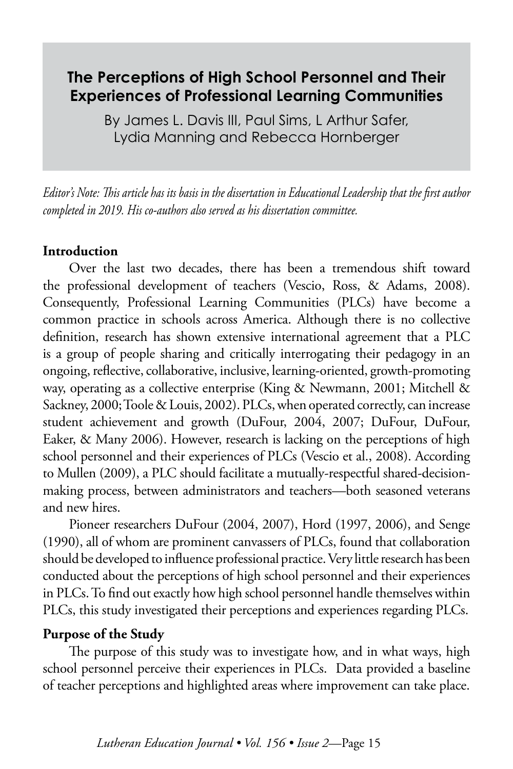# The Perceptions of High School Personnel and Their Experiences of Professional Learning Communities

By James L. Davis III, Paul Sims, L Arthur Safer, Lydia Manning and Rebecca Hornberger

*Editor's Note: This article has its basis in the dissertation in Educational Leadership that the first author completed in 2019. His co-authors also served as his dissertation committee.*

**Introduction**

Over the last two decades, there has been a tremendous shift toward the professional development of teachers (Vescio, Ross, & Adams, 2008). Consequently, Professional Learning Communities (PLCs) have become a common practice in schools across America. Although there is no collective definition, research has shown extensive international agreement that a PLC is a group of people sharing and critically interrogating their pedagogy in an ongoing, reflective, collaborative, inclusive, learning-oriented, growth-promoting way, operating as a collective enterprise (King & Newmann, 2001; Mitchell & Sackney, 2000; Toole & Louis, 2002). PLCs, when operated correctly, can increase student achievement and growth (DuFour, 2004, 2007; DuFour, DuFour, Eaker, & Many 2006). However, research is lacking on the perceptions of high school personnel and their experiences of PLCs (Vescio et al., 2008). According to Mullen (2009), a PLC should facilitate a mutually-respectful shared-decision-making process, between administrators and teachers—both seasoned veterans and new hires.

Pioneer researchers DuFour (2004, 2007), Hord (1997, 2006), and Senge (1990), all of whom are prominent canvassers of PLCs, found that collaboration should be developed to influence professional practice. Very little research has been conducted about the perceptions of high school personnel and their experiences in PLCs. To find out exactly how high school personnel handle themselves within PLCs, this study investigated their perceptions and experiences regarding PLCs.

**Purpose of the Study**

The purpose of this study was to investigate how, and in what ways, high school personnel perceive their experiences in PLCs. Data provided a baseline of teacher perceptions and highlighted areas where improvement can take place.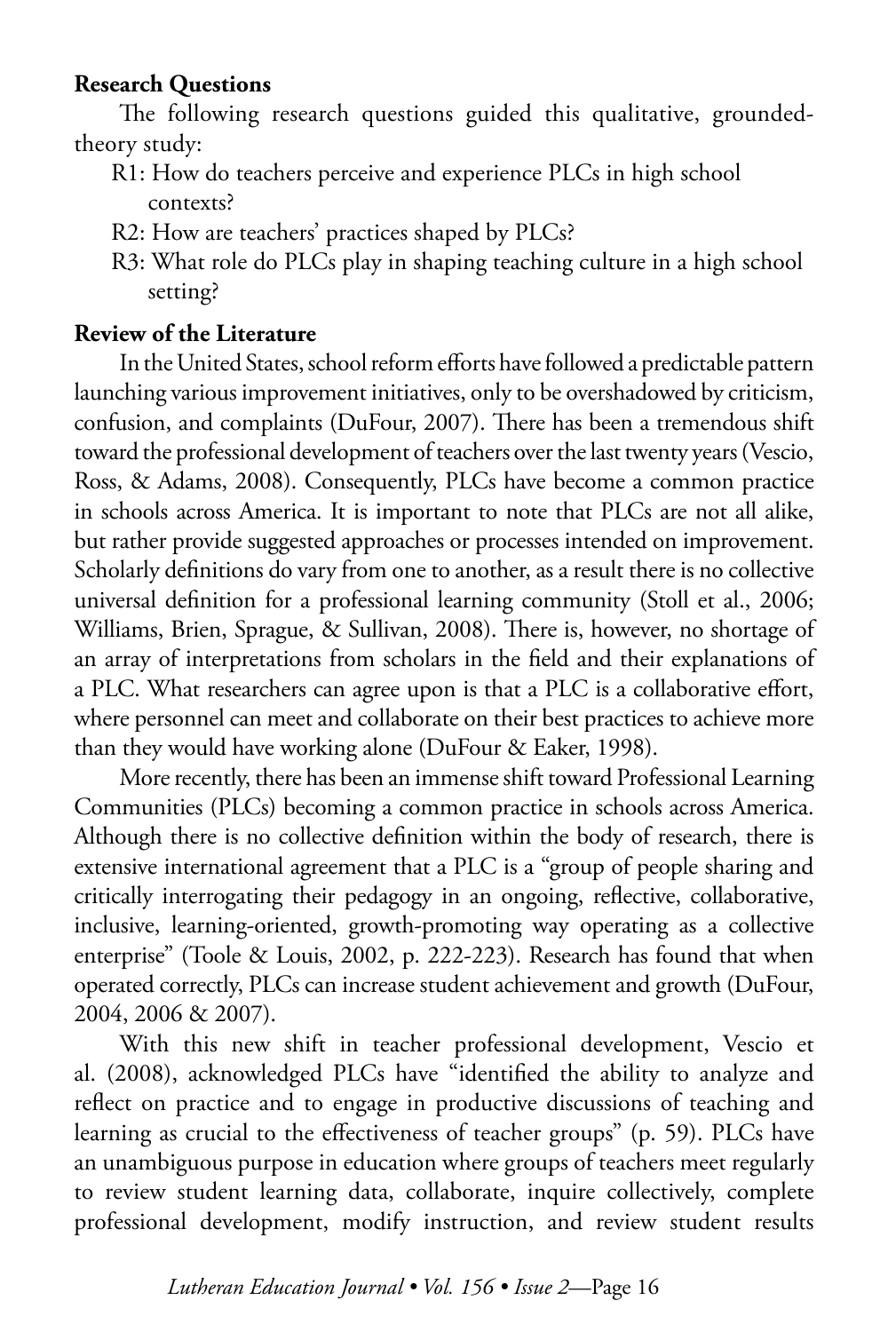**Research Questions**

The following research questions guided this qualitative, grounded-theory study:

R1: How do teachers perceive and experience PLCs in high school contexts?

R2: How are teachers' practices shaped by PLCs?

R3: What role do PLCs play in shaping teaching culture in a high school setting?

**Review of the Literature**

In the United States, school reform efforts have followed a predictable pattern launching various improvement initiatives, only to be overshadowed by criticism, confusion, and complaints (DuFour, 2007). There has been a tremendous shift toward the professional development of teachers over the last twenty years (Vescio, Ross, & Adams, 2008). Consequently, PLCs have become a common practice in schools across America. It is important to note that PLCs are not all alike, but rather provide suggested approaches or processes intended on improvement. Scholarly definitions do vary from one to another, as a result there is no collective universal definition for a professional learning community (Stoll et al., 2006; Williams, Brien, Sprague, & Sullivan, 2008). There is, however, no shortage of an array of interpretations from scholars in the field and their explanations of a PLC. What researchers can agree upon is that a PLC is a collaborative effort, where personnel can meet and collaborate on their best practices to achieve more than they would have working alone (DuFour & Eaker, 1998).

More recently, there has been an immense shift toward Professional Learning Communities (PLCs) becoming a common practice in schools across America. Although there is no collective definition within the body of research, there is extensive international agreement that a PLC is a "group of people sharing and critically interrogating their pedagogy in an ongoing, reflective, collaborative, inclusive, learning-oriented, growth-promoting way operating as a collective enterprise" (Toole & Louis, 2002, p. 222-223). Research has found that when operated correctly, PLCs can increase student achievement and growth (DuFour, 2004, 2006 & 2007).

With this new shift in teacher professional development, Vescio et al. (2008), acknowledged PLCs have "identified the ability to analyze and reflect on practice and to engage in productive discussions of teaching and learning as crucial to the effectiveness of teacher groups" (p. 59). PLCs have an unambiguous purpose in education where groups of teachers meet regularly to review student learning data, collaborate, inquire collectively, complete professional development, modify instruction, and review student results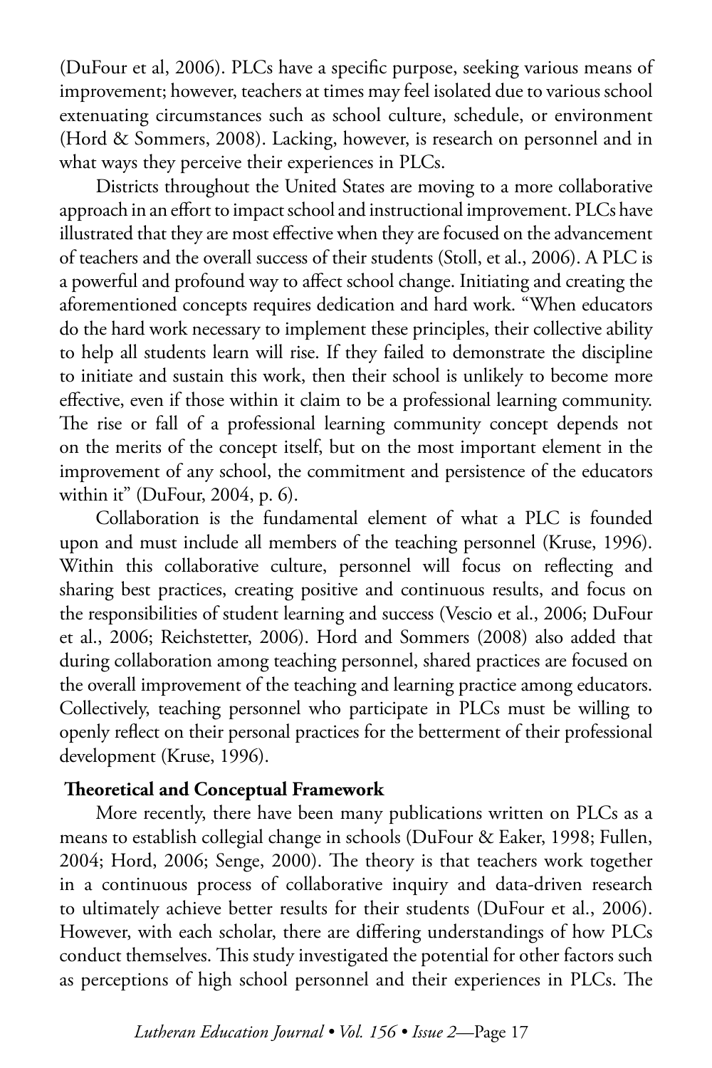(DuFour et al, 2006). PLCs have a specific purpose, seeking various means of improvement; however, teachers at times may feel isolated due to various school extenuating circumstances such as school culture, schedule, or environment (Hord & Sommers, 2008). Lacking, however, is research on personnel and in what ways they perceive their experiences in PLCs.

Districts throughout the United States are moving to a more collaborative approach in an effort to impact school and instructional improvement. PLCs have illustrated that they are most effective when they are focused on the advancement of teachers and the overall success of their students (Stoll, et al., 2006). A PLC is a powerful and profound way to affect school change. Initiating and creating the aforementioned concepts requires dedication and hard work. "When educators do the hard work necessary to implement these principles, their collective ability to help all students learn will rise. If they failed to demonstrate the discipline to initiate and sustain this work, then their school is unlikely to become more effective, even if those within it claim to be a professional learning community. The rise or fall of a professional learning community concept depends not on the merits of the concept itself, but on the most important element in the improvement of any school, the commitment and persistence of the educators within it" (DuFour, 2004, p. 6).

Collaboration is the fundamental element of what a PLC is founded upon and must include all members of the teaching personnel (Kruse, 1996). Within this collaborative culture, personnel will focus on reflecting and sharing best practices, creating positive and continuous results, and focus on the responsibilities of student learning and success (Vescio et al., 2006; DuFour et al., 2006; Reichstetter, 2006). Hord and Sommers (2008) also added that during collaboration among teaching personnel, shared practices are focused on the overall improvement of the teaching and learning practice among educators. Collectively, teaching personnel who participate in PLCs must be willing to openly reflect on their personal practices for the betterment of their professional development (Kruse, 1996).

**Theoretical and Conceptual Framework**

More recently, there have been many publications written on PLCs as a means to establish collegial change in schools (DuFour & Eaker, 1998; Fullen, 2004; Hord, 2006; Senge, 2000). The theory is that teachers work together in a continuous process of collaborative inquiry and data-driven research to ultimately achieve better results for their students (DuFour et al., 2006). However, with each scholar, there are differing understandings of how PLCs conduct themselves. This study investigated the potential for other factors such as perceptions of high school personnel and their experiences in PLCs. The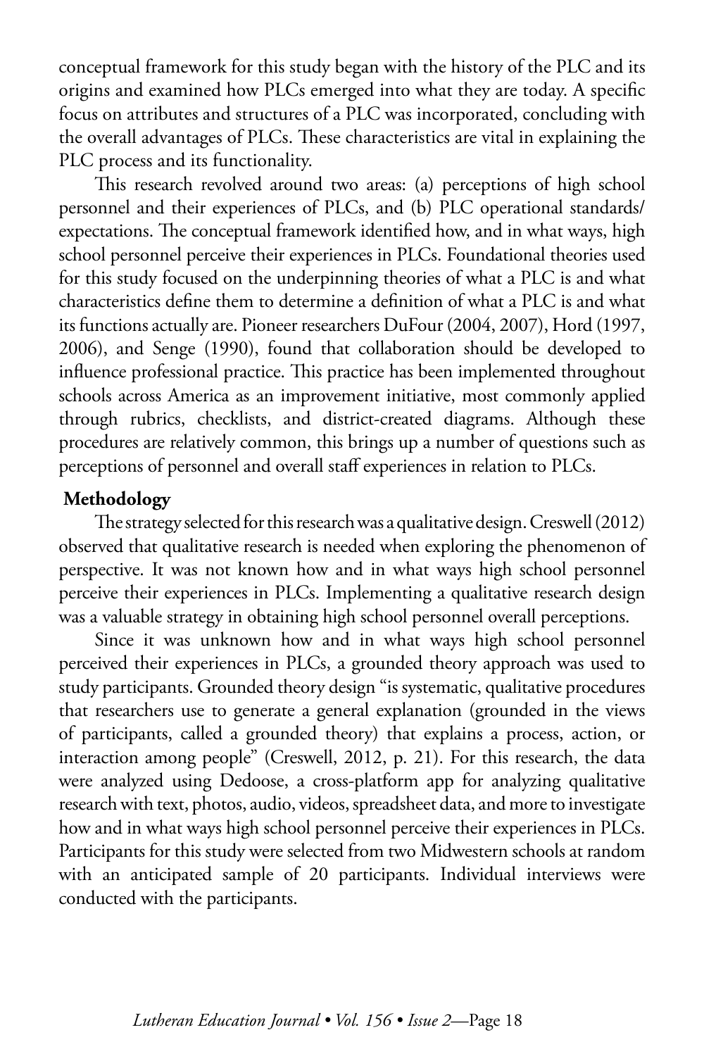conceptual framework for this study began with the history of the PLC and its origins and examined how PLCs emerged into what they are today. A specific focus on attributes and structures of a PLC was incorporated, concluding with the overall advantages of PLCs. These characteristics are vital in explaining the PLC process and its functionality.

This research revolved around two areas: (a) perceptions of high school personnel and their experiences of PLCs, and (b) PLC operational standards/expectations. The conceptual framework identified how, and in what ways, high school personnel perceive their experiences in PLCs. Foundational theories used for this study focused on the underpinning theories of what a PLC is and what characteristics define them to determine a definition of what a PLC is and what its functions actually are. Pioneer researchers DuFour (2004, 2007), Hord (1997, 2006), and Senge (1990), found that collaboration should be developed to influence professional practice. This practice has been implemented throughout schools across America as an improvement initiative, most commonly applied through rubrics, checklists, and district-created diagrams. Although these procedures are relatively common, this brings up a number of questions such as perceptions of personnel and overall staff experiences in relation to PLCs.

**Methodology**

The strategy selected for this research was a qualitative design. Creswell (2012) observed that qualitative research is needed when exploring the phenomenon of perspective. It was not known how and in what ways high school personnel perceive their experiences in PLCs. Implementing a qualitative research design was a valuable strategy in obtaining high school personnel overall perceptions.

Since it was unknown how and in what ways high school personnel perceived their experiences in PLCs, a grounded theory approach was used to study participants. Grounded theory design "is systematic, qualitative procedures that researchers use to generate a general explanation (grounded in the views of participants, called a grounded theory) that explains a process, action, or interaction among people" (Creswell, 2012, p. 21). For this research, the data were analyzed using Dedoose, a cross-platform app for analyzing qualitative research with text, photos, audio, videos, spreadsheet data, and more to investigate how and in what ways high school personnel perceive their experiences in PLCs. Participants for this study were selected from two Midwestern schools at random with an anticipated sample of 20 participants. Individual interviews were conducted with the participants.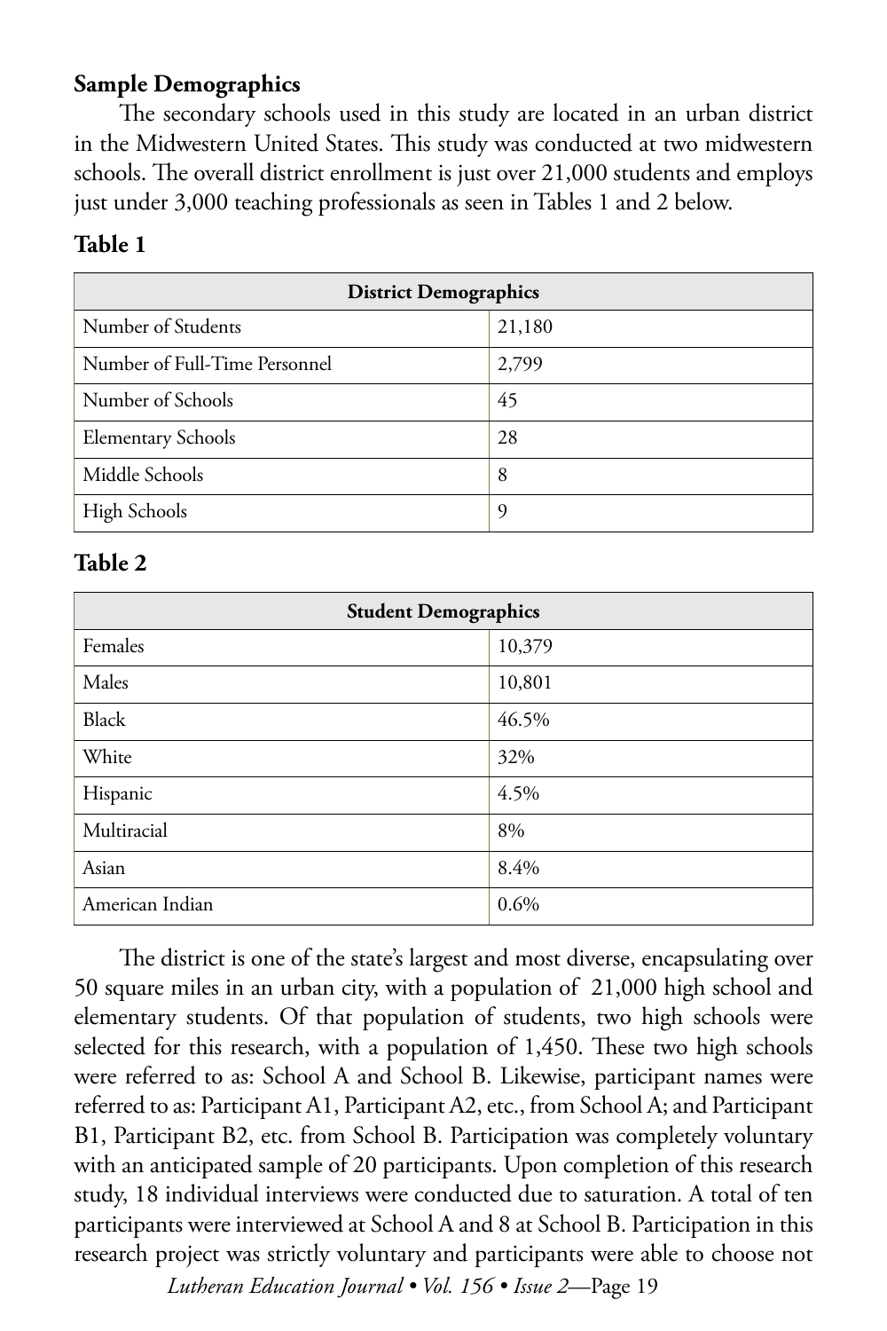**Sample Demographics**

The secondary schools used in this study are located in an urban district in the Midwestern United States. This study was conducted at two midwestern schools. The overall district enrollment is just over 21,000 students and employs just under 3,000 teaching professionals as seen in Tables 1 and 2 below.

**Table 1**

| District Demographics | |
|---|---|
| Number of Students | 21,180 |
| Number of Full-Time Personnel | 2,799 |
| Number of Schools | 45 |
| Elementary Schools | 28 |
| Middle Schools | 8 |
| High Schools | 9 |

**Table 2**

| Student Demographics | |
|---|---|
| Females | 10,379 |
| Males | 10,801 |
| Black | 46.5% |
| White | 32% |
| Hispanic | 4.5% |
| Multiracial | 8% |
| Asian | 8.4% |
| American Indian | 0.6% |

The district is one of the state's largest and most diverse, encapsulating over 50 square miles in an urban city, with a population of 21,000 high school and elementary students. Of that population of students, two high schools were selected for this research, with a population of 1,450. These two high schools were referred to as: School A and School B. Likewise, participant names were referred to as: Participant A1, Participant A2, etc., from School A; and Participant B1, Participant B2, etc. from School B. Participation was completely voluntary with an anticipated sample of 20 participants. Upon completion of this research study, 18 individual interviews were conducted due to saturation. A total of ten participants were interviewed at School A and 8 at School B. Participation in this research project was strictly voluntary and participants were able to choose not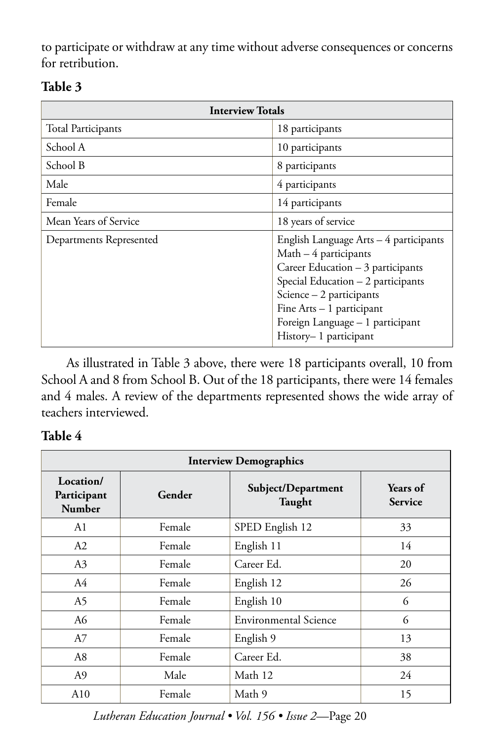to participate or withdraw at any time without adverse consequences or concerns for retribution.

**Table 3**

| Interview Totals | |
|---|---|
| Total Participants | 18 participants |
| School A | 10 participants |
| School B | 8 participants |
| Male | 4 participants |
| Female | 14 participants |
| Mean Years of Service | 18 years of service |
| Departments Represented | English Language Arts – 4 participants<br>Math – 4 participants<br>Career Education – 3 participants<br>Special Education – 2 participants<br>Science – 2 participants<br>Fine Arts – 1 participant<br>Foreign Language – 1 participant<br>History– 1 participant |

As illustrated in Table 3 above, there were 18 participants overall, 10 from School A and 8 from School B. Out of the 18 participants, there were 14 females and 4 males. A review of the departments represented shows the wide array of teachers interviewed.

**Table 4**

| Interview Demographics | | | |
|---|---|---|---|
| Location/ Participant Number | Gender | Subject/Department Taught | Years of Service |
| A1 | Female | SPED English 12 | 33 |
| A2 | Female | English 11 | 14 |
| A3 | Female | Career Ed. | 20 |
| A4 | Female | English 12 | 26 |
| A5 | Female | English 10 | 6 |
| A6 | Female | Environmental Science | 6 |
| A7 | Female | English 9 | 13 |
| A8 | Female | Career Ed. | 38 |
| A9 | Male | Math 12 | 24 |
| A10 | Female | Math 9 | 15 |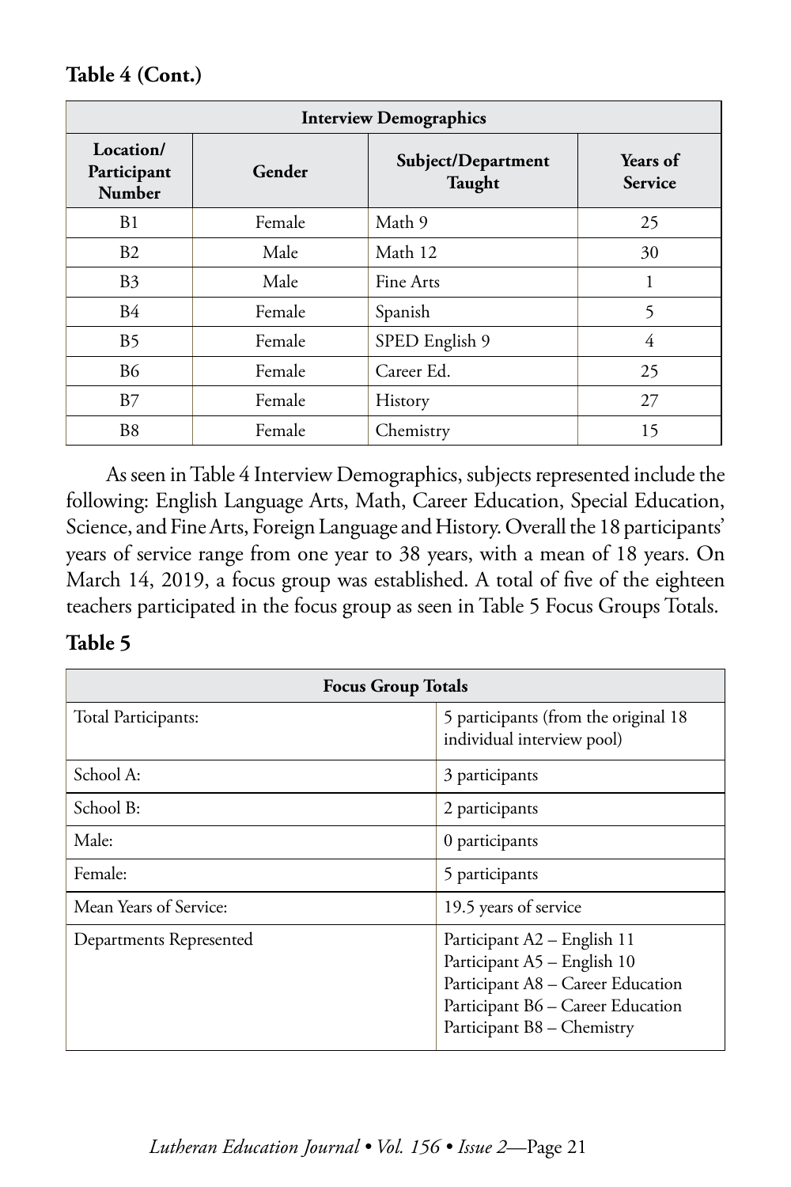**Table 4 (Cont.)**

| Interview Demographics | | | |
|---|---|---|---|
| **Location/ Participant Number** | **Gender** | **Subject/Department Taught** | **Years of Service** |
| B1 | Female | Math 9 | 25 |
| B2 | Male | Math 12 | 30 |
| B3 | Male | Fine Arts | 1 |
| B4 | Female | Spanish | 5 |
| B5 | Female | SPED English 9 | 4 |
| B6 | Female | Career Ed. | 25 |
| B7 | Female | History | 27 |
| B8 | Female | Chemistry | 15 |

As seen in Table 4 Interview Demographics, subjects represented include the following: English Language Arts, Math, Career Education, Special Education, Science, and Fine Arts, Foreign Language and History. Overall the 18 participants' years of service range from one year to 38 years, with a mean of 18 years. On March 14, 2019, a focus group was established. A total of five of the eighteen teachers participated in the focus group as seen in Table 5 Focus Groups Totals.

**Table 5**

| Focus Group Totals | |
|---|---|
| Total Participants: | 5 participants (from the original 18 individual interview pool) |
| School A: | 3 participants |
| School B: | 2 participants |
| Male: | 0 participants |
| Female: | 5 participants |
| Mean Years of Service: | 19.5 years of service |
| Departments Represented | Participant A2 – English 11<br>Participant A5 – English 10<br>Participant A8 – Career Education<br>Participant B6 – Career Education<br>Participant B8 – Chemistry |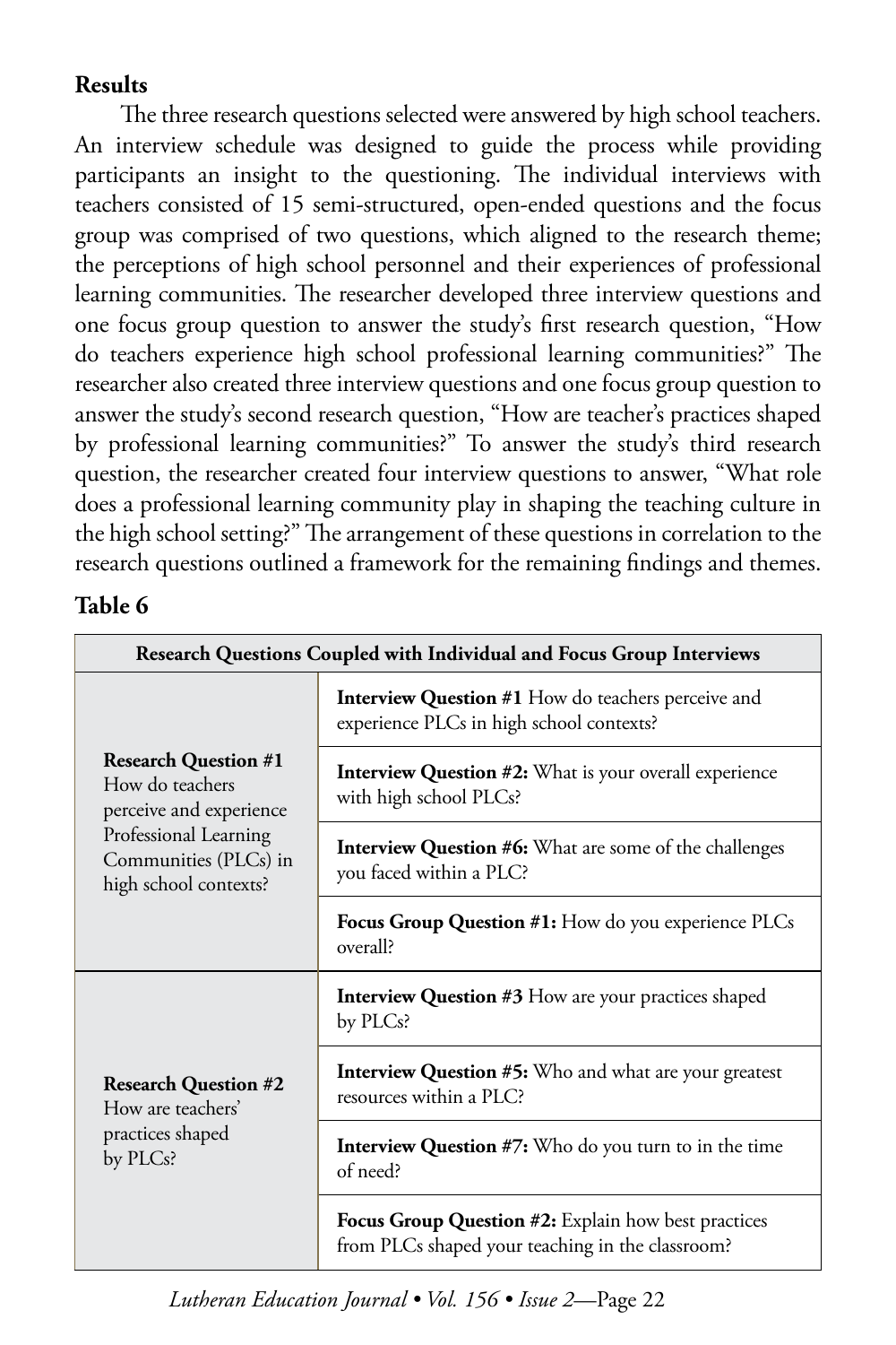**Results**

The three research questions selected were answered by high school teachers. An interview schedule was designed to guide the process while providing participants an insight to the questioning. The individual interviews with teachers consisted of 15 semi-structured, open-ended questions and the focus group was comprised of two questions, which aligned to the research theme; the perceptions of high school personnel and their experiences of professional learning communities. The researcher developed three interview questions and one focus group question to answer the study's first research question, "How do teachers experience high school professional learning communities?" The researcher also created three interview questions and one focus group question to answer the study's second research question, "How are teacher's practices shaped by professional learning communities?" To answer the study's third research question, the researcher created four interview questions to answer, "What role does a professional learning community play in shaping the teaching culture in the high school setting?" The arrangement of these questions in correlation to the research questions outlined a framework for the remaining findings and themes.

**Table 6**

| Research Questions Coupled with Individual and Focus Group Interviews | |
|---|---|
| **Research Question #1** How do teachers perceive and experience Professional Learning Communities (PLCs) in high school contexts? | **Interview Question #1** How do teachers perceive and experience PLCs in high school contexts? |
| | **Interview Question #2:** What is your overall experience with high school PLCs? |
| | **Interview Question #6:** What are some of the challenges you faced within a PLC? |
| | **Focus Group Question #1:** How do you experience PLCs overall? |
| **Research Question #2** How are teachers' practices shaped by PLCs? | **Interview Question #3** How are your practices shaped by PLCs? |
| | **Interview Question #5:** Who and what are your greatest resources within a PLC? |
| | **Interview Question #7:** Who do you turn to in the time of need? |
| | **Focus Group Question #2:** Explain how best practices from PLCs shaped your teaching in the classroom? |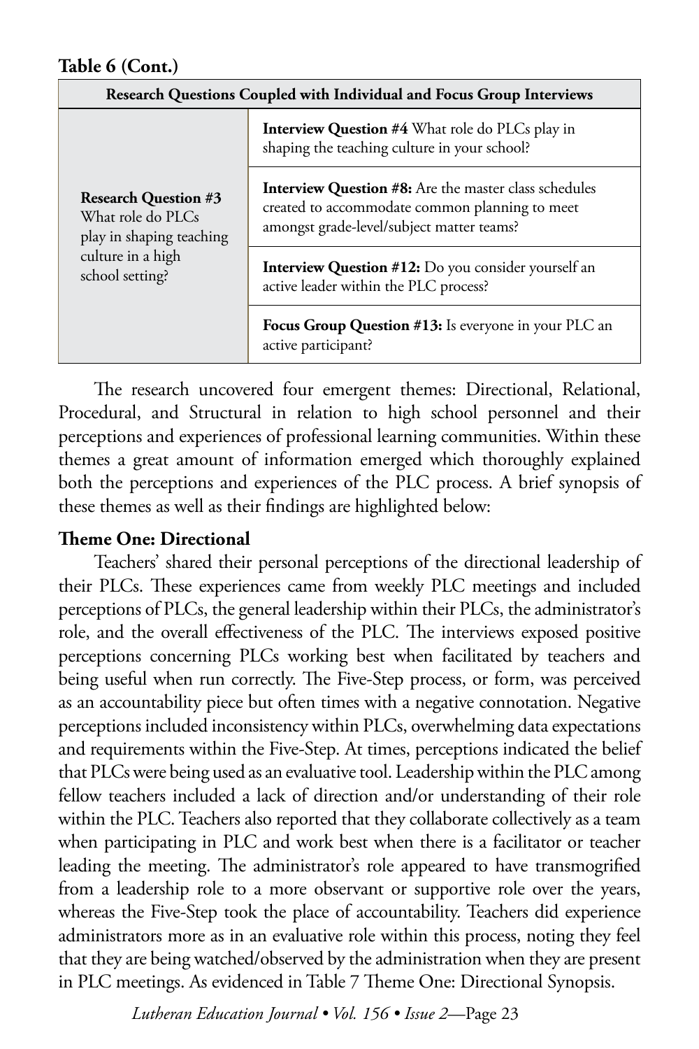**Table 6 (Cont.)**

| Research Questions Coupled with Individual and Focus Group Interviews | |
|---|---|
| **Research Question #3** What role do PLCs play in shaping teaching culture in a high school setting? | **Interview Question #4** What role do PLCs play in shaping the teaching culture in your school? |
| | **Interview Question #8:** Are the master class schedules created to accommodate common planning to meet amongst grade-level/subject matter teams? |
| | **Interview Question #12:** Do you consider yourself an active leader within the PLC process? |
| | **Focus Group Question #13:** Is everyone in your PLC an active participant? |

The research uncovered four emergent themes: Directional, Relational, Procedural, and Structural in relation to high school personnel and their perceptions and experiences of professional learning communities. Within these themes a great amount of information emerged which thoroughly explained both the perceptions and experiences of the PLC process. A brief synopsis of these themes as well as their findings are highlighted below:

**Theme One: Directional**

Teachers' shared their personal perceptions of the directional leadership of their PLCs. These experiences came from weekly PLC meetings and included perceptions of PLCs, the general leadership within their PLCs, the administrator's role, and the overall effectiveness of the PLC. The interviews exposed positive perceptions concerning PLCs working best when facilitated by teachers and being useful when run correctly. The Five-Step process, or form, was perceived as an accountability piece but often times with a negative connotation. Negative perceptions included inconsistency within PLCs, overwhelming data expectations and requirements within the Five-Step. At times, perceptions indicated the belief that PLCs were being used as an evaluative tool. Leadership within the PLC among fellow teachers included a lack of direction and/or understanding of their role within the PLC. Teachers also reported that they collaborate collectively as a team when participating in PLC and work best when there is a facilitator or teacher leading the meeting. The administrator's role appeared to have transmogrified from a leadership role to a more observant or supportive role over the years, whereas the Five-Step took the place of accountability. Teachers did experience administrators more as in an evaluative role within this process, noting they feel that they are being watched/observed by the administration when they are present in PLC meetings. As evidenced in Table 7 Theme One: Directional Synopsis.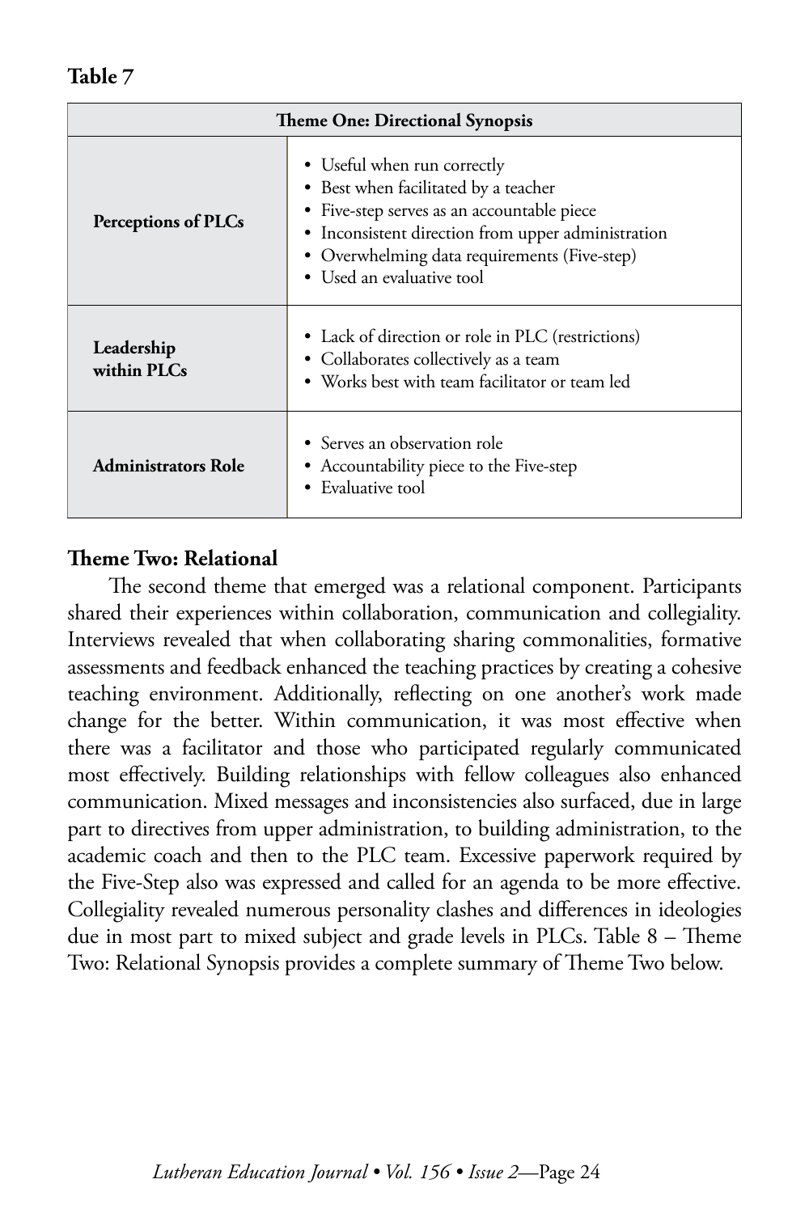**Table 7**

| Theme One: Directional Synopsis | |
|---|---|
| **Perceptions of PLCs** | • Useful when run correctly<br>• Best when facilitated by a teacher<br>• Five-step serves as an accountable piece<br>• Inconsistent direction from upper administration<br>• Overwhelming data requirements (Five-step)<br>• Used an evaluative tool |
| **Leadership within PLCs** | • Lack of direction or role in PLC (restrictions)<br>• Collaborates collectively as a team<br>• Works best with team facilitator or team led |
| **Administrators Role** | • Serves an observation role<br>• Accountability piece to the Five-step<br>• Evaluative tool |

### Theme Two: Relational

The second theme that emerged was a relational component. Participants shared their experiences within collaboration, communication and collegiality. Interviews revealed that when collaborating sharing commonalities, formative assessments and feedback enhanced the teaching practices by creating a cohesive teaching environment. Additionally, reflecting on one another's work made change for the better. Within communication, it was most effective when there was a facilitator and those who participated regularly communicated most effectively. Building relationships with fellow colleagues also enhanced communication. Mixed messages and inconsistencies also surfaced, due in large part to directives from upper administration, to building administration, to the academic coach and then to the PLC team. Excessive paperwork required by the Five-Step also was expressed and called for an agenda to be more effective. Collegiality revealed numerous personality clashes and differences in ideologies due in most part to mixed subject and grade levels in PLCs. Table 8 – Theme Two: Relational Synopsis provides a complete summary of Theme Two below.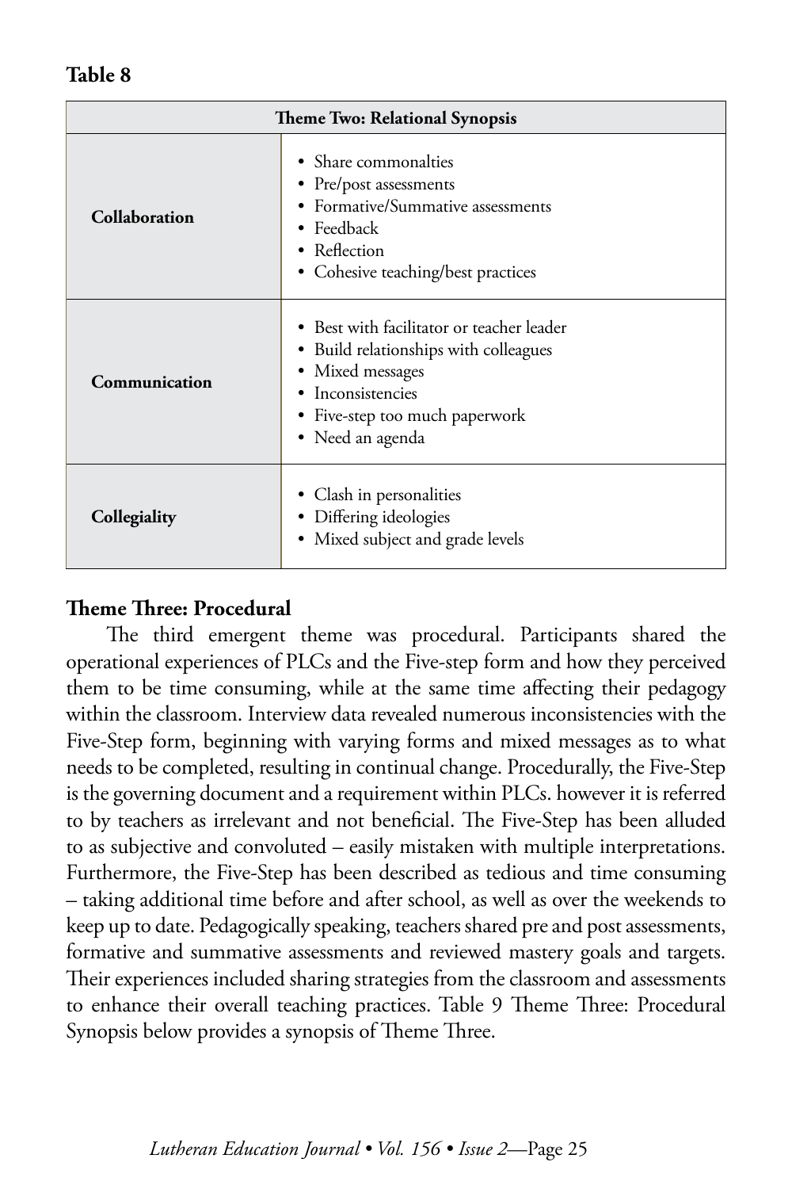**Table 8**

| Theme Two: Relational Synopsis | |
|---|---|
| **Collaboration** | • Share commonalties<br>• Pre/post assessments<br>• Formative/Summative assessments<br>• Feedback<br>• Reflection<br>• Cohesive teaching/best practices |
| **Communication** | • Best with facilitator or teacher leader<br>• Build relationships with colleagues<br>• Mixed messages<br>• Inconsistencies<br>• Five-step too much paperwork<br>• Need an agenda |
| **Collegiality** | • Clash in personalities<br>• Differing ideologies<br>• Mixed subject and grade levels |

**Theme Three: Procedural**

The third emergent theme was procedural. Participants shared the operational experiences of PLCs and the Five-step form and how they perceived them to be time consuming, while at the same time affecting their pedagogy within the classroom. Interview data revealed numerous inconsistencies with the Five-Step form, beginning with varying forms and mixed messages as to what needs to be completed, resulting in continual change. Procedurally, the Five-Step is the governing document and a requirement within PLCs. however it is referred to by teachers as irrelevant and not beneficial. The Five-Step has been alluded to as subjective and convoluted – easily mistaken with multiple interpretations. Furthermore, the Five-Step has been described as tedious and time consuming – taking additional time before and after school, as well as over the weekends to keep up to date. Pedagogically speaking, teachers shared pre and post assessments, formative and summative assessments and reviewed mastery goals and targets. Their experiences included sharing strategies from the classroom and assessments to enhance their overall teaching practices. Table 9 Theme Three: Procedural Synopsis below provides a synopsis of Theme Three.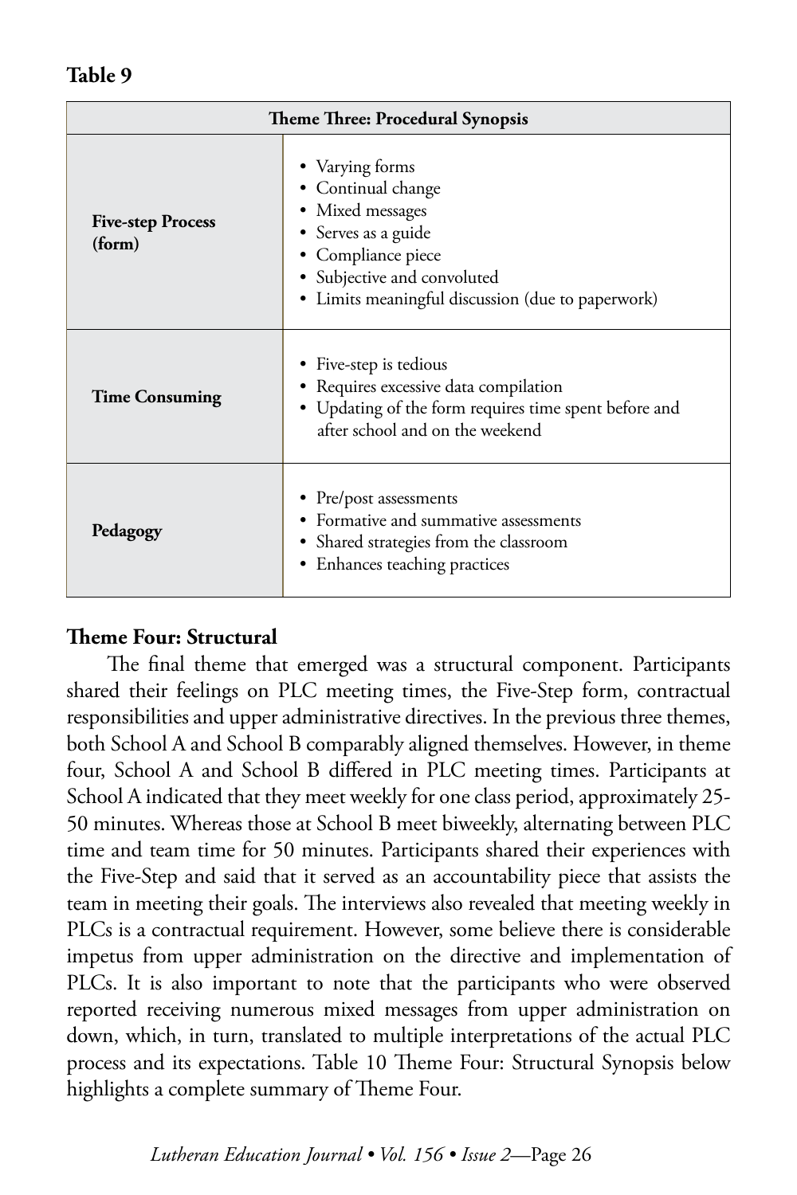**Table 9**

| Theme Three: Procedural Synopsis | |
|---|---|
| **Five-step Process (form)** | • Varying forms<br>• Continual change<br>• Mixed messages<br>• Serves as a guide<br>• Compliance piece<br>• Subjective and convoluted<br>• Limits meaningful discussion (due to paperwork) |
| **Time Consuming** | • Five-step is tedious<br>• Requires excessive data compilation<br>• Updating of the form requires time spent before and after school and on the weekend |
| **Pedagogy** | • Pre/post assessments<br>• Formative and summative assessments<br>• Shared strategies from the classroom<br>• Enhances teaching practices |

### Theme Four: Structural

The final theme that emerged was a structural component. Participants shared their feelings on PLC meeting times, the Five-Step form, contractual responsibilities and upper administrative directives. In the previous three themes, both School A and School B comparably aligned themselves. However, in theme four, School A and School B differed in PLC meeting times. Participants at School A indicated that they meet weekly for one class period, approximately 25-50 minutes. Whereas those at School B meet biweekly, alternating between PLC time and team time for 50 minutes. Participants shared their experiences with the Five-Step and said that it served as an accountability piece that assists the team in meeting their goals. The interviews also revealed that meeting weekly in PLCs is a contractual requirement. However, some believe there is considerable impetus from upper administration on the directive and implementation of PLCs. It is also important to note that the participants who were observed reported receiving numerous mixed messages from upper administration on down, which, in turn, translated to multiple interpretations of the actual PLC process and its expectations. Table 10 Theme Four: Structural Synopsis below highlights a complete summary of Theme Four.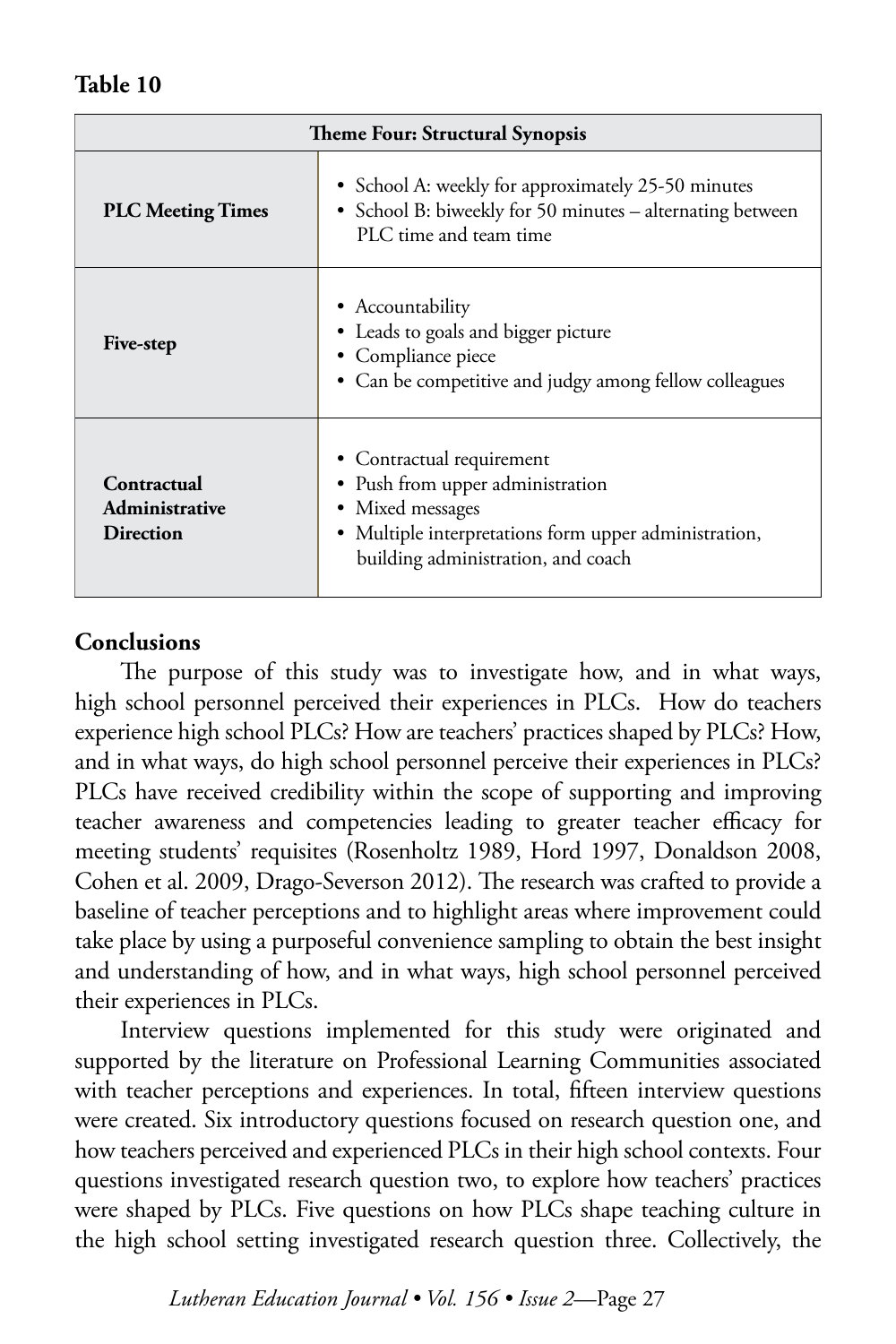**Table 10**

| Theme Four: Structural Synopsis | |
|---|---|
| **PLC Meeting Times** | • School A: weekly for approximately 25-50 minutes<br>• School B: biweekly for 50 minutes – alternating between PLC time and team time |
| **Five-step** | • Accountability<br>• Leads to goals and bigger picture<br>• Compliance piece<br>• Can be competitive and judgy among fellow colleagues |
| **Contractual Administrative Direction** | • Contractual requirement<br>• Push from upper administration<br>• Mixed messages<br>• Multiple interpretations form upper administration, building administration, and coach |

## Conclusions

The purpose of this study was to investigate how, and in what ways, high school personnel perceived their experiences in PLCs. How do teachers experience high school PLCs? How are teachers' practices shaped by PLCs? How, and in what ways, do high school personnel perceive their experiences in PLCs? PLCs have received credibility within the scope of supporting and improving teacher awareness and competencies leading to greater teacher efficacy for meeting students' requisites (Rosenholtz 1989, Hord 1997, Donaldson 2008, Cohen et al. 2009, Drago-Severson 2012). The research was crafted to provide a baseline of teacher perceptions and to highlight areas where improvement could take place by using a purposeful convenience sampling to obtain the best insight and understanding of how, and in what ways, high school personnel perceived their experiences in PLCs.

Interview questions implemented for this study were originated and supported by the literature on Professional Learning Communities associated with teacher perceptions and experiences. In total, fifteen interview questions were created. Six introductory questions focused on research question one, and how teachers perceived and experienced PLCs in their high school contexts. Four questions investigated research question two, to explore how teachers' practices were shaped by PLCs. Five questions on how PLCs shape teaching culture in the high school setting investigated research question three. Collectively, the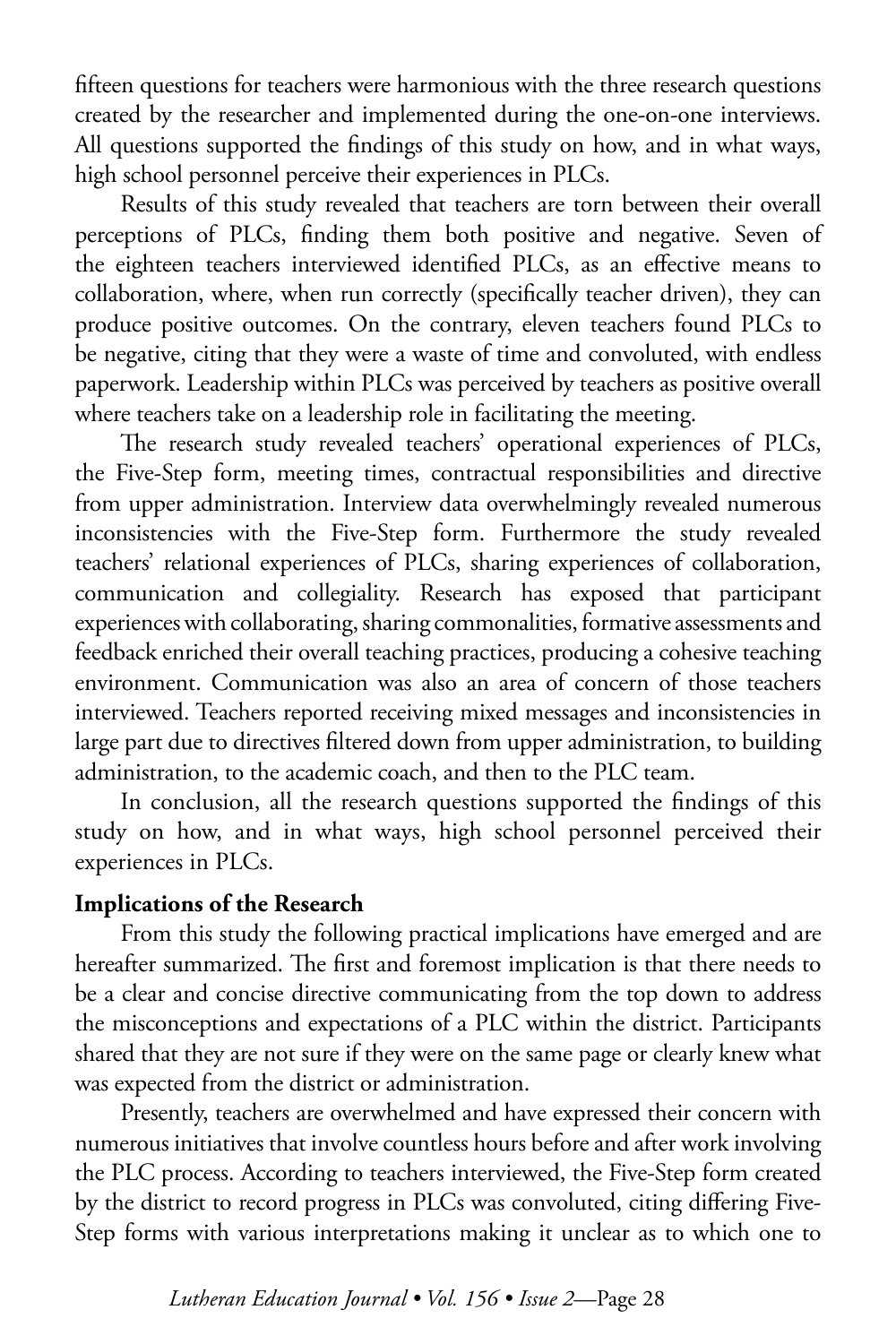fifteen questions for teachers were harmonious with the three research questions created by the researcher and implemented during the one-on-one interviews. All questions supported the findings of this study on how, and in what ways, high school personnel perceive their experiences in PLCs.

Results of this study revealed that teachers are torn between their overall perceptions of PLCs, finding them both positive and negative. Seven of the eighteen teachers interviewed identified PLCs, as an effective means to collaboration, where, when run correctly (specifically teacher driven), they can produce positive outcomes. On the contrary, eleven teachers found PLCs to be negative, citing that they were a waste of time and convoluted, with endless paperwork. Leadership within PLCs was perceived by teachers as positive overall where teachers take on a leadership role in facilitating the meeting.

The research study revealed teachers' operational experiences of PLCs, the Five-Step form, meeting times, contractual responsibilities and directive from upper administration. Interview data overwhelmingly revealed numerous inconsistencies with the Five-Step form. Furthermore the study revealed teachers' relational experiences of PLCs, sharing experiences of collaboration, communication and collegiality. Research has exposed that participant experiences with collaborating, sharing commonalities, formative assessments and feedback enriched their overall teaching practices, producing a cohesive teaching environment. Communication was also an area of concern of those teachers interviewed. Teachers reported receiving mixed messages and inconsistencies in large part due to directives filtered down from upper administration, to building administration, to the academic coach, and then to the PLC team.

In conclusion, all the research questions supported the findings of this study on how, and in what ways, high school personnel perceived their experiences in PLCs.

**Implications of the Research**

From this study the following practical implications have emerged and are hereafter summarized. The first and foremost implication is that there needs to be a clear and concise directive communicating from the top down to address the misconceptions and expectations of a PLC within the district. Participants shared that they are not sure if they were on the same page or clearly knew what was expected from the district or administration.

Presently, teachers are overwhelmed and have expressed their concern with numerous initiatives that involve countless hours before and after work involving the PLC process. According to teachers interviewed, the Five-Step form created by the district to record progress in PLCs was convoluted, citing differing Five-Step forms with various interpretations making it unclear as to which one to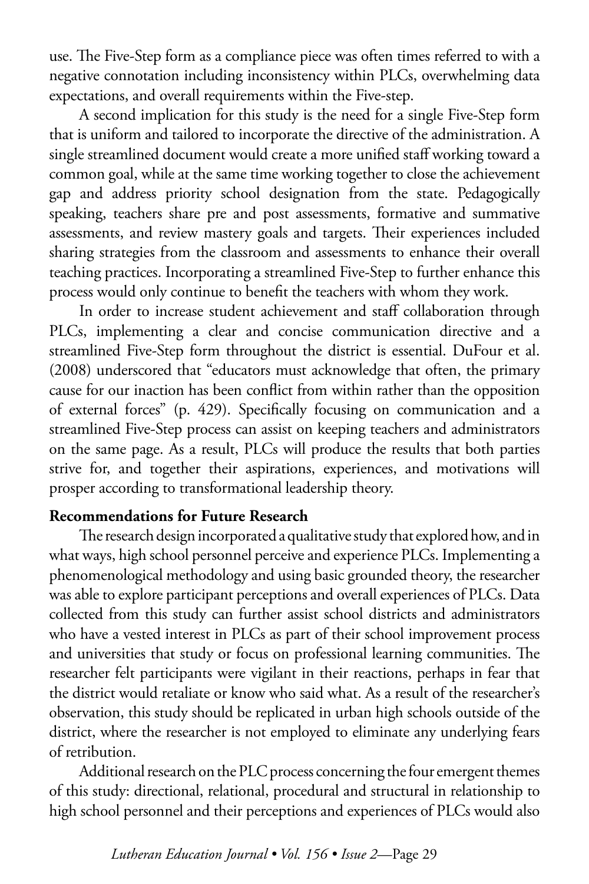use. The Five-Step form as a compliance piece was often times referred to with a negative connotation including inconsistency within PLCs, overwhelming data expectations, and overall requirements within the Five-step.

A second implication for this study is the need for a single Five-Step form that is uniform and tailored to incorporate the directive of the administration. A single streamlined document would create a more unified staff working toward a common goal, while at the same time working together to close the achievement gap and address priority school designation from the state. Pedagogically speaking, teachers share pre and post assessments, formative and summative assessments, and review mastery goals and targets. Their experiences included sharing strategies from the classroom and assessments to enhance their overall teaching practices. Incorporating a streamlined Five-Step to further enhance this process would only continue to benefit the teachers with whom they work.

In order to increase student achievement and staff collaboration through PLCs, implementing a clear and concise communication directive and a streamlined Five-Step form throughout the district is essential. DuFour et al. (2008) underscored that "educators must acknowledge that often, the primary cause for our inaction has been conflict from within rather than the opposition of external forces" (p. 429). Specifically focusing on communication and a streamlined Five-Step process can assist on keeping teachers and administrators on the same page. As a result, PLCs will produce the results that both parties strive for, and together their aspirations, experiences, and motivations will prosper according to transformational leadership theory.

**Recommendations for Future Research**

The research design incorporated a qualitative study that explored how, and in what ways, high school personnel perceive and experience PLCs. Implementing a phenomenological methodology and using basic grounded theory, the researcher was able to explore participant perceptions and overall experiences of PLCs. Data collected from this study can further assist school districts and administrators who have a vested interest in PLCs as part of their school improvement process and universities that study or focus on professional learning communities. The researcher felt participants were vigilant in their reactions, perhaps in fear that the district would retaliate or know who said what. As a result of the researcher's observation, this study should be replicated in urban high schools outside of the district, where the researcher is not employed to eliminate any underlying fears of retribution.

Additional research on the PLC process concerning the four emergent themes of this study: directional, relational, procedural and structural in relationship to high school personnel and their perceptions and experiences of PLCs would also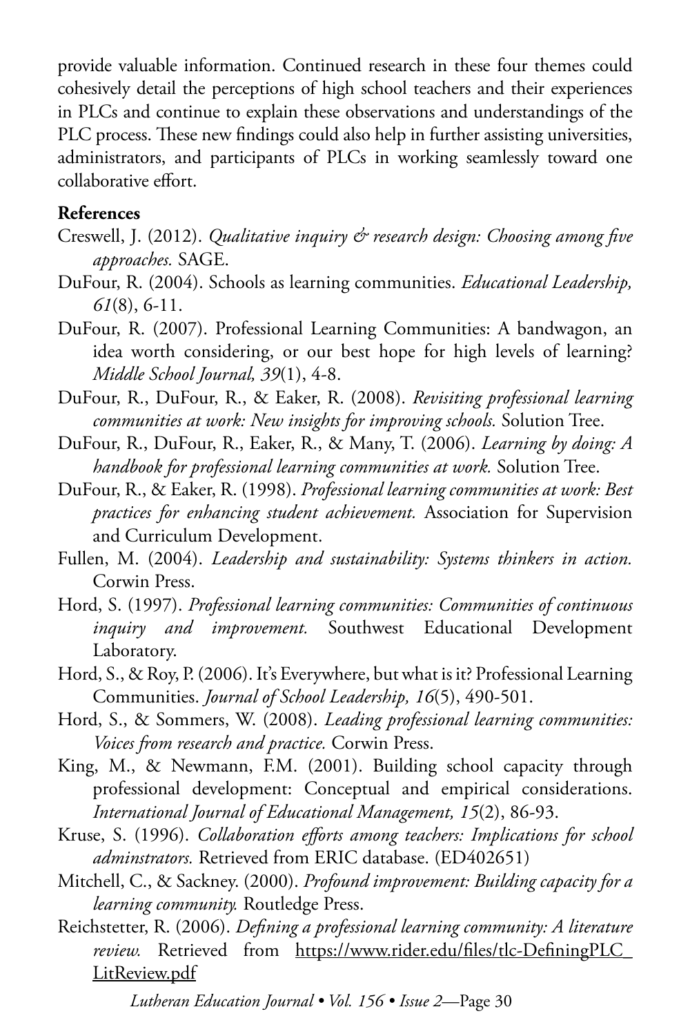provide valuable information. Continued research in these four themes could cohesively detail the perceptions of high school teachers and their experiences in PLCs and continue to explain these observations and understandings of the PLC process. These new findings could also help in further assisting universities, administrators, and participants of PLCs in working seamlessly toward one collaborative effort.

**References**

Creswell, J. (2012). *Qualitative inquiry & research design: Choosing among five approaches.* SAGE.

DuFour, R. (2004). Schools as learning communities. *Educational Leadership, 61*(8), 6-11.

DuFour, R. (2007). Professional Learning Communities: A bandwagon, an idea worth considering, or our best hope for high levels of learning? *Middle School Journal, 39*(1), 4-8.

DuFour, R., DuFour, R., & Eaker, R. (2008). *Revisiting professional learning communities at work: New insights for improving schools.* Solution Tree.

DuFour, R., DuFour, R., Eaker, R., & Many, T. (2006). *Learning by doing: A handbook for professional learning communities at work.* Solution Tree.

DuFour, R., & Eaker, R. (1998). *Professional learning communities at work: Best practices for enhancing student achievement.* Association for Supervision and Curriculum Development.

Fullen, M. (2004). *Leadership and sustainability: Systems thinkers in action.* Corwin Press.

Hord, S. (1997). *Professional learning communities: Communities of continuous inquiry and improvement.* Southwest Educational Development Laboratory.

Hord, S., & Roy, P. (2006). It's Everywhere, but what is it? Professional Learning Communities. *Journal of School Leadership, 16*(5), 490-501.

Hord, S., & Sommers, W. (2008). *Leading professional learning communities: Voices from research and practice.* Corwin Press.

King, M., & Newmann, F.M. (2001). Building school capacity through professional development: Conceptual and empirical considerations. *International Journal of Educational Management, 15*(2), 86-93.

Kruse, S. (1996). *Collaboration efforts among teachers: Implications for school adminstrators.* Retrieved from ERIC database. (ED402651)

Mitchell, C., & Sackney. (2000). *Profound improvement: Building capacity for a learning community.* Routledge Press.

Reichstetter, R. (2006). *Defining a professional learning community: A literature review.* Retrieved from https://www.rider.edu/files/tlc-DefiningPLC_LitReview.pdf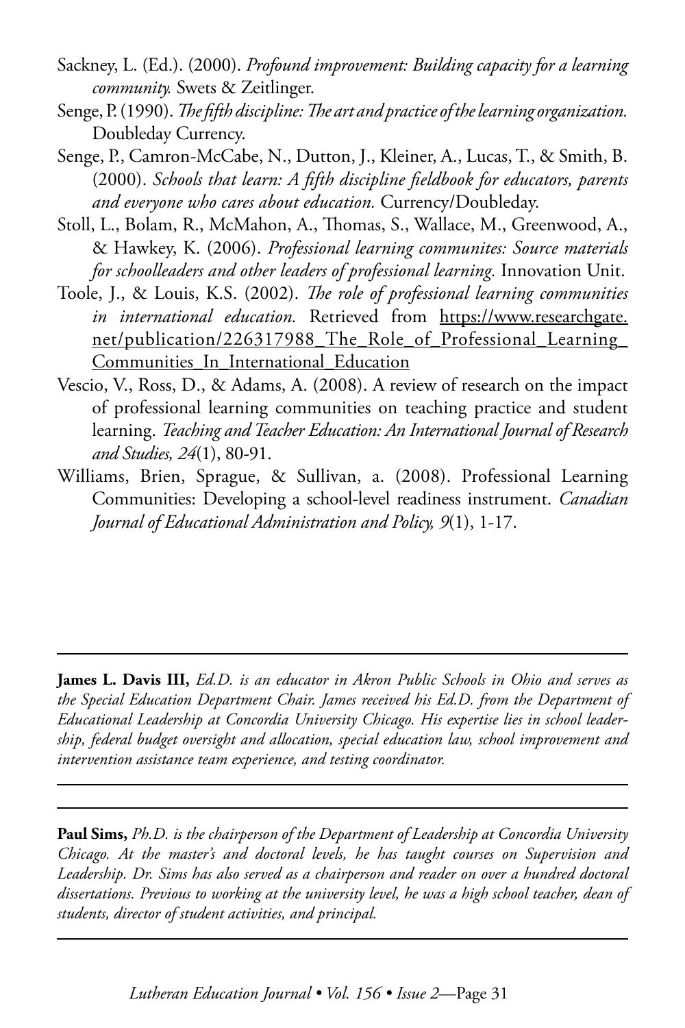Sackney, L. (Ed.). (2000). *Profound improvement: Building capacity for a learning community.* Swets & Zeitlinger.

Senge, P. (1990). *The fifth discipline: The art and practice of the learning organization.* Doubleday Currency.

Senge, P., Camron-McCabe, N., Dutton, J., Kleiner, A., Lucas, T., & Smith, B. (2000). *Schools that learn: A fifth discipline fieldbook for educators, parents and everyone who cares about education.* Currency/Doubleday.

Stoll, L., Bolam, R., McMahon, A., Thomas, S., Wallace, M., Greenwood, A., & Hawkey, K. (2006). *Professional learning communites: Source materials for schoolleaders and other leaders of professional learning.* Innovation Unit.

Toole, J., & Louis, K.S. (2002). *The role of professional learning communities in international education.* Retrieved from https://www.researchgate.net/publication/226317988_The_Role_of_Professional_Learning_Communities_In_International_Education

Vescio, V., Ross, D., & Adams, A. (2008). A review of research on the impact of professional learning communities on teaching practice and student learning. *Teaching and Teacher Education: An International Journal of Research and Studies, 24*(1), 80-91.

Williams, Brien, Sprague, & Sullivan, a. (2008). Professional Learning Communities: Developing a school-level readiness instrument. *Canadian Journal of Educational Administration and Policy, 9*(1), 1-17.

---

**James L. Davis III,** *Ed.D. is an educator in Akron Public Schools in Ohio and serves as the Special Education Department Chair. James received his Ed.D. from the Department of Educational Leadership at Concordia University Chicago. His expertise lies in school leadership, federal budget oversight and allocation, special education law, school improvement and intervention assistance team experience, and testing coordinator.*

---

**Paul Sims,** *Ph.D. is the chairperson of the Department of Leadership at Concordia University Chicago. At the master's and doctoral levels, he has taught courses on Supervision and Leadership. Dr. Sims has also served as a chairperson and reader on over a hundred doctoral dissertations. Previous to working at the university level, he was a high school teacher, dean of students, director of student activities, and principal.*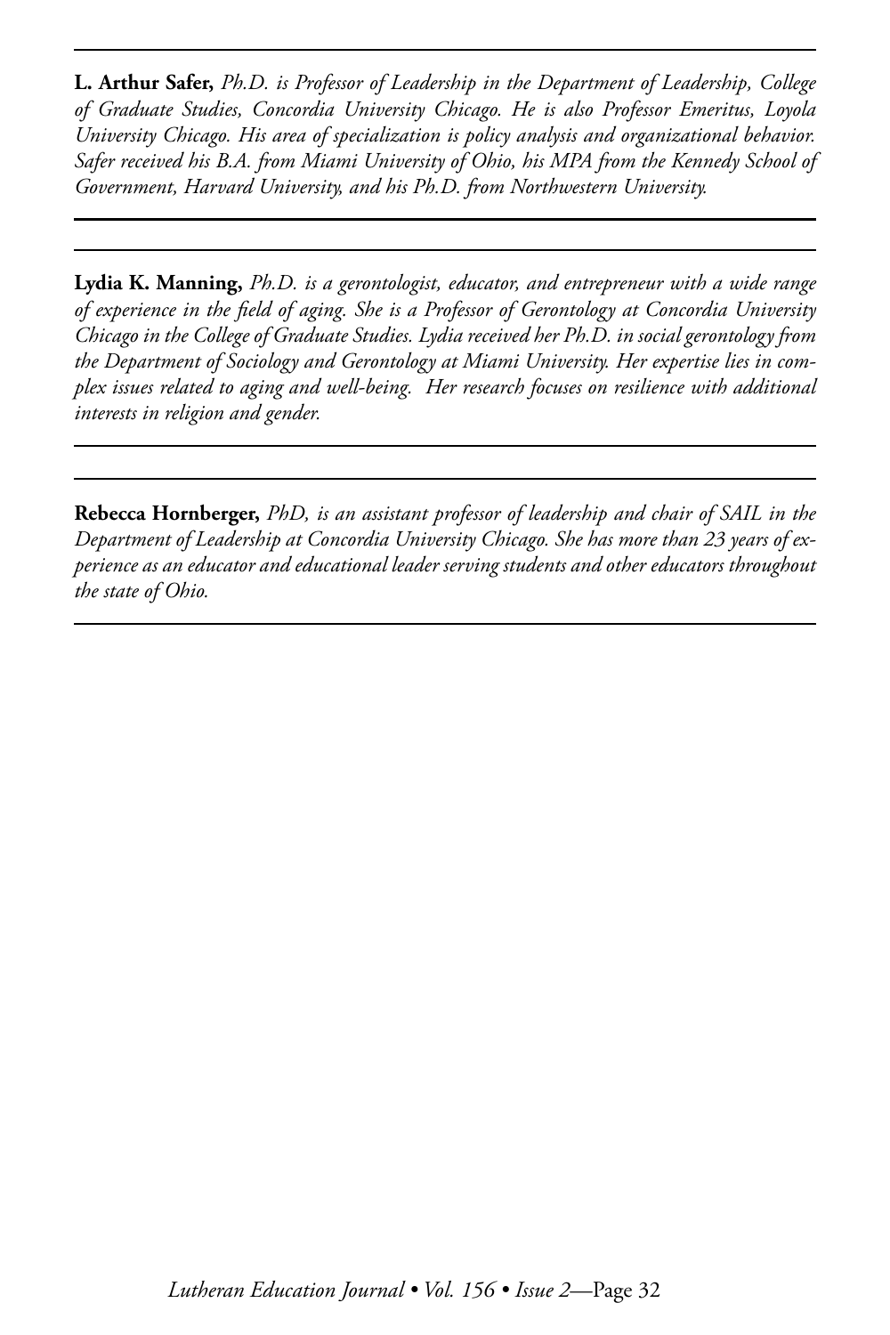---

**L. Arthur Safer,** *Ph.D. is Professor of Leadership in the Department of Leadership, College of Graduate Studies, Concordia University Chicago. He is also Professor Emeritus, Loyola University Chicago. His area of specialization is policy analysis and organizational behavior. Safer received his B.A. from Miami University of Ohio, his MPA from the Kennedy School of Government, Harvard University, and his Ph.D. from Northwestern University.*

---

**Lydia K. Manning,** *Ph.D. is a gerontologist, educator, and entrepreneur with a wide range of experience in the field of aging. She is a Professor of Gerontology at Concordia University Chicago in the College of Graduate Studies. Lydia received her Ph.D. in social gerontology from the Department of Sociology and Gerontology at Miami University. Her expertise lies in complex issues related to aging and well-being. Her research focuses on resilience with additional interests in religion and gender.*

---

**Rebecca Hornberger,** *PhD, is an assistant professor of leadership and chair of SAIL in the Department of Leadership at Concordia University Chicago. She has more than 23 years of experience as an educator and educational leader serving students and other educators throughout the state of Ohio.*

---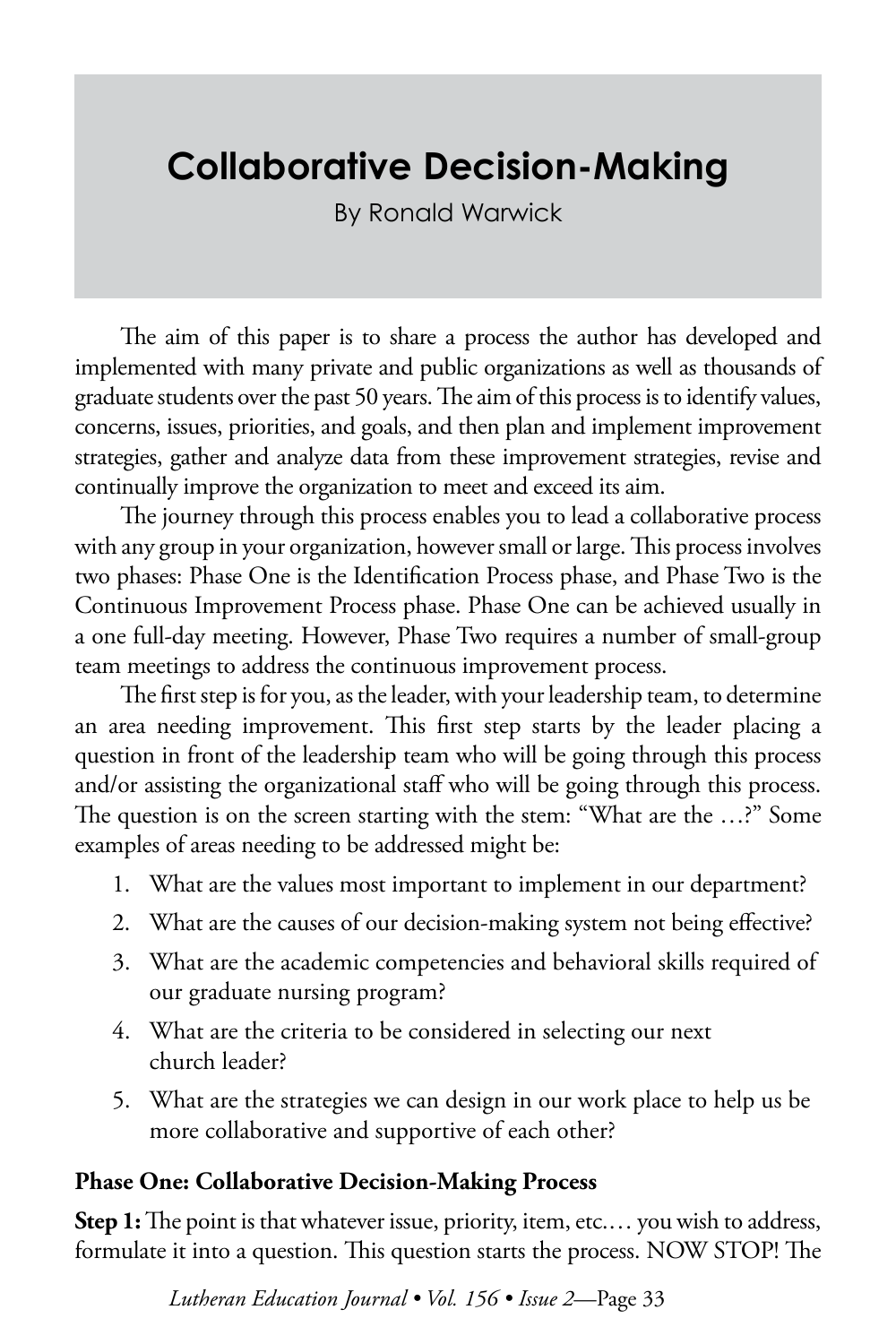# Collaborative Decision-Making

By Ronald Warwick

The aim of this paper is to share a process the author has developed and implemented with many private and public organizations as well as thousands of graduate students over the past 50 years. The aim of this process is to identify values, concerns, issues, priorities, and goals, and then plan and implement improvement strategies, gather and analyze data from these improvement strategies, revise and continually improve the organization to meet and exceed its aim.

The journey through this process enables you to lead a collaborative process with any group in your organization, however small or large. This process involves two phases: Phase One is the Identification Process phase, and Phase Two is the Continuous Improvement Process phase. Phase One can be achieved usually in a one full-day meeting. However, Phase Two requires a number of small-group team meetings to address the continuous improvement process.

The first step is for you, as the leader, with your leadership team, to determine an area needing improvement. This first step starts by the leader placing a question in front of the leadership team who will be going through this process and/or assisting the organizational staff who will be going through this process. The question is on the screen starting with the stem: "What are the …?" Some examples of areas needing to be addressed might be:

1. What are the values most important to implement in our department?
2. What are the causes of our decision-making system not being effective?
3. What are the academic competencies and behavioral skills required of our graduate nursing program?
4. What are the criteria to be considered in selecting our next church leader?
5. What are the strategies we can design in our work place to help us be more collaborative and supportive of each other?

**Phase One: Collaborative Decision-Making Process**

**Step 1:** The point is that whatever issue, priority, item, etc.… you wish to address, formulate it into a question. This question starts the process. NOW STOP! The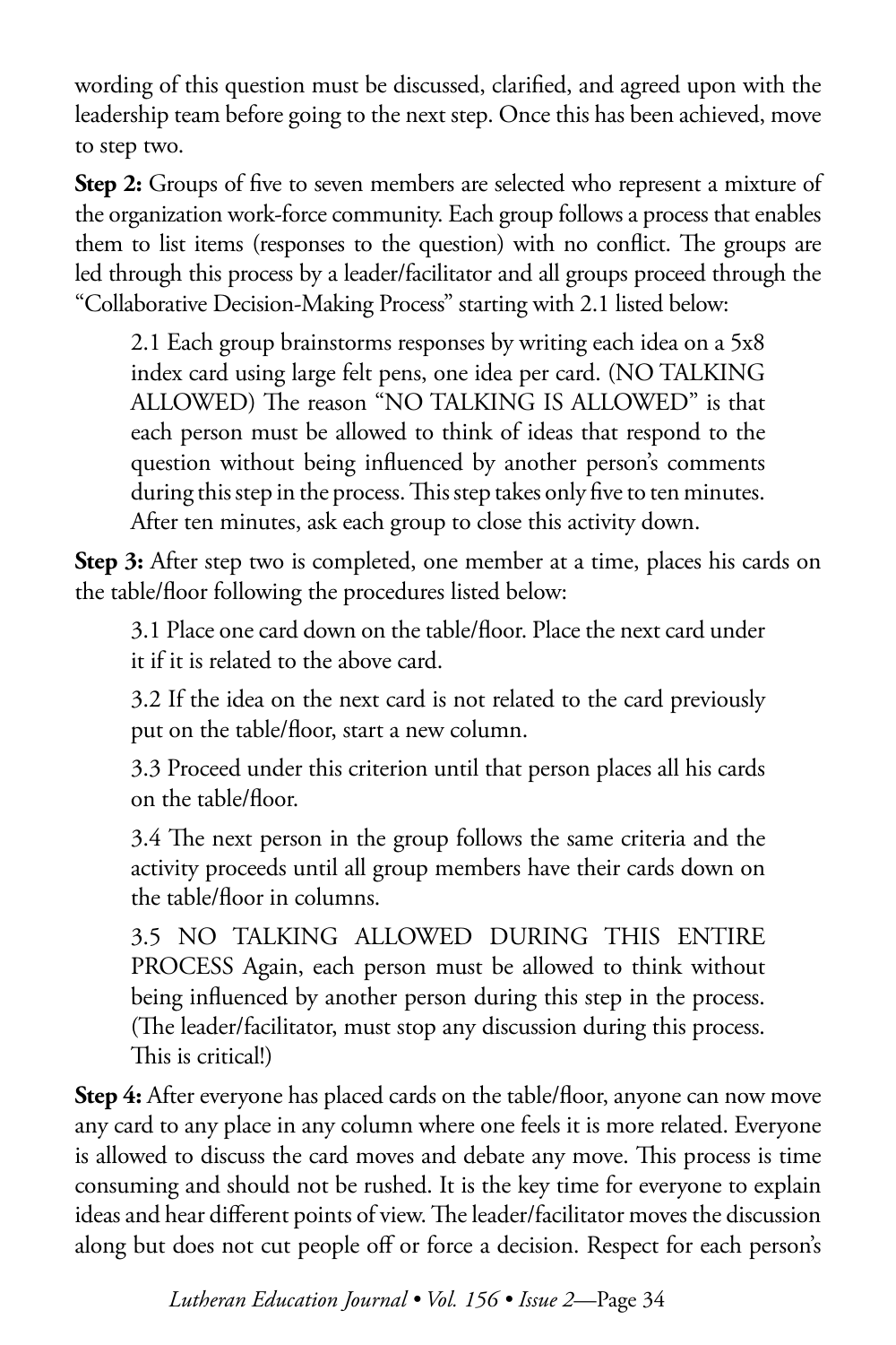wording of this question must be discussed, clarified, and agreed upon with the leadership team before going to the next step. Once this has been achieved, move to step two.

**Step 2:** Groups of five to seven members are selected who represent a mixture of the organization work-force community. Each group follows a process that enables them to list items (responses to the question) with no conflict. The groups are led through this process by a leader/facilitator and all groups proceed through the "Collaborative Decision-Making Process" starting with 2.1 listed below:

> 2.1 Each group brainstorms responses by writing each idea on a 5x8 index card using large felt pens, one idea per card. (NO TALKING ALLOWED) The reason "NO TALKING IS ALLOWED" is that each person must be allowed to think of ideas that respond to the question without being influenced by another person's comments during this step in the process. This step takes only five to ten minutes. After ten minutes, ask each group to close this activity down.

**Step 3:** After step two is completed, one member at a time, places his cards on the table/floor following the procedures listed below:

> 3.1 Place one card down on the table/floor. Place the next card under it if it is related to the above card.
>
> 3.2 If the idea on the next card is not related to the card previously put on the table/floor, start a new column.
>
> 3.3 Proceed under this criterion until that person places all his cards on the table/floor.
>
> 3.4 The next person in the group follows the same criteria and the activity proceeds until all group members have their cards down on the table/floor in columns.
>
> 3.5 NO TALKING ALLOWED DURING THIS ENTIRE PROCESS Again, each person must be allowed to think without being influenced by another person during this step in the process. (The leader/facilitator, must stop any discussion during this process. This is critical!)

**Step 4:** After everyone has placed cards on the table/floor, anyone can now move any card to any place in any column where one feels it is more related. Everyone is allowed to discuss the card moves and debate any move. This process is time consuming and should not be rushed. It is the key time for everyone to explain ideas and hear different points of view. The leader/facilitator moves the discussion along but does not cut people off or force a decision. Respect for each person's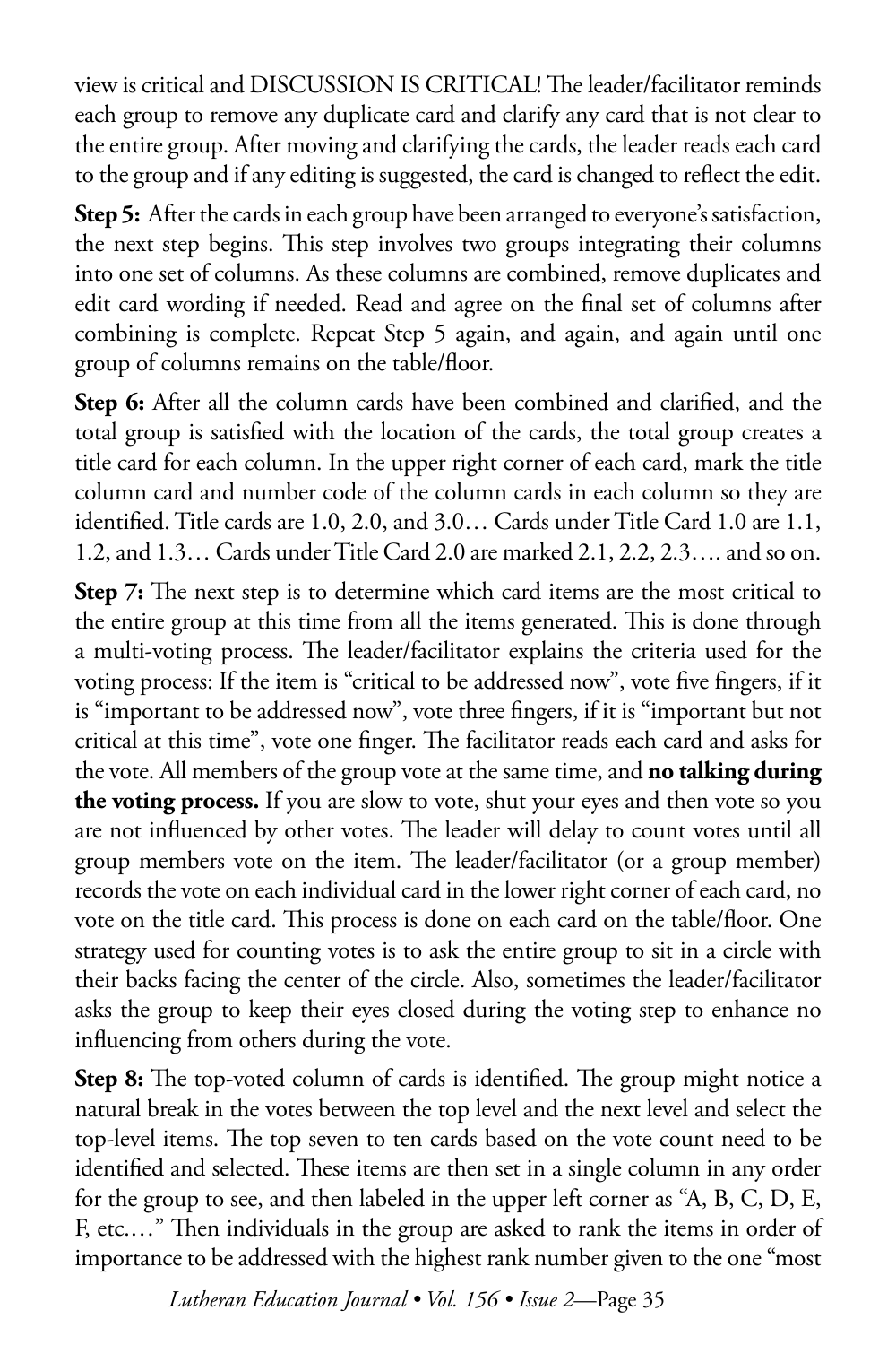view is critical and DISCUSSION IS CRITICAL! The leader/facilitator reminds each group to remove any duplicate card and clarify any card that is not clear to the entire group. After moving and clarifying the cards, the leader reads each card to the group and if any editing is suggested, the card is changed to reflect the edit.

**Step 5:** After the cards in each group have been arranged to everyone's satisfaction, the next step begins. This step involves two groups integrating their columns into one set of columns. As these columns are combined, remove duplicates and edit card wording if needed. Read and agree on the final set of columns after combining is complete. Repeat Step 5 again, and again, and again until one group of columns remains on the table/floor.

**Step 6:** After all the column cards have been combined and clarified, and the total group is satisfied with the location of the cards, the total group creates a title card for each column. In the upper right corner of each card, mark the title column card and number code of the column cards in each column so they are identified. Title cards are 1.0, 2.0, and 3.0… Cards under Title Card 1.0 are 1.1, 1.2, and 1.3… Cards under Title Card 2.0 are marked 2.1, 2.2, 2.3…. and so on.

**Step 7:** The next step is to determine which card items are the most critical to the entire group at this time from all the items generated. This is done through a multi-voting process. The leader/facilitator explains the criteria used for the voting process: If the item is "critical to be addressed now", vote five fingers, if it is "important to be addressed now", vote three fingers, if it is "important but not critical at this time", vote one finger. The facilitator reads each card and asks for the vote. All members of the group vote at the same time, and **no talking during the voting process.** If you are slow to vote, shut your eyes and then vote so you are not influenced by other votes. The leader will delay to count votes until all group members vote on the item. The leader/facilitator (or a group member) records the vote on each individual card in the lower right corner of each card, no vote on the title card. This process is done on each card on the table/floor. One strategy used for counting votes is to ask the entire group to sit in a circle with their backs facing the center of the circle. Also, sometimes the leader/facilitator asks the group to keep their eyes closed during the voting step to enhance no influencing from others during the vote.

**Step 8:** The top-voted column of cards is identified. The group might notice a natural break in the votes between the top level and the next level and select the top-level items. The top seven to ten cards based on the vote count need to be identified and selected. These items are then set in a single column in any order for the group to see, and then labeled in the upper left corner as "A, B, C, D, E, F, etc.…" Then individuals in the group are asked to rank the items in order of importance to be addressed with the highest rank number given to the one "most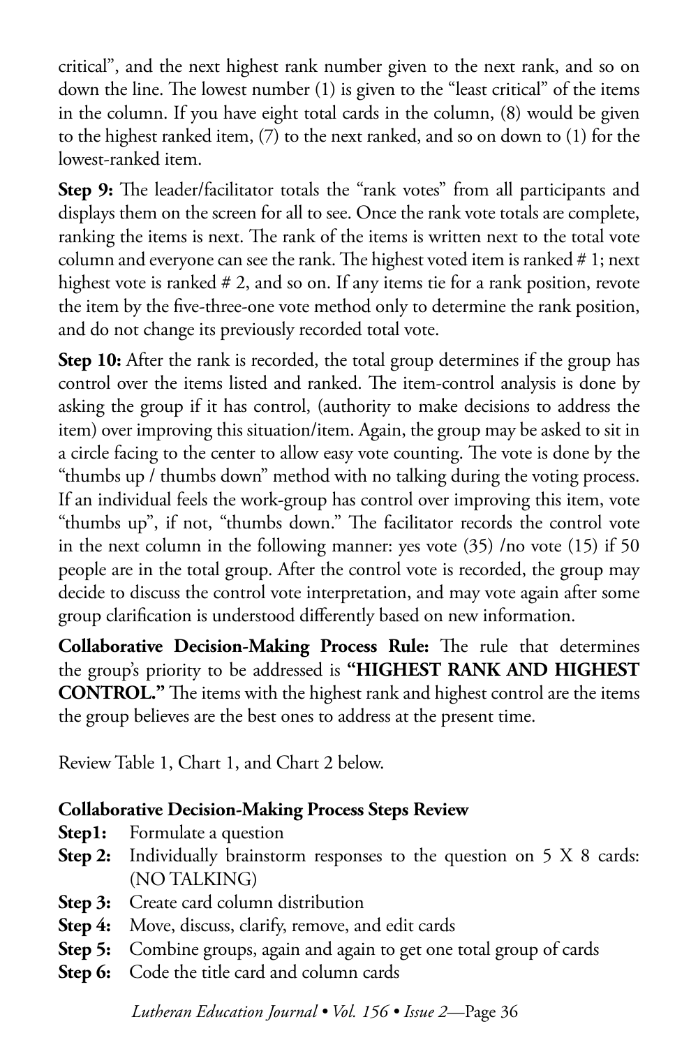critical", and the next highest rank number given to the next rank, and so on down the line. The lowest number (1) is given to the "least critical" of the items in the column. If you have eight total cards in the column, (8) would be given to the highest ranked item, (7) to the next ranked, and so on down to (1) for the lowest-ranked item.

**Step 9:** The leader/facilitator totals the "rank votes" from all participants and displays them on the screen for all to see. Once the rank vote totals are complete, ranking the items is next. The rank of the items is written next to the total vote column and everyone can see the rank. The highest voted item is ranked # 1; next highest vote is ranked # 2, and so on. If any items tie for a rank position, revote the item by the five-three-one vote method only to determine the rank position, and do not change its previously recorded total vote.

**Step 10:** After the rank is recorded, the total group determines if the group has control over the items listed and ranked. The item-control analysis is done by asking the group if it has control, (authority to make decisions to address the item) over improving this situation/item. Again, the group may be asked to sit in a circle facing to the center to allow easy vote counting. The vote is done by the "thumbs up / thumbs down" method with no talking during the voting process. If an individual feels the work-group has control over improving this item, vote "thumbs up", if not, "thumbs down." The facilitator records the control vote in the next column in the following manner: yes vote (35) /no vote (15) if 50 people are in the total group. After the control vote is recorded, the group may decide to discuss the control vote interpretation, and may vote again after some group clarification is understood differently based on new information.

**Collaborative Decision-Making Process Rule:** The rule that determines the group's priority to be addressed is **"HIGHEST RANK AND HIGHEST CONTROL."** The items with the highest rank and highest control are the items the group believes are the best ones to address at the present time.

Review Table 1, Chart 1, and Chart 2 below.

**Collaborative Decision-Making Process Steps Review**

**Step1:** Formulate a question

**Step 2:** Individually brainstorm responses to the question on 5 X 8 cards: (NO TALKING)

**Step 3:** Create card column distribution

**Step 4:** Move, discuss, clarify, remove, and edit cards

**Step 5:** Combine groups, again and again to get one total group of cards

**Step 6:** Code the title card and column cards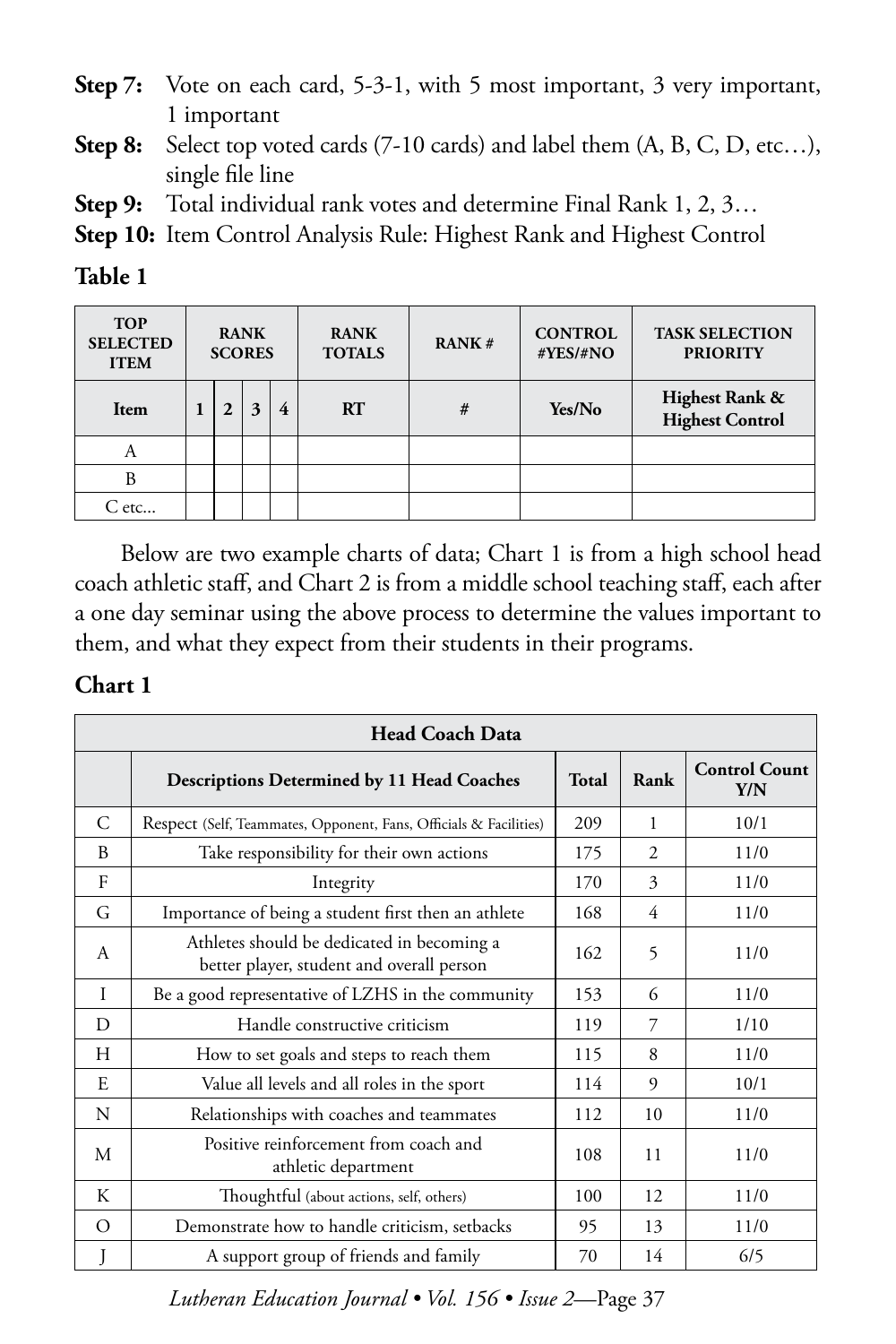**Step 7:** Vote on each card, 5-3-1, with 5 most important, 3 very important, 1 important

**Step 8:** Select top voted cards (7-10 cards) and label them (A, B, C, D, etc…), single file line

**Step 9:** Total individual rank votes and determine Final Rank 1, 2, 3…

**Step 10:** Item Control Analysis Rule: Highest Rank and Highest Control

**Table 1**

| TOP SELECTED ITEM | RANK SCORES | | | | RANK TOTALS | RANK # | CONTROL #YES/#NO | TASK SELECTION PRIORITY |
|---|---|---|---|---|---|---|---|---|
| **Item** | **1** | **2** | **3** | **4** | **RT** | **#** | **Yes/No** | **Highest Rank & Highest Control** |
| A | | | | | | | | |
| B | | | | | | | | |
| C etc… | | | | | | | | |

Below are two example charts of data; Chart 1 is from a high school head coach athletic staff, and Chart 2 is from a middle school teaching staff, each after a one day seminar using the above process to determine the values important to them, and what they expect from their students in their programs.

**Chart 1**

| Head Coach Data | | | | |
|---|---|---|---|---|
| | **Descriptions Determined by 11 Head Coaches** | **Total** | **Rank** | **Control Count Y/N** |
| C | Respect (Self, Teammates, Opponent, Fans, Officials & Facilities) | 209 | 1 | 10/1 |
| B | Take responsibility for their own actions | 175 | 2 | 11/0 |
| F | Integrity | 170 | 3 | 11/0 |
| G | Importance of being a student first then an athlete | 168 | 4 | 11/0 |
| A | Athletes should be dedicated in becoming a better player, student and overall person | 162 | 5 | 11/0 |
| I | Be a good representative of LZHS in the community | 153 | 6 | 11/0 |
| D | Handle constructive criticism | 119 | 7 | 1/10 |
| H | How to set goals and steps to reach them | 115 | 8 | 11/0 |
| E | Value all levels and all roles in the sport | 114 | 9 | 10/1 |
| N | Relationships with coaches and teammates | 112 | 10 | 11/0 |
| M | Positive reinforcement from coach and athletic department | 108 | 11 | 11/0 |
| K | Thoughtful (about actions, self, others) | 100 | 12 | 11/0 |
| O | Demonstrate how to handle criticism, setbacks | 95 | 13 | 11/0 |
| J | A support group of friends and family | 70 | 14 | 6/5 |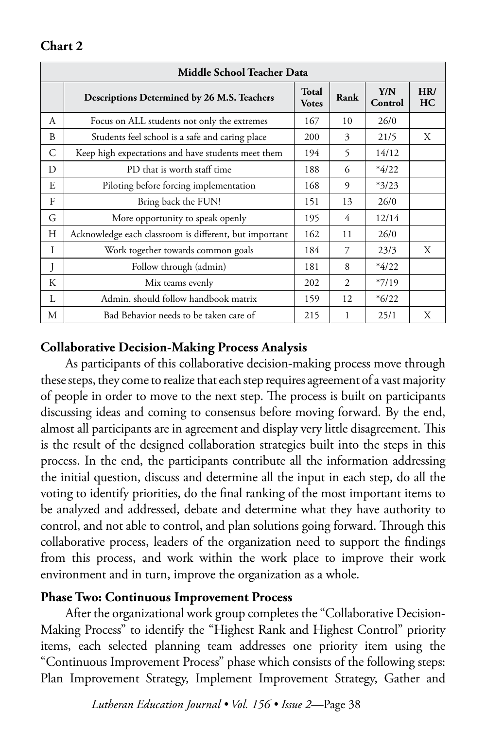**Chart 2**

| Middle School Teacher Data | | | | | |
|---|---|---|---|---|---|
| | **Descriptions Determined by 26 M.S. Teachers** | **Total Votes** | **Rank** | **Y/N Control** | **HR/ HC** |
| A | Focus on ALL students not only the extremes | 167 | 10 | 26/0 | |
| B | Students feel school is a safe and caring place | 200 | 3 | 21/5 | X |
| C | Keep high expectations and have students meet them | 194 | 5 | 14/12 | |
| D | PD that is worth staff time | 188 | 6 | *4/22 | |
| E | Piloting before forcing implementation | 168 | 9 | *3/23 | |
| F | Bring back the FUN! | 151 | 13 | 26/0 | |
| G | More opportunity to speak openly | 195 | 4 | 12/14 | |
| H | Acknowledge each classroom is different, but important | 162 | 11 | 26/0 | |
| I | Work together towards common goals | 184 | 7 | 23/3 | X |
| J | Follow through (admin) | 181 | 8 | *4/22 | |
| K | Mix teams evenly | 202 | 2 | *7/19 | |
| L | Admin. should follow handbook matrix | 159 | 12 | *6/22 | |
| M | Bad Behavior needs to be taken care of | 215 | 1 | 25/1 | X |

### Collaborative Decision-Making Process Analysis

As participants of this collaborative decision-making process move through these steps, they come to realize that each step requires agreement of a vast majority of people in order to move to the next step. The process is built on participants discussing ideas and coming to consensus before moving forward. By the end, almost all participants are in agreement and display very little disagreement. This is the result of the designed collaboration strategies built into the steps in this process. In the end, the participants contribute all the information addressing the initial question, discuss and determine all the input in each step, do all the voting to identify priorities, do the final ranking of the most important items to be analyzed and addressed, debate and determine what they have authority to control, and not able to control, and plan solutions going forward. Through this collaborative process, leaders of the organization need to support the findings from this process, and work within the work place to improve their work environment and in turn, improve the organization as a whole.

### Phase Two: Continuous Improvement Process

After the organizational work group completes the "Collaborative Decision-Making Process" to identify the "Highest Rank and Highest Control" priority items, each selected planning team addresses one priority item using the "Continuous Improvement Process" phase which consists of the following steps: Plan Improvement Strategy, Implement Improvement Strategy, Gather and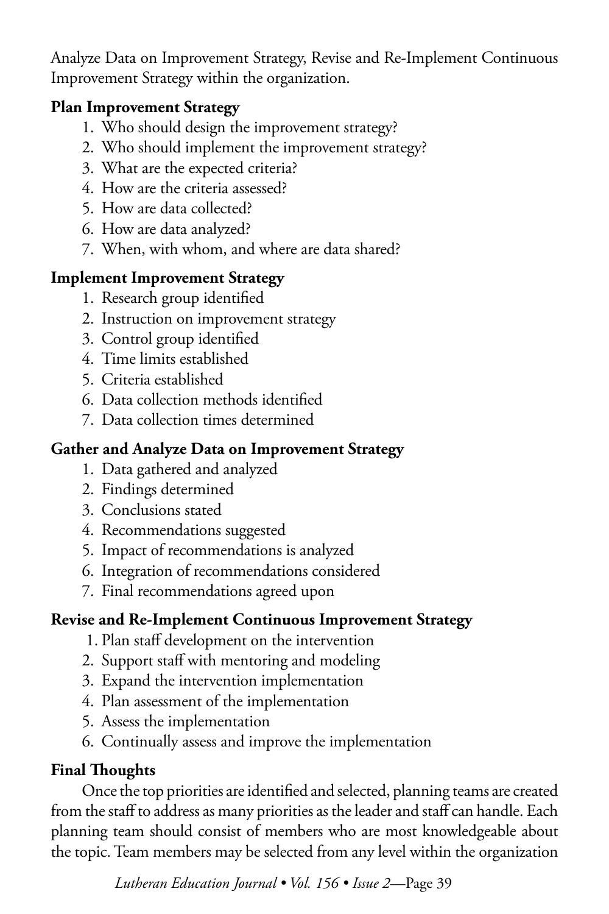Analyze Data on Improvement Strategy, Revise and Re-Implement Continuous Improvement Strategy within the organization.

**Plan Improvement Strategy**

1. Who should design the improvement strategy?
2. Who should implement the improvement strategy?
3. What are the expected criteria?
4. How are the criteria assessed?
5. How are data collected?
6. How are data analyzed?
7. When, with whom, and where are data shared?

**Implement Improvement Strategy**

1. Research group identified
2. Instruction on improvement strategy
3. Control group identified
4. Time limits established
5. Criteria established
6. Data collection methods identified
7. Data collection times determined

**Gather and Analyze Data on Improvement Strategy**

1. Data gathered and analyzed
2. Findings determined
3. Conclusions stated
4. Recommendations suggested
5. Impact of recommendations is analyzed
6. Integration of recommendations considered
7. Final recommendations agreed upon

**Revise and Re-Implement Continuous Improvement Strategy**

1. Plan staff development on the intervention
2. Support staff with mentoring and modeling
3. Expand the intervention implementation
4. Plan assessment of the implementation
5. Assess the implementation
6. Continually assess and improve the implementation

**Final Thoughts**

Once the top priorities are identified and selected, planning teams are created from the staff to address as many priorities as the leader and staff can handle. Each planning team should consist of members who are most knowledgeable about the topic. Team members may be selected from any level within the organization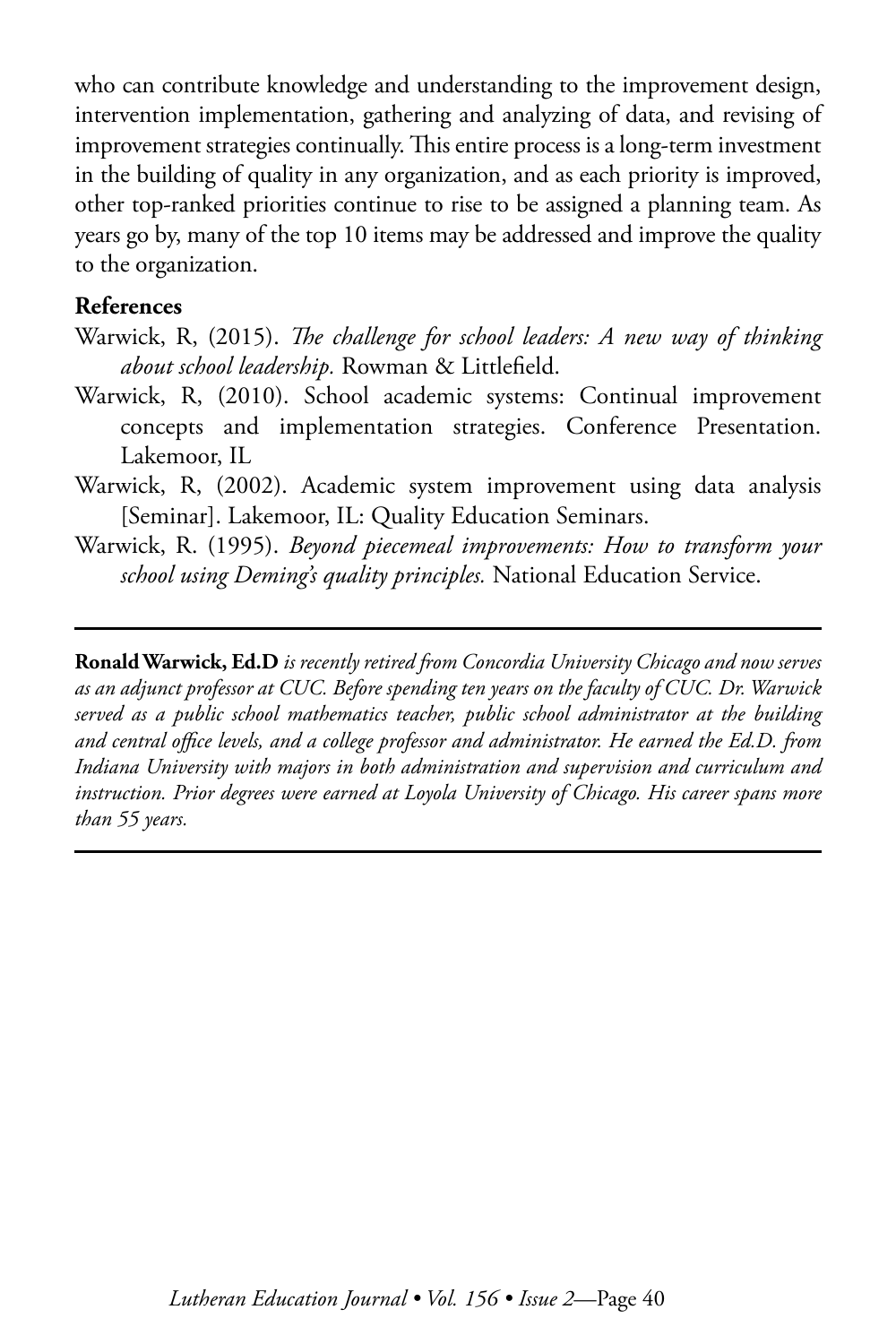who can contribute knowledge and understanding to the improvement design, intervention implementation, gathering and analyzing of data, and revising of improvement strategies continually. This entire process is a long-term investment in the building of quality in any organization, and as each priority is improved, other top-ranked priorities continue to rise to be assigned a planning team. As years go by, many of the top 10 items may be addressed and improve the quality to the organization.

**References**

Warwick, R, (2015). *The challenge for school leaders: A new way of thinking about school leadership.* Rowman & Littlefield.

Warwick, R, (2010). School academic systems: Continual improvement concepts and implementation strategies. Conference Presentation. Lakemoor, IL

Warwick, R, (2002). Academic system improvement using data analysis [Seminar]. Lakemoor, IL: Quality Education Seminars.

Warwick, R. (1995). *Beyond piecemeal improvements: How to transform your school using Deming's quality principles.* National Education Service.

---

**Ronald Warwick, Ed.D** *is recently retired from Concordia University Chicago and now serves as an adjunct professor at CUC. Before spending ten years on the faculty of CUC. Dr. Warwick served as a public school mathematics teacher, public school administrator at the building and central office levels, and a college professor and administrator. He earned the Ed.D. from Indiana University with majors in both administration and supervision and curriculum and instruction. Prior degrees were earned at Loyola University of Chicago. His career spans more than 55 years.*

---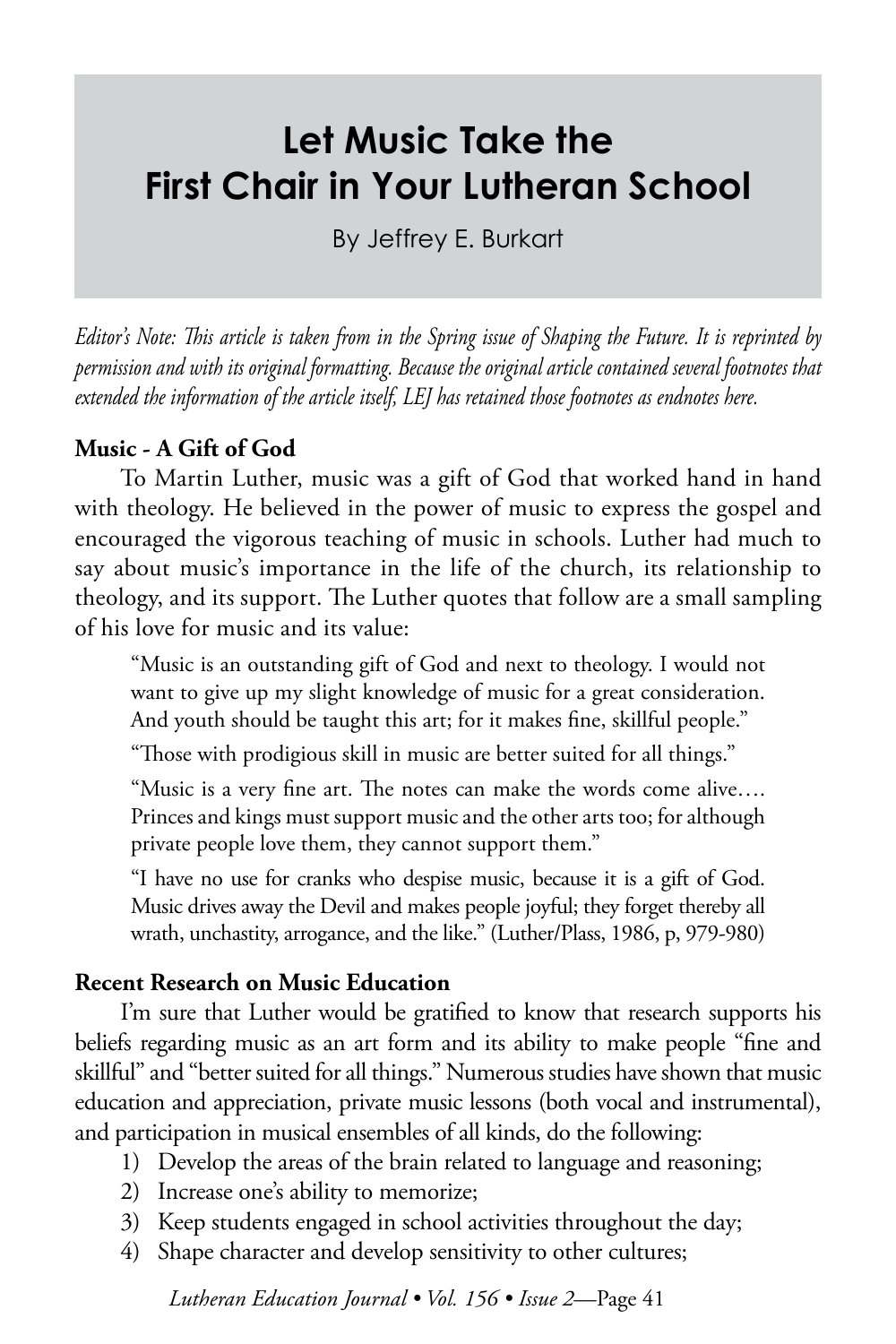# Let Music Take the First Chair in Your Lutheran School

By Jeffrey E. Burkart

*Editor's Note: This article is taken from in the Spring issue of Shaping the Future. It is reprinted by permission and with its original formatting. Because the original article contained several footnotes that extended the information of the article itself, LEJ has retained those footnotes as endnotes here.*

### Music - A Gift of God

To Martin Luther, music was a gift of God that worked hand in hand with theology. He believed in the power of music to express the gospel and encouraged the vigorous teaching of music in schools. Luther had much to say about music's importance in the life of the church, its relationship to theology, and its support. The Luther quotes that follow are a small sampling of his love for music and its value:

> "Music is an outstanding gift of God and next to theology. I would not want to give up my slight knowledge of music for a great consideration. And youth should be taught this art; for it makes fine, skillful people."
>
> "Those with prodigious skill in music are better suited for all things."
>
> "Music is a very fine art. The notes can make the words come alive…. Princes and kings must support music and the other arts too; for although private people love them, they cannot support them."
>
> "I have no use for cranks who despise music, because it is a gift of God. Music drives away the Devil and makes people joyful; they forget thereby all wrath, unchastity, arrogance, and the like." (Luther/Plass, 1986, p, 979-980)

### Recent Research on Music Education

I'm sure that Luther would be gratified to know that research supports his beliefs regarding music as an art form and its ability to make people "fine and skillful" and "better suited for all things." Numerous studies have shown that music education and appreciation, private music lessons (both vocal and instrumental), and participation in musical ensembles of all kinds, do the following:

1) Develop the areas of the brain related to language and reasoning;
2) Increase one's ability to memorize;
3) Keep students engaged in school activities throughout the day;
4) Shape character and develop sensitivity to other cultures;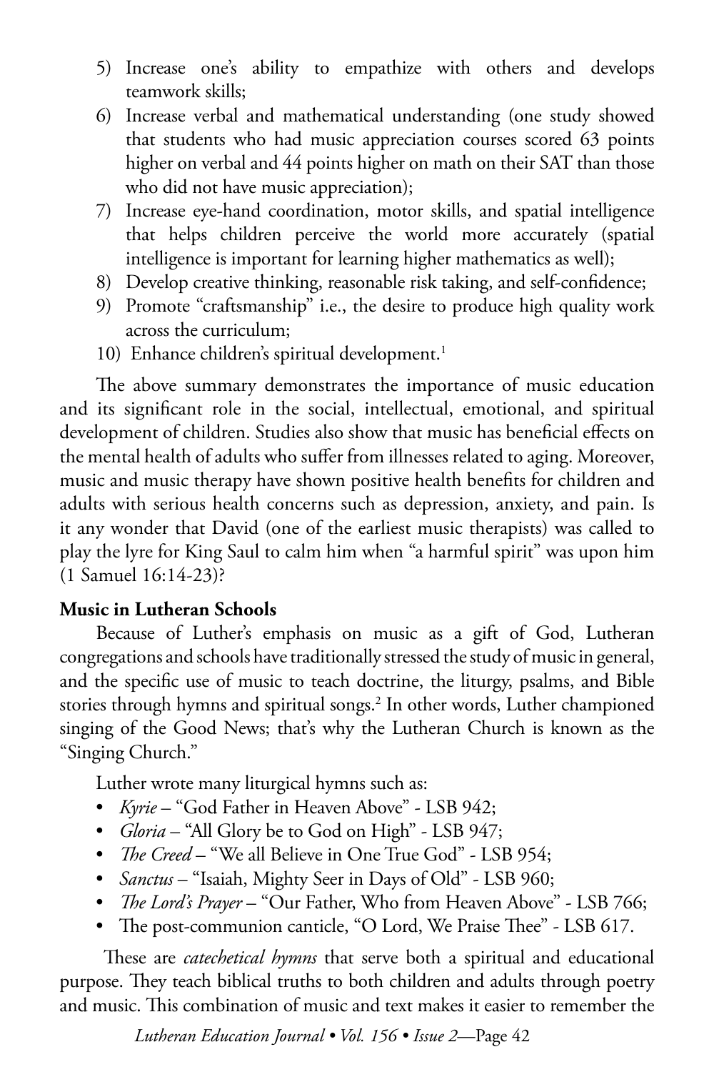5) Increase one's ability to empathize with others and develops teamwork skills;
6) Increase verbal and mathematical understanding (one study showed that students who had music appreciation courses scored 63 points higher on verbal and 44 points higher on math on their SAT than those who did not have music appreciation);
7) Increase eye-hand coordination, motor skills, and spatial intelligence that helps children perceive the world more accurately (spatial intelligence is important for learning higher mathematics as well);
8) Develop creative thinking, reasonable risk taking, and self-confidence;
9) Promote "craftsmanship" i.e., the desire to produce high quality work across the curriculum;
10) Enhance children's spiritual development.[1]

The above summary demonstrates the importance of music education and its significant role in the social, intellectual, emotional, and spiritual development of children. Studies also show that music has beneficial effects on the mental health of adults who suffer from illnesses related to aging. Moreover, music and music therapy have shown positive health benefits for children and adults with serious health concerns such as depression, anxiety, and pain. Is it any wonder that David (one of the earliest music therapists) was called to play the lyre for King Saul to calm him when "a harmful spirit" was upon him (1 Samuel 16:14-23)?

**Music in Lutheran Schools**

Because of Luther's emphasis on music as a gift of God, Lutheran congregations and schools have traditionally stressed the study of music in general, and the specific use of music to teach doctrine, the liturgy, psalms, and Bible stories through hymns and spiritual songs.[2] In other words, Luther championed singing of the Good News; that's why the Lutheran Church is known as the "Singing Church."

Luther wrote many liturgical hymns such as:

- *Kyrie* – "God Father in Heaven Above" - LSB 942;
- *Gloria* – "All Glory be to God on High" - LSB 947;
- *The Creed* – "We all Believe in One True God" - LSB 954;
- *Sanctus* – "Isaiah, Mighty Seer in Days of Old" - LSB 960;
- *The Lord's Prayer* – "Our Father, Who from Heaven Above" - LSB 766;
- The post-communion canticle, "O Lord, We Praise Thee" - LSB 617.

These are *catechetical hymns* that serve both a spiritual and educational purpose. They teach biblical truths to both children and adults through poetry and music. This combination of music and text makes it easier to remember the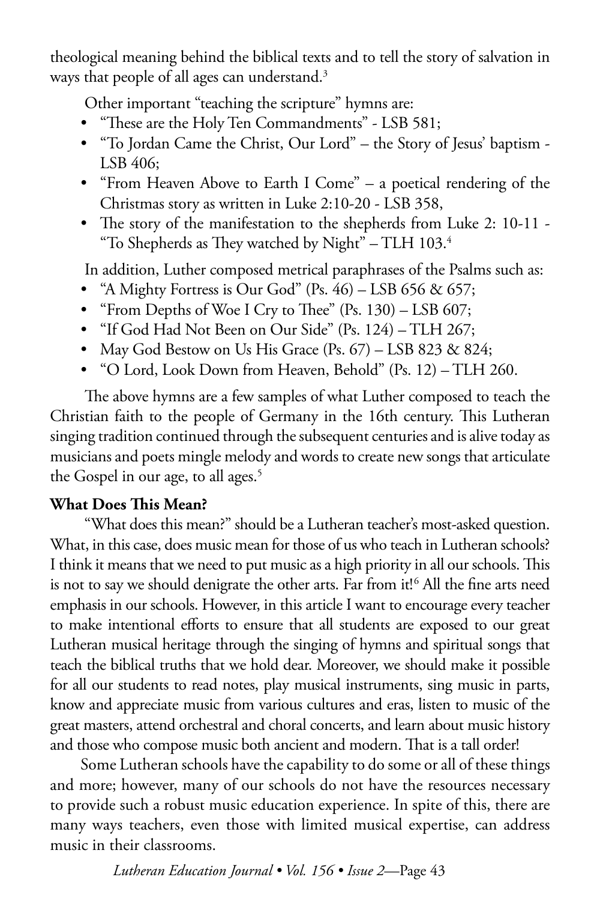theological meaning behind the biblical texts and to tell the story of salvation in ways that people of all ages can understand.[3]

Other important "teaching the scripture" hymns are:

- "These are the Holy Ten Commandments" - LSB 581;
- "To Jordan Came the Christ, Our Lord" – the Story of Jesus' baptism - LSB 406;
- "From Heaven Above to Earth I Come" – a poetical rendering of the Christmas story as written in Luke 2:10-20 - LSB 358,
- The story of the manifestation to the shepherds from Luke 2: 10-11 - "To Shepherds as They watched by Night" – TLH 103.[4]

In addition, Luther composed metrical paraphrases of the Psalms such as:

- "A Mighty Fortress is Our God" (Ps. 46) – LSB 656 & 657;
- "From Depths of Woe I Cry to Thee" (Ps. 130) – LSB 607;
- "If God Had Not Been on Our Side" (Ps. 124) – TLH 267;
- May God Bestow on Us His Grace (Ps. 67) – LSB 823 & 824;
- "O Lord, Look Down from Heaven, Behold" (Ps. 12) – TLH 260.

The above hymns are a few samples of what Luther composed to teach the Christian faith to the people of Germany in the 16th century. This Lutheran singing tradition continued through the subsequent centuries and is alive today as musicians and poets mingle melody and words to create new songs that articulate the Gospel in our age, to all ages.[5]

**What Does This Mean?**

"What does this mean?" should be a Lutheran teacher's most-asked question. What, in this case, does music mean for those of us who teach in Lutheran schools? I think it means that we need to put music as a high priority in all our schools. This is not to say we should denigrate the other arts. Far from it![6] All the fine arts need emphasis in our schools. However, in this article I want to encourage every teacher to make intentional efforts to ensure that all students are exposed to our great Lutheran musical heritage through the singing of hymns and spiritual songs that teach the biblical truths that we hold dear. Moreover, we should make it possible for all our students to read notes, play musical instruments, sing music in parts, know and appreciate music from various cultures and eras, listen to music of the great masters, attend orchestral and choral concerts, and learn about music history and those who compose music both ancient and modern. That is a tall order!

Some Lutheran schools have the capability to do some or all of these things and more; however, many of our schools do not have the resources necessary to provide such a robust music education experience. In spite of this, there are many ways teachers, even those with limited musical expertise, can address music in their classrooms.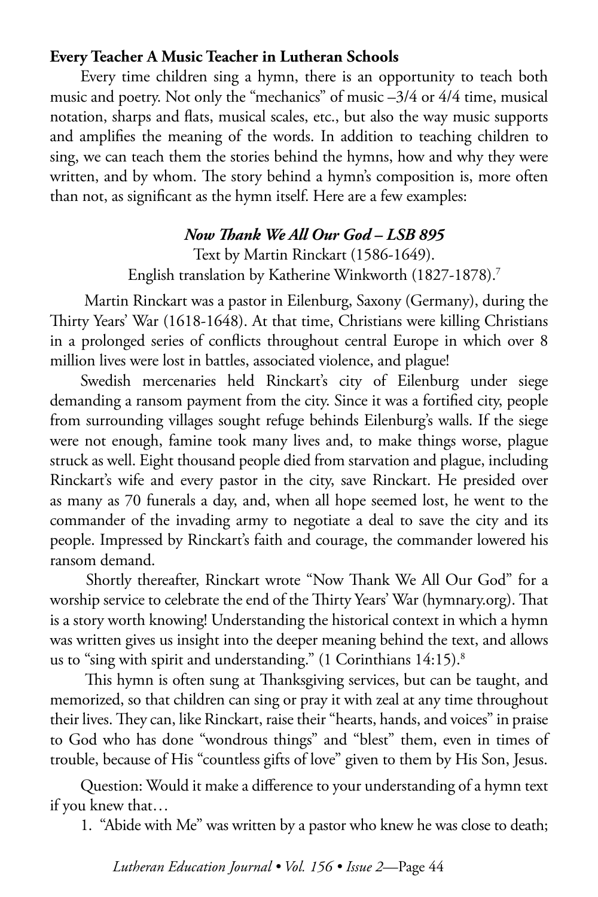**Every Teacher A Music Teacher in Lutheran Schools**

Every time children sing a hymn, there is an opportunity to teach both music and poetry. Not only the "mechanics" of music –3/4 or 4/4 time, musical notation, sharps and flats, musical scales, etc., but also the way music supports and amplifies the meaning of the words. In addition to teaching children to sing, we can teach them the stories behind the hymns, how and why they were written, and by whom. The story behind a hymn's composition is, more often than not, as significant as the hymn itself. Here are a few examples:

***Now Thank We All Our God – LSB 895***

Text by Martin Rinckart (1586-1649).
English translation by Katherine Winkworth (1827-1878).[7]

Martin Rinckart was a pastor in Eilenburg, Saxony (Germany), during the Thirty Years' War (1618-1648). At that time, Christians were killing Christians in a prolonged series of conflicts throughout central Europe in which over 8 million lives were lost in battles, associated violence, and plague!

Swedish mercenaries held Rinckart's city of Eilenburg under siege demanding a ransom payment from the city. Since it was a fortified city, people from surrounding villages sought refuge behinds Eilenburg's walls. If the siege were not enough, famine took many lives and, to make things worse, plague struck as well. Eight thousand people died from starvation and plague, including Rinckart's wife and every pastor in the city, save Rinckart. He presided over as many as 70 funerals a day, and, when all hope seemed lost, he went to the commander of the invading army to negotiate a deal to save the city and its people. Impressed by Rinckart's faith and courage, the commander lowered his ransom demand.

Shortly thereafter, Rinckart wrote "Now Thank We All Our God" for a worship service to celebrate the end of the Thirty Years' War (hymnary.org). That is a story worth knowing! Understanding the historical context in which a hymn was written gives us insight into the deeper meaning behind the text, and allows us to "sing with spirit and understanding." (1 Corinthians 14:15).[8]

This hymn is often sung at Thanksgiving services, but can be taught, and memorized, so that children can sing or pray it with zeal at any time throughout their lives. They can, like Rinckart, raise their "hearts, hands, and voices" in praise to God who has done "wondrous things" and "blest" them, even in times of trouble, because of His "countless gifts of love" given to them by His Son, Jesus.

Question: Would it make a difference to your understanding of a hymn text if you knew that…

1. "Abide with Me" was written by a pastor who knew he was close to death;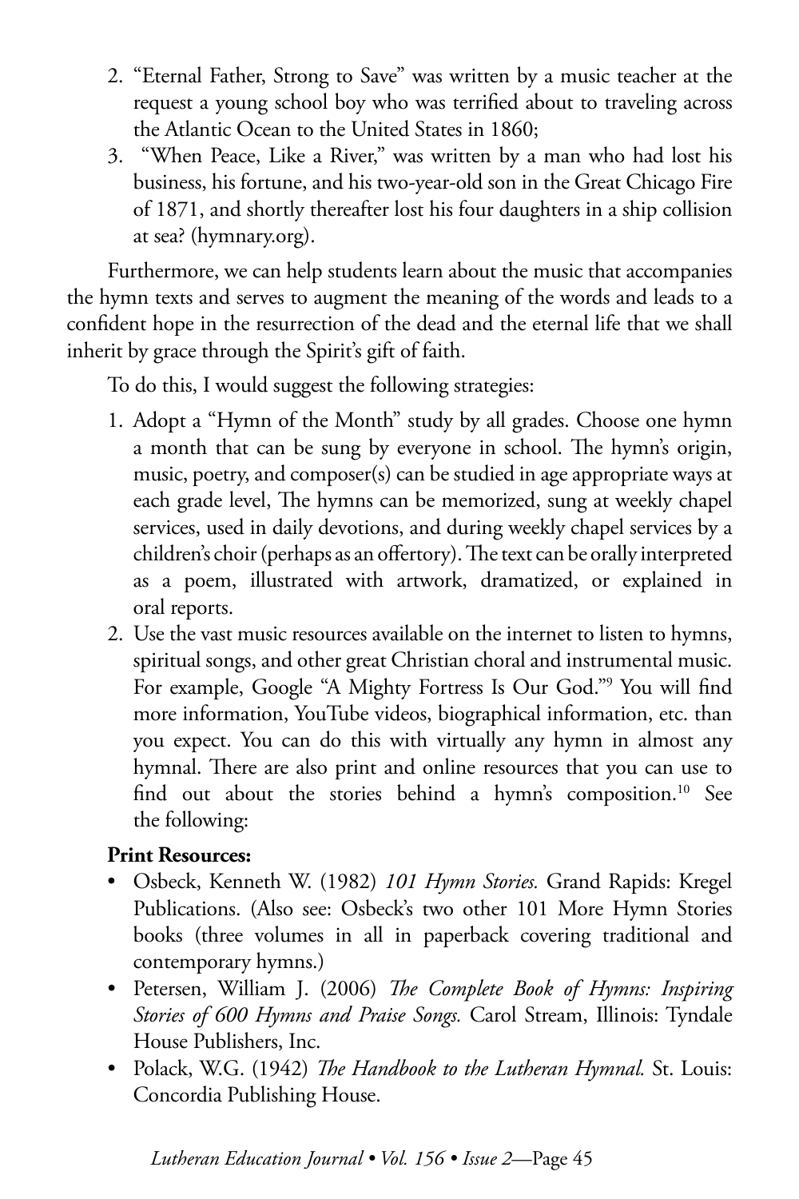2. "Eternal Father, Strong to Save" was written by a music teacher at the request a young school boy who was terrified about to traveling across the Atlantic Ocean to the United States in 1860;
3. "When Peace, Like a River," was written by a man who had lost his business, his fortune, and his two-year-old son in the Great Chicago Fire of 1871, and shortly thereafter lost his four daughters in a ship collision at sea? (hymnary.org).

Furthermore, we can help students learn about the music that accompanies the hymn texts and serves to augment the meaning of the words and leads to a confident hope in the resurrection of the dead and the eternal life that we shall inherit by grace through the Spirit's gift of faith.

To do this, I would suggest the following strategies:

1. Adopt a "Hymn of the Month" study by all grades. Choose one hymn a month that can be sung by everyone in school. The hymn's origin, music, poetry, and composer(s) can be studied in age appropriate ways at each grade level, The hymns can be memorized, sung at weekly chapel services, used in daily devotions, and during weekly chapel services by a children's choir (perhaps as an offertory). The text can be orally interpreted as a poem, illustrated with artwork, dramatized, or explained in oral reports.
2. Use the vast music resources available on the internet to listen to hymns, spiritual songs, and other great Christian choral and instrumental music. For example, Google "A Mighty Fortress Is Our God."[9] You will find more information, YouTube videos, biographical information, etc. than you expect. You can do this with virtually any hymn in almost any hymnal. There are also print and online resources that you can use to find out about the stories behind a hymn's composition.[10] See the following:

**Print Resources:**

- Osbeck, Kenneth W. (1982) *101 Hymn Stories.* Grand Rapids: Kregel Publications. (Also see: Osbeck's two other 101 More Hymn Stories books (three volumes in all in paperback covering traditional and contemporary hymns.)
- Petersen, William J. (2006) *The Complete Book of Hymns: Inspiring Stories of 600 Hymns and Praise Songs.* Carol Stream, Illinois: Tyndale House Publishers, Inc.
- Polack, W.G. (1942) *The Handbook to the Lutheran Hymnal.* St. Louis: Concordia Publishing House.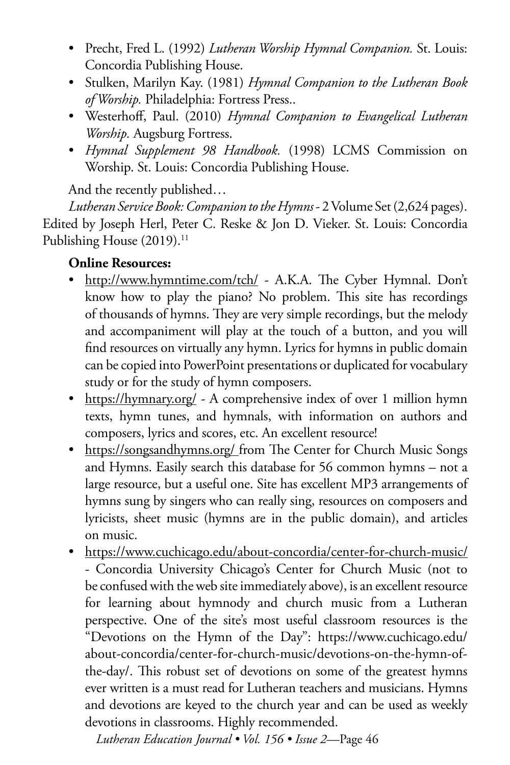- Precht, Fred L. (1992) *Lutheran Worship Hymnal Companion.* St. Louis: Concordia Publishing House.
- Stulken, Marilyn Kay. (1981) *Hymnal Companion to the Lutheran Book of Worship.* Philadelphia: Fortress Press..
- Westerhoff, Paul. (2010) *Hymnal Companion to Evangelical Lutheran Worship.* Augsburg Fortress.
- *Hymnal Supplement 98 Handbook.* (1998) LCMS Commission on Worship. St. Louis: Concordia Publishing House.

And the recently published…

*Lutheran Service Book: Companion to the Hymns* - 2 Volume Set (2,624 pages). Edited by Joseph Herl, Peter C. Reske & Jon D. Vieker. St. Louis: Concordia Publishing House (2019).[11]

**Online Resources:**

- http://www.hymntime.com/tch/ - A.K.A. The Cyber Hymnal. Don't know how to play the piano? No problem. This site has recordings of thousands of hymns. They are very simple recordings, but the melody and accompaniment will play at the touch of a button, and you will find resources on virtually any hymn. Lyrics for hymns in public domain can be copied into PowerPoint presentations or duplicated for vocabulary study or for the study of hymn composers.
- https://hymnary.org/ - A comprehensive index of over 1 million hymn texts, hymn tunes, and hymnals, with information on authors and composers, lyrics and scores, etc. An excellent resource!
- https://songsandhymns.org/ from The Center for Church Music Songs and Hymns. Easily search this database for 56 common hymns – not a large resource, but a useful one. Site has excellent MP3 arrangements of hymns sung by singers who can really sing, resources on composers and lyricists, sheet music (hymns are in the public domain), and articles on music.
- https://www.cuchicago.edu/about-concordia/center-for-church-music/ - Concordia University Chicago's Center for Church Music (not to be confused with the web site immediately above), is an excellent resource for learning about hymnody and church music from a Lutheran perspective. One of the site's most useful classroom resources is the "Devotions on the Hymn of the Day": https://www.cuchicago.edu/about-concordia/center-for-church-music/devotions-on-the-hymn-of-the-day/. This robust set of devotions on some of the greatest hymns ever written is a must read for Lutheran teachers and musicians. Hymns and devotions are keyed to the church year and can be used as weekly devotions in classrooms. Highly recommended.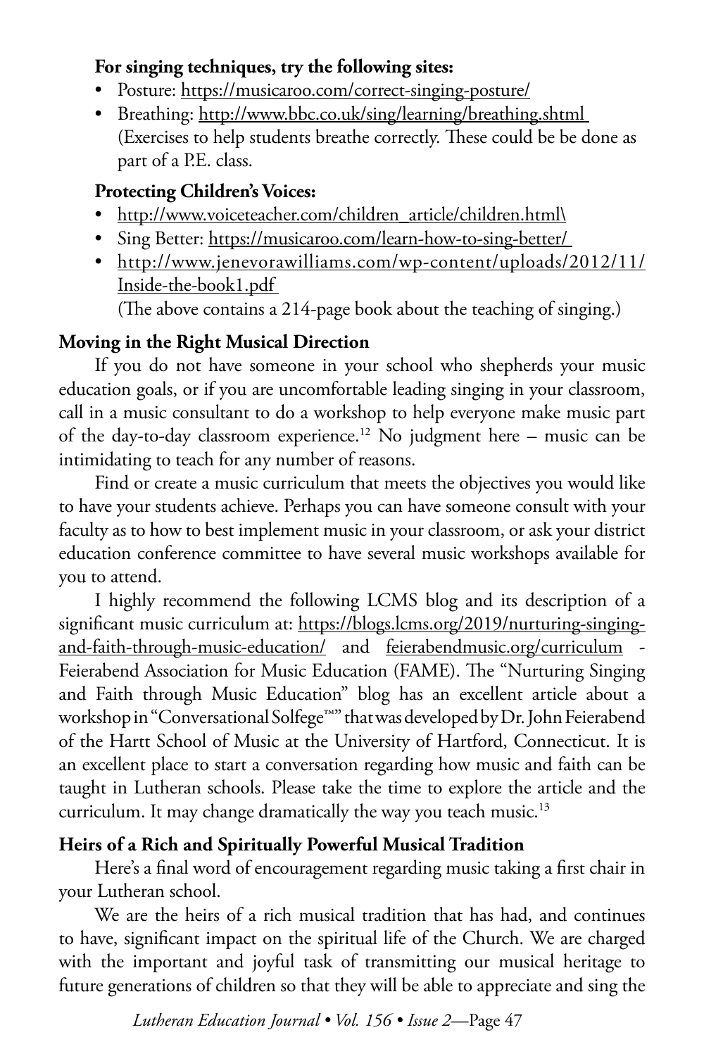**For singing techniques, try the following sites:**

- Posture: https://musicaroo.com/correct-singing-posture/
- Breathing: http://www.bbc.co.uk/sing/learning/breathing.shtml (Exercises to help students breathe correctly. These could be be done as part of a P.E. class.

**Protecting Children's Voices:**

- http://www.voiceteacher.com/children_article/children.html\
- Sing Better: https://musicaroo.com/learn-how-to-sing-better/
- http://www.jenevorawilliams.com/wp-content/uploads/2012/11/Inside-the-book1.pdf
  (The above contains a 214-page book about the teaching of singing.)

## Moving in the Right Musical Direction

If you do not have someone in your school who shepherds your music education goals, or if you are uncomfortable leading singing in your classroom, call in a music consultant to do a workshop to help everyone make music part of the day-to-day classroom experience.[12] No judgment here – music can be intimidating to teach for any number of reasons.

Find or create a music curriculum that meets the objectives you would like to have your students achieve. Perhaps you can have someone consult with your faculty as to how to best implement music in your classroom, or ask your district education conference committee to have several music workshops available for you to attend.

I highly recommend the following LCMS blog and its description of a significant music curriculum at: https://blogs.lcms.org/2019/nurturing-singing-and-faith-through-music-education/ and feierabendmusic.org/curriculum - Feierabend Association for Music Education (FAME). The "Nurturing Singing and Faith through Music Education" blog has an excellent article about a workshop in "Conversational Solfege™" that was developed by Dr. John Feierabend of the Hartt School of Music at the University of Hartford, Connecticut. It is an excellent place to start a conversation regarding how music and faith can be taught in Lutheran schools. Please take the time to explore the article and the curriculum. It may change dramatically the way you teach music.[13]

## Heirs of a Rich and Spiritually Powerful Musical Tradition

Here's a final word of encouragement regarding music taking a first chair in your Lutheran school.

We are the heirs of a rich musical tradition that has had, and continues to have, significant impact on the spiritual life of the Church. We are charged with the important and joyful task of transmitting our musical heritage to future generations of children so that they will be able to appreciate and sing the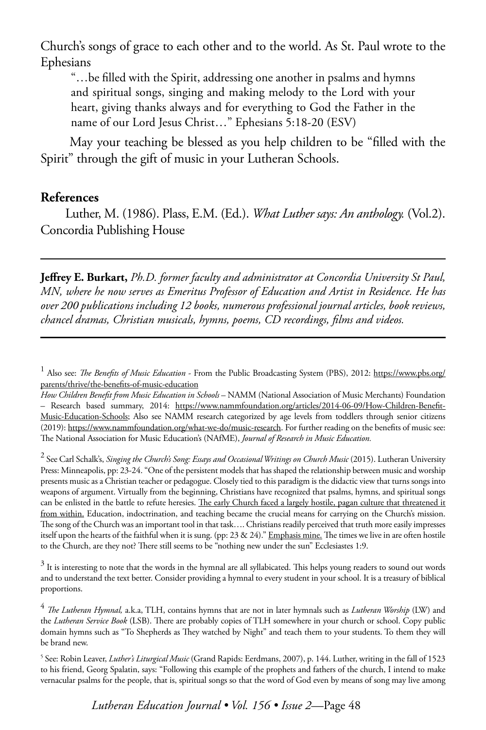Church's songs of grace to each other and to the world. As St. Paul wrote to the Ephesians

> "…be filled with the Spirit, addressing one another in psalms and hymns and spiritual songs, singing and making melody to the Lord with your heart, giving thanks always and for everything to God the Father in the name of our Lord Jesus Christ…" Ephesians 5:18-20 (ESV)

May your teaching be blessed as you help children to be "filled with the Spirit" through the gift of music in your Lutheran Schools.

## References

Luther, M. (1986). Plass, E.M. (Ed.). *What Luther says: An anthology.* (Vol.2). Concordia Publishing House

---

**Jeffrey E. Burkart,** *Ph.D. former faculty and administrator at Concordia University St Paul, MN, where he now serves as Emeritus Professor of Education and Artist in Residence. He has over 200 publications including 12 books, numerous professional journal articles, book reviews, chancel dramas, Christian musicals, hymns, poems, CD recordings, films and videos.*

---

[1] Also see: *The Benefits of Music Education* - From the Public Broadcasting System (PBS), 2012: https://www.pbs.org/parents/thrive/the-benefits-of-music-education

*How Children Benefit from Music Education in Schools* – NAMM (National Association of Music Merchants) Foundation – Research based summary, 2014: https://www.nammfoundation.org/articles/2014-06-09/How-Children-Benefit-Music-Education-Schools; Also see NAMM research categorized by age levels from toddlers through senior citizens (2019): https://www.nammfoundation.org/what-we-do/music-research. For further reading on the benefits of music see: The National Association for Music Education's (NAfME), *Journal of Research in Music Education.*

[2] See Carl Schalk's, *Singing the Church's Song: Essays and Occasional Writings on Church Music* (2015). Lutheran University Press: Minneapolis, pp: 23-24. "One of the persistent models that has shaped the relationship between music and worship presents music as a Christian teacher or pedagogue. Closely tied to this paradigm is the didactic view that turns songs into weapons of argument. Virtually from the beginning, Christians have recognized that psalms, hymns, and spiritual songs can be enlisted in the battle to refute heresies. The early Church faced a largely hostile, pagan culture that threatened it from within. Education, indoctrination, and teaching became the crucial means for carrying on the Church's mission. The song of the Church was an important tool in that task…. Christians readily perceived that truth more easily impresses itself upon the hearts of the faithful when it is sung. (pp: 23 & 24)." Emphasis mine. The times we live in are often hostile to the Church, are they not? There still seems to be "nothing new under the sun" Ecclesiastes 1:9.

[3] It is interesting to note that the words in the hymnal are all syllabicated. This helps young readers to sound out words and to understand the text better. Consider providing a hymnal to every student in your school. It is a treasury of biblical proportions.

[4] *The Lutheran Hymnal,* a.k.a, TLH, contains hymns that are not in later hymnals such as *Lutheran Worship* (LW) and the *Lutheran Service Book* (LSB). There are probably copies of TLH somewhere in your church or school. Copy public domain hymns such as "To Shepherds as They watched by Night" and teach them to your students. To them they will be brand new.

[5] See: Robin Leaver, *Luther's Liturgical Music* (Grand Rapids: Eerdmans, 2007), p. 144. Luther, writing in the fall of 1523 to his friend, Georg Spalatin, says: "Following this example of the prophets and fathers of the church, I intend to make vernacular psalms for the people, that is, spiritual songs so that the word of God even by means of song may live among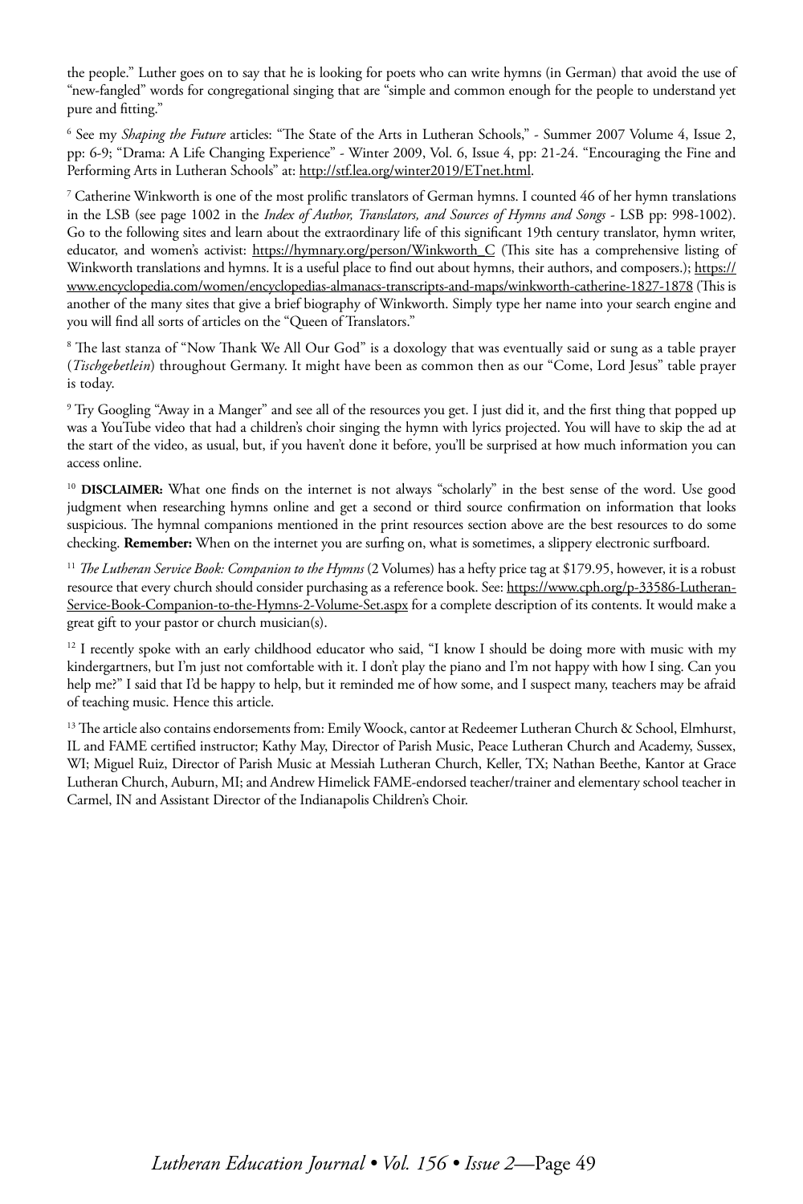the people." Luther goes on to say that he is looking for poets who can write hymns (in German) that avoid the use of "new-fangled" words for congregational singing that are "simple and common enough for the people to understand yet pure and fitting."

[6] See my *Shaping the Future* articles: "The State of the Arts in Lutheran Schools," - Summer 2007 Volume 4, Issue 2, pp: 6-9; "Drama: A Life Changing Experience" - Winter 2009, Vol. 6, Issue 4, pp: 21-24. "Encouraging the Fine and Performing Arts in Lutheran Schools" at: http://stf.lea.org/winter2019/ETnet.html.

[7] Catherine Winkworth is one of the most prolific translators of German hymns. I counted 46 of her hymn translations in the LSB (see page 1002 in the *Index of Author, Translators, and Sources of Hymns and Songs* - LSB pp: 998-1002). Go to the following sites and learn about the extraordinary life of this significant 19th century translator, hymn writer, educator, and women's activist: https://hymnary.org/person/Winkworth_C (This site has a comprehensive listing of Winkworth translations and hymns. It is a useful place to find out about hymns, their authors, and composers.); https://www.encyclopedia.com/women/encyclopedias-almanacs-transcripts-and-maps/winkworth-catherine-1827-1878 (This is another of the many sites that give a brief biography of Winkworth. Simply type her name into your search engine and you will find all sorts of articles on the "Queen of Translators."

[8] The last stanza of "Now Thank We All Our God" is a doxology that was eventually said or sung as a table prayer (*Tischgebetlein*) throughout Germany. It might have been as common then as our "Come, Lord Jesus" table prayer is today.

[9] Try Googling "Away in a Manger" and see all of the resources you get. I just did it, and the first thing that popped up was a YouTube video that had a children's choir singing the hymn with lyrics projected. You will have to skip the ad at the start of the video, as usual, but, if you haven't done it before, you'll be surprised at how much information you can access online.

[10] **DISCLAIMER:** What one finds on the internet is not always "scholarly" in the best sense of the word. Use good judgment when researching hymns online and get a second or third source confirmation on information that looks suspicious. The hymnal companions mentioned in the print resources section above are the best resources to do some checking. **Remember:** When on the internet you are surfing on, what is sometimes, a slippery electronic surfboard.

[11] *The Lutheran Service Book: Companion to the Hymns* (2 Volumes) has a hefty price tag at $179.95, however, it is a robust resource that every church should consider purchasing as a reference book. See: https://www.cph.org/p-33586-Lutheran-Service-Book-Companion-to-the-Hymns-2-Volume-Set.aspx for a complete description of its contents. It would make a great gift to your pastor or church musician(s).

[12] I recently spoke with an early childhood educator who said, "I know I should be doing more with music with my kindergartners, but I'm just not comfortable with it. I don't play the piano and I'm not happy with how I sing. Can you help me?" I said that I'd be happy to help, but it reminded me of how some, and I suspect many, teachers may be afraid of teaching music. Hence this article.

[13] The article also contains endorsements from: Emily Woock, cantor at Redeemer Lutheran Church & School, Elmhurst, IL and FAME certified instructor; Kathy May, Director of Parish Music, Peace Lutheran Church and Academy, Sussex, WI; Miguel Ruiz, Director of Parish Music at Messiah Lutheran Church, Keller, TX; Nathan Beethe, Kantor at Grace Lutheran Church, Auburn, MI; and Andrew Himelick FAME-endorsed teacher/trainer and elementary school teacher in Carmel, IN and Assistant Director of the Indianapolis Children's Choir.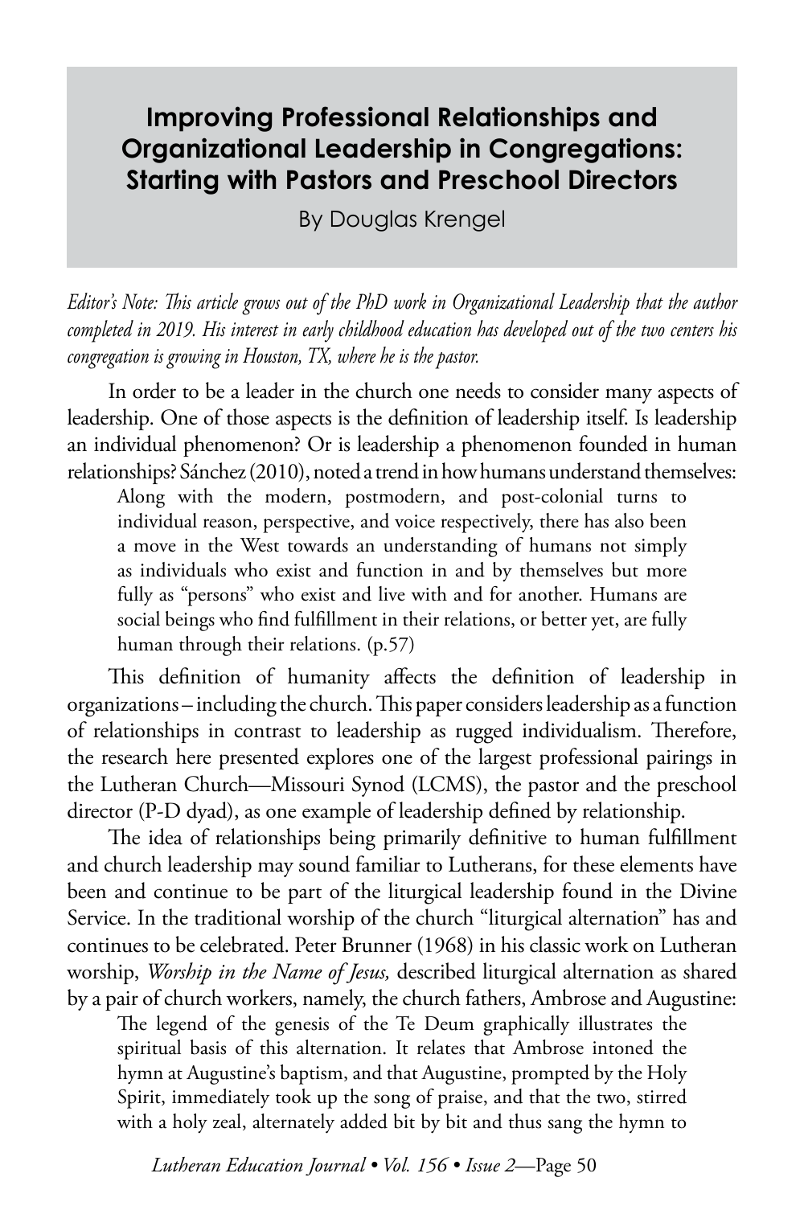# Improving Professional Relationships and Organizational Leadership in Congregations: Starting with Pastors and Preschool Directors

By Douglas Krengel

*Editor's Note: This article grows out of the PhD work in Organizational Leadership that the author completed in 2019. His interest in early childhood education has developed out of the two centers his congregation is growing in Houston, TX, where he is the pastor.*

In order to be a leader in the church one needs to consider many aspects of leadership. One of those aspects is the definition of leadership itself. Is leadership an individual phenomenon? Or is leadership a phenomenon founded in human relationships? Sánchez (2010), noted a trend in how humans understand themselves:

> Along with the modern, postmodern, and post-colonial turns to individual reason, perspective, and voice respectively, there has also been a move in the West towards an understanding of humans not simply as individuals who exist and function in and by themselves but more fully as "persons" who exist and live with and for another. Humans are social beings who find fulfillment in their relations, or better yet, are fully human through their relations. (p.57)

This definition of humanity affects the definition of leadership in organizations – including the church. This paper considers leadership as a function of relationships in contrast to leadership as rugged individualism. Therefore, the research here presented explores one of the largest professional pairings in the Lutheran Church—Missouri Synod (LCMS), the pastor and the preschool director (P-D dyad), as one example of leadership defined by relationship.

The idea of relationships being primarily definitive to human fulfillment and church leadership may sound familiar to Lutherans, for these elements have been and continue to be part of the liturgical leadership found in the Divine Service. In the traditional worship of the church "liturgical alternation" has and continues to be celebrated. Peter Brunner (1968) in his classic work on Lutheran worship, *Worship in the Name of Jesus,* described liturgical alternation as shared by a pair of church workers, namely, the church fathers, Ambrose and Augustine:

> The legend of the genesis of the Te Deum graphically illustrates the spiritual basis of this alternation. It relates that Ambrose intoned the hymn at Augustine's baptism, and that Augustine, prompted by the Holy Spirit, immediately took up the song of praise, and that the two, stirred with a holy zeal, alternately added bit by bit and thus sang the hymn to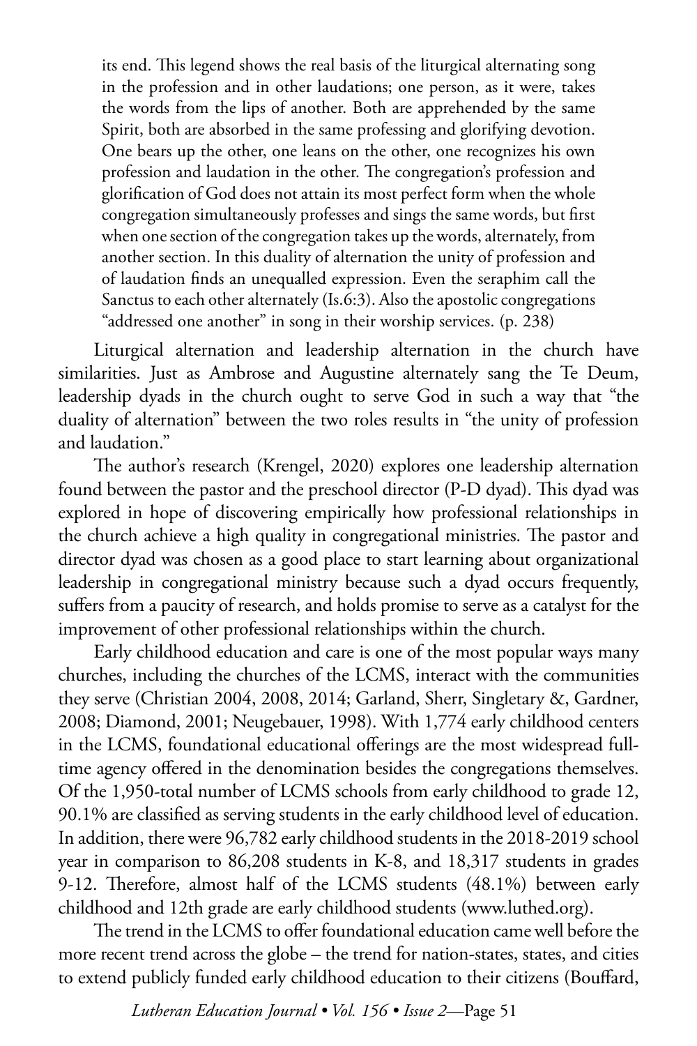> its end. This legend shows the real basis of the liturgical alternating song in the profession and in other laudations; one person, as it were, takes the words from the lips of another. Both are apprehended by the same Spirit, both are absorbed in the same professing and glorifying devotion. One bears up the other, one leans on the other, one recognizes his own profession and laudation in the other. The congregation's profession and glorification of God does not attain its most perfect form when the whole congregation simultaneously professes and sings the same words, but first when one section of the congregation takes up the words, alternately, from another section. In this duality of alternation the unity of profession and of laudation finds an unequalled expression. Even the seraphim call the Sanctus to each other alternately (Is.6:3). Also the apostolic congregations "addressed one another" in song in their worship services. (p. 238)

Liturgical alternation and leadership alternation in the church have similarities. Just as Ambrose and Augustine alternately sang the Te Deum, leadership dyads in the church ought to serve God in such a way that "the duality of alternation" between the two roles results in "the unity of profession and laudation."

The author's research (Krengel, 2020) explores one leadership alternation found between the pastor and the preschool director (P-D dyad). This dyad was explored in hope of discovering empirically how professional relationships in the church achieve a high quality in congregational ministries. The pastor and director dyad was chosen as a good place to start learning about organizational leadership in congregational ministry because such a dyad occurs frequently, suffers from a paucity of research, and holds promise to serve as a catalyst for the improvement of other professional relationships within the church.

Early childhood education and care is one of the most popular ways many churches, including the churches of the LCMS, interact with the communities they serve (Christian 2004, 2008, 2014; Garland, Sherr, Singletary &, Gardner, 2008; Diamond, 2001; Neugebauer, 1998). With 1,774 early childhood centers in the LCMS, foundational educational offerings are the most widespread full-time agency offered in the denomination besides the congregations themselves. Of the 1,950-total number of LCMS schools from early childhood to grade 12, 90.1% are classified as serving students in the early childhood level of education. In addition, there were 96,782 early childhood students in the 2018-2019 school year in comparison to 86,208 students in K-8, and 18,317 students in grades 9-12. Therefore, almost half of the LCMS students (48.1%) between early childhood and 12th grade are early childhood students (www.luthed.org).

The trend in the LCMS to offer foundational education came well before the more recent trend across the globe – the trend for nation-states, states, and cities to extend publicly funded early childhood education to their citizens (Bouffard,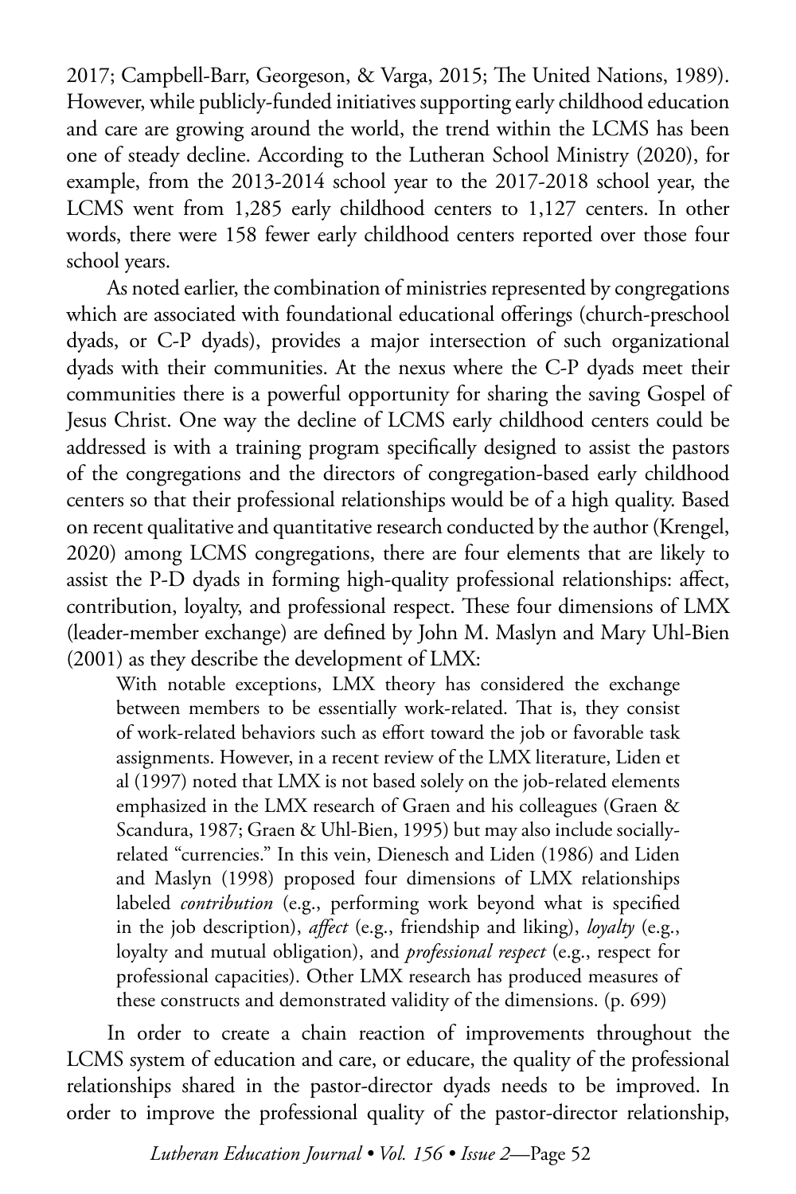2017; Campbell-Barr, Georgeson, & Varga, 2015; The United Nations, 1989). However, while publicly-funded initiatives supporting early childhood education and care are growing around the world, the trend within the LCMS has been one of steady decline. According to the Lutheran School Ministry (2020), for example, from the 2013-2014 school year to the 2017-2018 school year, the LCMS went from 1,285 early childhood centers to 1,127 centers. In other words, there were 158 fewer early childhood centers reported over those four school years.

As noted earlier, the combination of ministries represented by congregations which are associated with foundational educational offerings (church-preschool dyads, or C-P dyads), provides a major intersection of such organizational dyads with their communities. At the nexus where the C-P dyads meet their communities there is a powerful opportunity for sharing the saving Gospel of Jesus Christ. One way the decline of LCMS early childhood centers could be addressed is with a training program specifically designed to assist the pastors of the congregations and the directors of congregation-based early childhood centers so that their professional relationships would be of a high quality. Based on recent qualitative and quantitative research conducted by the author (Krengel, 2020) among LCMS congregations, there are four elements that are likely to assist the P-D dyads in forming high-quality professional relationships: affect, contribution, loyalty, and professional respect. These four dimensions of LMX (leader-member exchange) are defined by John M. Maslyn and Mary Uhl-Bien (2001) as they describe the development of LMX:

> With notable exceptions, LMX theory has considered the exchange between members to be essentially work-related. That is, they consist of work-related behaviors such as effort toward the job or favorable task assignments. However, in a recent review of the LMX literature, Liden et al (1997) noted that LMX is not based solely on the job-related elements emphasized in the LMX research of Graen and his colleagues (Graen & Scandura, 1987; Graen & Uhl-Bien, 1995) but may also include socially-related "currencies." In this vein, Dienesch and Liden (1986) and Liden and Maslyn (1998) proposed four dimensions of LMX relationships labeled *contribution* (e.g., performing work beyond what is specified in the job description), *affect* (e.g., friendship and liking), *loyalty* (e.g., loyalty and mutual obligation), and *professional respect* (e.g., respect for professional capacities). Other LMX research has produced measures of these constructs and demonstrated validity of the dimensions. (p. 699)

In order to create a chain reaction of improvements throughout the LCMS system of education and care, or educare, the quality of the professional relationships shared in the pastor-director dyads needs to be improved. In order to improve the professional quality of the pastor-director relationship,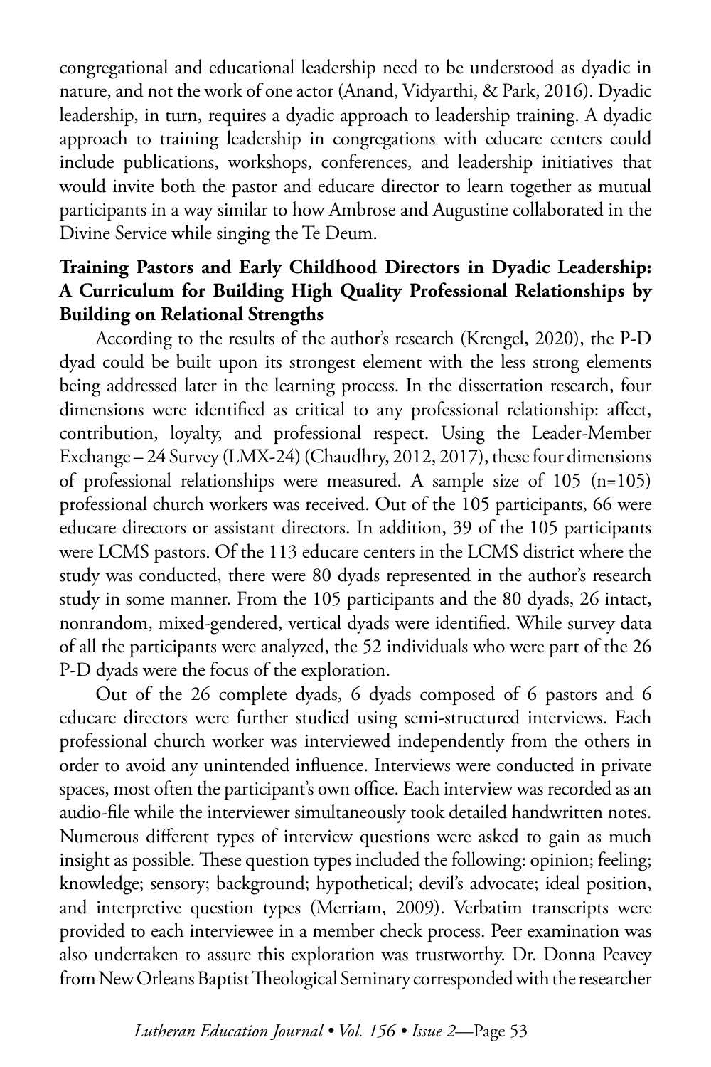congregational and educational leadership need to be understood as dyadic in nature, and not the work of one actor (Anand, Vidyarthi, & Park, 2016). Dyadic leadership, in turn, requires a dyadic approach to leadership training. A dyadic approach to training leadership in congregations with educare centers could include publications, workshops, conferences, and leadership initiatives that would invite both the pastor and educare director to learn together as mutual participants in a way similar to how Ambrose and Augustine collaborated in the Divine Service while singing the Te Deum.

**Training Pastors and Early Childhood Directors in Dyadic Leadership: A Curriculum for Building High Quality Professional Relationships by Building on Relational Strengths**

According to the results of the author's research (Krengel, 2020), the P-D dyad could be built upon its strongest element with the less strong elements being addressed later in the learning process. In the dissertation research, four dimensions were identified as critical to any professional relationship: affect, contribution, loyalty, and professional respect. Using the Leader-Member Exchange – 24 Survey (LMX-24) (Chaudhry, 2012, 2017), these four dimensions of professional relationships were measured. A sample size of 105 (n=105) professional church workers was received. Out of the 105 participants, 66 were educare directors or assistant directors. In addition, 39 of the 105 participants were LCMS pastors. Of the 113 educare centers in the LCMS district where the study was conducted, there were 80 dyads represented in the author's research study in some manner. From the 105 participants and the 80 dyads, 26 intact, nonrandom, mixed-gendered, vertical dyads were identified. While survey data of all the participants were analyzed, the 52 individuals who were part of the 26 P-D dyads were the focus of the exploration.

Out of the 26 complete dyads, 6 dyads composed of 6 pastors and 6 educare directors were further studied using semi-structured interviews. Each professional church worker was interviewed independently from the others in order to avoid any unintended influence. Interviews were conducted in private spaces, most often the participant's own office. Each interview was recorded as an audio-file while the interviewer simultaneously took detailed handwritten notes. Numerous different types of interview questions were asked to gain as much insight as possible. These question types included the following: opinion; feeling; knowledge; sensory; background; hypothetical; devil's advocate; ideal position, and interpretive question types (Merriam, 2009). Verbatim transcripts were provided to each interviewee in a member check process. Peer examination was also undertaken to assure this exploration was trustworthy. Dr. Donna Peavey from New Orleans Baptist Theological Seminary corresponded with the researcher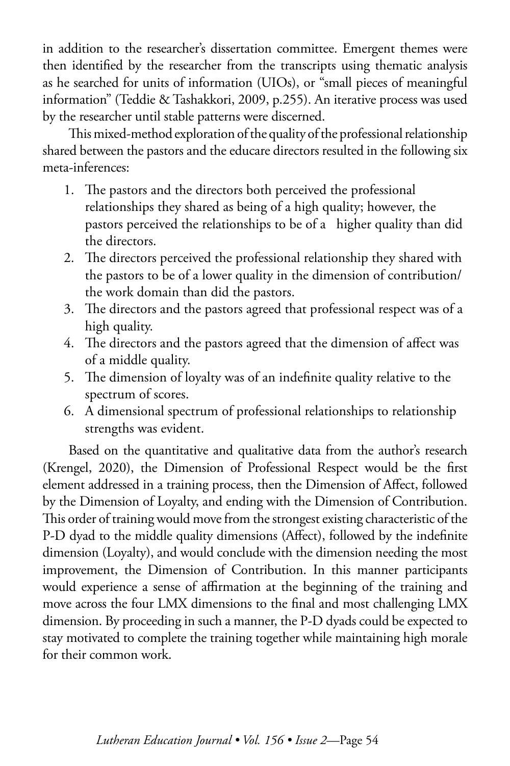in addition to the researcher's dissertation committee. Emergent themes were then identified by the researcher from the transcripts using thematic analysis as he searched for units of information (UIOs), or "small pieces of meaningful information" (Teddie & Tashakkori, 2009, p.255). An iterative process was used by the researcher until stable patterns were discerned.

This mixed-method exploration of the quality of the professional relationship shared between the pastors and the educare directors resulted in the following six meta-inferences:

1. The pastors and the directors both perceived the professional relationships they shared as being of a high quality; however, the pastors perceived the relationships to be of a higher quality than did the directors.
2. The directors perceived the professional relationship they shared with the pastors to be of a lower quality in the dimension of contribution/ the work domain than did the pastors.
3. The directors and the pastors agreed that professional respect was of a high quality.
4. The directors and the pastors agreed that the dimension of affect was of a middle quality.
5. The dimension of loyalty was of an indefinite quality relative to the spectrum of scores.
6. A dimensional spectrum of professional relationships to relationship strengths was evident.

Based on the quantitative and qualitative data from the author's research (Krengel, 2020), the Dimension of Professional Respect would be the first element addressed in a training process, then the Dimension of Affect, followed by the Dimension of Loyalty, and ending with the Dimension of Contribution. This order of training would move from the strongest existing characteristic of the P-D dyad to the middle quality dimensions (Affect), followed by the indefinite dimension (Loyalty), and would conclude with the dimension needing the most improvement, the Dimension of Contribution. In this manner participants would experience a sense of affirmation at the beginning of the training and move across the four LMX dimensions to the final and most challenging LMX dimension. By proceeding in such a manner, the P-D dyads could be expected to stay motivated to complete the training together while maintaining high morale for their common work.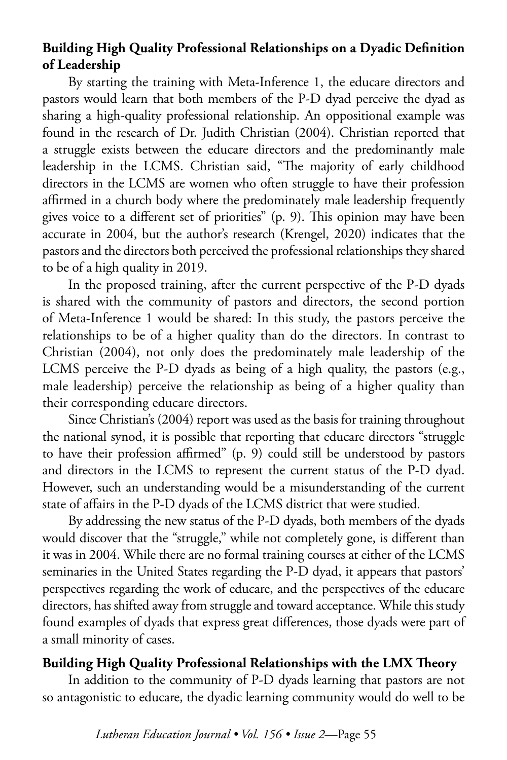**Building High Quality Professional Relationships on a Dyadic Definition of Leadership**

By starting the training with Meta-Inference 1, the educare directors and pastors would learn that both members of the P-D dyad perceive the dyad as sharing a high-quality professional relationship. An oppositional example was found in the research of Dr. Judith Christian (2004). Christian reported that a struggle exists between the educare directors and the predominantly male leadership in the LCMS. Christian said, "The majority of early childhood directors in the LCMS are women who often struggle to have their profession affirmed in a church body where the predominately male leadership frequently gives voice to a different set of priorities" (p. 9). This opinion may have been accurate in 2004, but the author's research (Krengel, 2020) indicates that the pastors and the directors both perceived the professional relationships they shared to be of a high quality in 2019.

In the proposed training, after the current perspective of the P-D dyads is shared with the community of pastors and directors, the second portion of Meta-Inference 1 would be shared: In this study, the pastors perceive the relationships to be of a higher quality than do the directors. In contrast to Christian (2004), not only does the predominately male leadership of the LCMS perceive the P-D dyads as being of a high quality, the pastors (e.g., male leadership) perceive the relationship as being of a higher quality than their corresponding educare directors.

Since Christian's (2004) report was used as the basis for training throughout the national synod, it is possible that reporting that educare directors "struggle to have their profession affirmed" (p. 9) could still be understood by pastors and directors in the LCMS to represent the current status of the P-D dyad. However, such an understanding would be a misunderstanding of the current state of affairs in the P-D dyads of the LCMS district that were studied.

By addressing the new status of the P-D dyads, both members of the dyads would discover that the "struggle," while not completely gone, is different than it was in 2004. While there are no formal training courses at either of the LCMS seminaries in the United States regarding the P-D dyad, it appears that pastors' perspectives regarding the work of educare, and the perspectives of the educare directors, has shifted away from struggle and toward acceptance. While this study found examples of dyads that express great differences, those dyads were part of a small minority of cases.

**Building High Quality Professional Relationships with the LMX Theory**

In addition to the community of P-D dyads learning that pastors are not so antagonistic to educare, the dyadic learning community would do well to be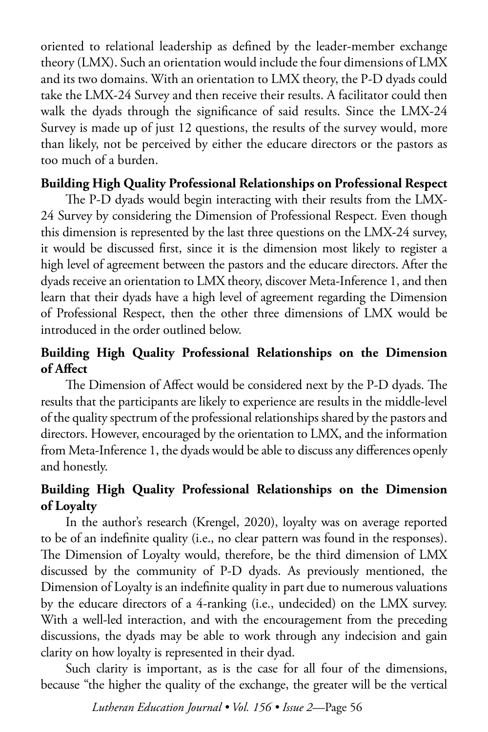oriented to relational leadership as defined by the leader-member exchange theory (LMX). Such an orientation would include the four dimensions of LMX and its two domains. With an orientation to LMX theory, the P-D dyads could take the LMX-24 Survey and then receive their results. A facilitator could then walk the dyads through the significance of said results. Since the LMX-24 Survey is made up of just 12 questions, the results of the survey would, more than likely, not be perceived by either the educare directors or the pastors as too much of a burden.

**Building High Quality Professional Relationships on Professional Respect**

The P-D dyads would begin interacting with their results from the LMX-24 Survey by considering the Dimension of Professional Respect. Even though this dimension is represented by the last three questions on the LMX-24 survey, it would be discussed first, since it is the dimension most likely to register a high level of agreement between the pastors and the educare directors. After the dyads receive an orientation to LMX theory, discover Meta-Inference 1, and then learn that their dyads have a high level of agreement regarding the Dimension of Professional Respect, then the other three dimensions of LMX would be introduced in the order outlined below.

**Building High Quality Professional Relationships on the Dimension of Affect**

The Dimension of Affect would be considered next by the P-D dyads. The results that the participants are likely to experience are results in the middle-level of the quality spectrum of the professional relationships shared by the pastors and directors. However, encouraged by the orientation to LMX, and the information from Meta-Inference 1, the dyads would be able to discuss any differences openly and honestly.

**Building High Quality Professional Relationships on the Dimension of Loyalty**

In the author's research (Krengel, 2020), loyalty was on average reported to be of an indefinite quality (i.e., no clear pattern was found in the responses). The Dimension of Loyalty would, therefore, be the third dimension of LMX discussed by the community of P-D dyads. As previously mentioned, the Dimension of Loyalty is an indefinite quality in part due to numerous valuations by the educare directors of a 4-ranking (i.e., undecided) on the LMX survey. With a well-led interaction, and with the encouragement from the preceding discussions, the dyads may be able to work through any indecision and gain clarity on how loyalty is represented in their dyad.

Such clarity is important, as is the case for all four of the dimensions, because "the higher the quality of the exchange, the greater will be the vertical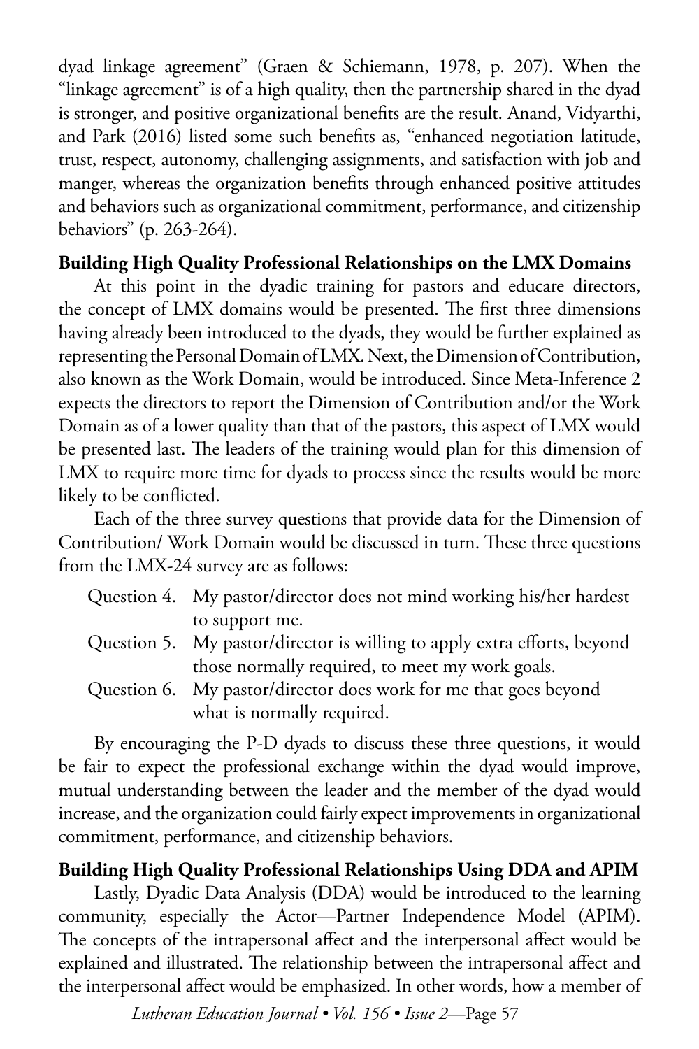dyad linkage agreement" (Graen & Schiemann, 1978, p. 207). When the "linkage agreement" is of a high quality, then the partnership shared in the dyad is stronger, and positive organizational benefits are the result. Anand, Vidyarthi, and Park (2016) listed some such benefits as, "enhanced negotiation latitude, trust, respect, autonomy, challenging assignments, and satisfaction with job and manger, whereas the organization benefits through enhanced positive attitudes and behaviors such as organizational commitment, performance, and citizenship behaviors" (p. 263-264).

**Building High Quality Professional Relationships on the LMX Domains**

At this point in the dyadic training for pastors and educare directors, the concept of LMX domains would be presented. The first three dimensions having already been introduced to the dyads, they would be further explained as representing the Personal Domain of LMX. Next, the Dimension of Contribution, also known as the Work Domain, would be introduced. Since Meta-Inference 2 expects the directors to report the Dimension of Contribution and/or the Work Domain as of a lower quality than that of the pastors, this aspect of LMX would be presented last. The leaders of the training would plan for this dimension of LMX to require more time for dyads to process since the results would be more likely to be conflicted.

Each of the three survey questions that provide data for the Dimension of Contribution/ Work Domain would be discussed in turn. These three questions from the LMX-24 survey are as follows:

Question 4. My pastor/director does not mind working his/her hardest to support me.
Question 5. My pastor/director is willing to apply extra efforts, beyond those normally required, to meet my work goals.
Question 6. My pastor/director does work for me that goes beyond what is normally required.

By encouraging the P-D dyads to discuss these three questions, it would be fair to expect the professional exchange within the dyad would improve, mutual understanding between the leader and the member of the dyad would increase, and the organization could fairly expect improvements in organizational commitment, performance, and citizenship behaviors.

**Building High Quality Professional Relationships Using DDA and APIM**

Lastly, Dyadic Data Analysis (DDA) would be introduced to the learning community, especially the Actor—Partner Independence Model (APIM). The concepts of the intrapersonal affect and the interpersonal affect would be explained and illustrated. The relationship between the intrapersonal affect and the interpersonal affect would be emphasized. In other words, how a member of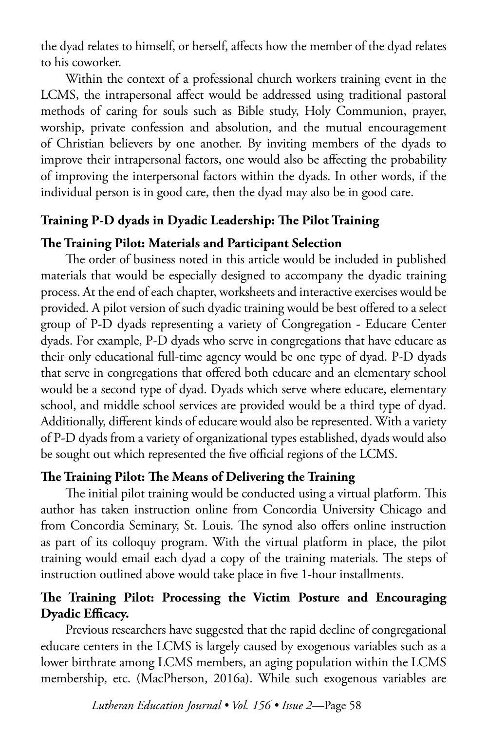the dyad relates to himself, or herself, affects how the member of the dyad relates to his coworker.

Within the context of a professional church workers training event in the LCMS, the intrapersonal affect would be addressed using traditional pastoral methods of caring for souls such as Bible study, Holy Communion, prayer, worship, private confession and absolution, and the mutual encouragement of Christian believers by one another. By inviting members of the dyads to improve their intrapersonal factors, one would also be affecting the probability of improving the interpersonal factors within the dyads. In other words, if the individual person is in good care, then the dyad may also be in good care.

## Training P-D dyads in Dyadic Leadership: The Pilot Training

### The Training Pilot: Materials and Participant Selection

The order of business noted in this article would be included in published materials that would be especially designed to accompany the dyadic training process. At the end of each chapter, worksheets and interactive exercises would be provided. A pilot version of such dyadic training would be best offered to a select group of P-D dyads representing a variety of Congregation - Educare Center dyads. For example, P-D dyads who serve in congregations that have educare as their only educational full-time agency would be one type of dyad. P-D dyads that serve in congregations that offered both educare and an elementary school would be a second type of dyad. Dyads which serve where educare, elementary school, and middle school services are provided would be a third type of dyad. Additionally, different kinds of educare would also be represented. With a variety of P-D dyads from a variety of organizational types established, dyads would also be sought out which represented the five official regions of the LCMS.

### The Training Pilot: The Means of Delivering the Training

The initial pilot training would be conducted using a virtual platform. This author has taken instruction online from Concordia University Chicago and from Concordia Seminary, St. Louis. The synod also offers online instruction as part of its colloquy program. With the virtual platform in place, the pilot training would email each dyad a copy of the training materials. The steps of instruction outlined above would take place in five 1-hour installments.

### The Training Pilot: Processing the Victim Posture and Encouraging Dyadic Efficacy.

Previous researchers have suggested that the rapid decline of congregational educare centers in the LCMS is largely caused by exogenous variables such as a lower birthrate among LCMS members, an aging population within the LCMS membership, etc. (MacPherson, 2016a). While such exogenous variables are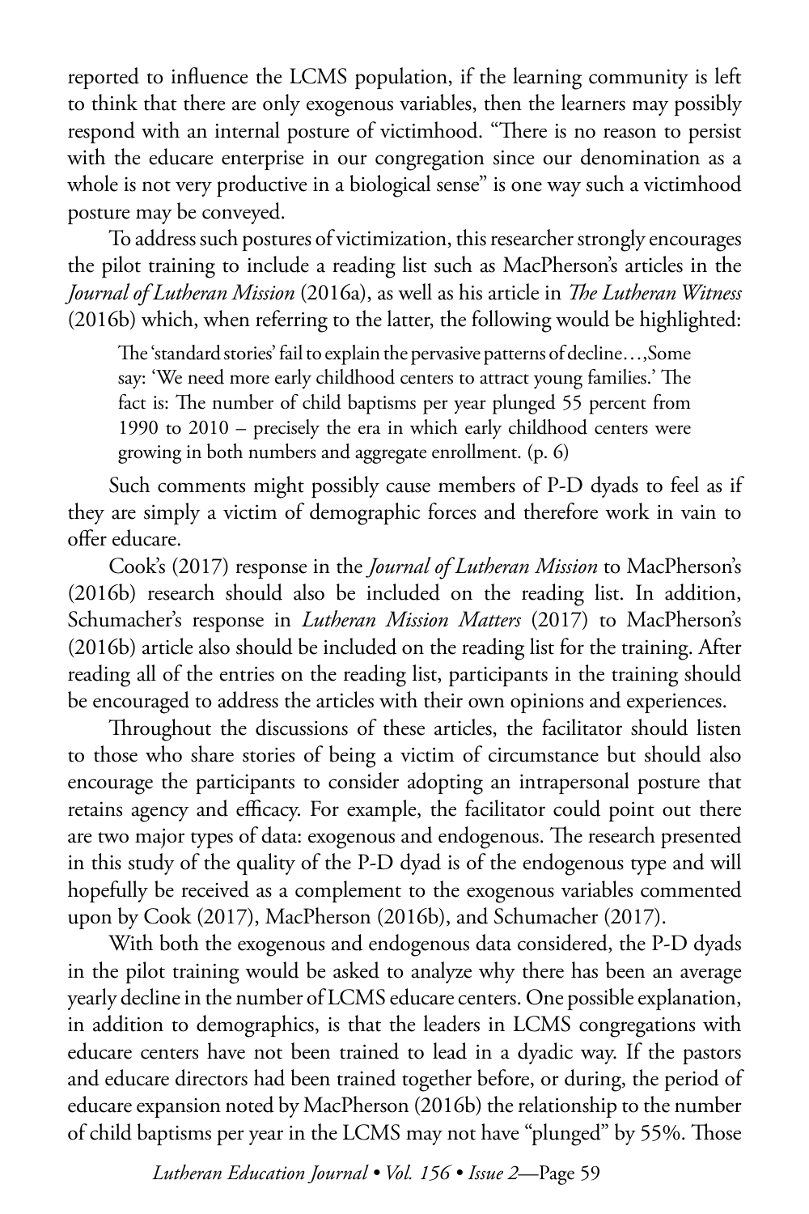reported to influence the LCMS population, if the learning community is left to think that there are only exogenous variables, then the learners may possibly respond with an internal posture of victimhood. "There is no reason to persist with the educare enterprise in our congregation since our denomination as a whole is not very productive in a biological sense" is one way such a victimhood posture may be conveyed.

To address such postures of victimization, this researcher strongly encourages the pilot training to include a reading list such as MacPherson's articles in the *Journal of Lutheran Mission* (2016a), as well as his article in *The Lutheran Witness* (2016b) which, when referring to the latter, the following would be highlighted:

> The 'standard stories' fail to explain the pervasive patterns of decline…,Some say: 'We need more early childhood centers to attract young families.' The fact is: The number of child baptisms per year plunged 55 percent from 1990 to 2010 – precisely the era in which early childhood centers were growing in both numbers and aggregate enrollment. (p. 6)

Such comments might possibly cause members of P-D dyads to feel as if they are simply a victim of demographic forces and therefore work in vain to offer educare.

Cook's (2017) response in the *Journal of Lutheran Mission* to MacPherson's (2016b) research should also be included on the reading list. In addition, Schumacher's response in *Lutheran Mission Matters* (2017) to MacPherson's (2016b) article also should be included on the reading list for the training. After reading all of the entries on the reading list, participants in the training should be encouraged to address the articles with their own opinions and experiences.

Throughout the discussions of these articles, the facilitator should listen to those who share stories of being a victim of circumstance but should also encourage the participants to consider adopting an intrapersonal posture that retains agency and efficacy. For example, the facilitator could point out there are two major types of data: exogenous and endogenous. The research presented in this study of the quality of the P-D dyad is of the endogenous type and will hopefully be received as a complement to the exogenous variables commented upon by Cook (2017), MacPherson (2016b), and Schumacher (2017).

With both the exogenous and endogenous data considered, the P-D dyads in the pilot training would be asked to analyze why there has been an average yearly decline in the number of LCMS educare centers. One possible explanation, in addition to demographics, is that the leaders in LCMS congregations with educare centers have not been trained to lead in a dyadic way. If the pastors and educare directors had been trained together before, or during, the period of educare expansion noted by MacPherson (2016b) the relationship to the number of child baptisms per year in the LCMS may not have "plunged" by 55%. Those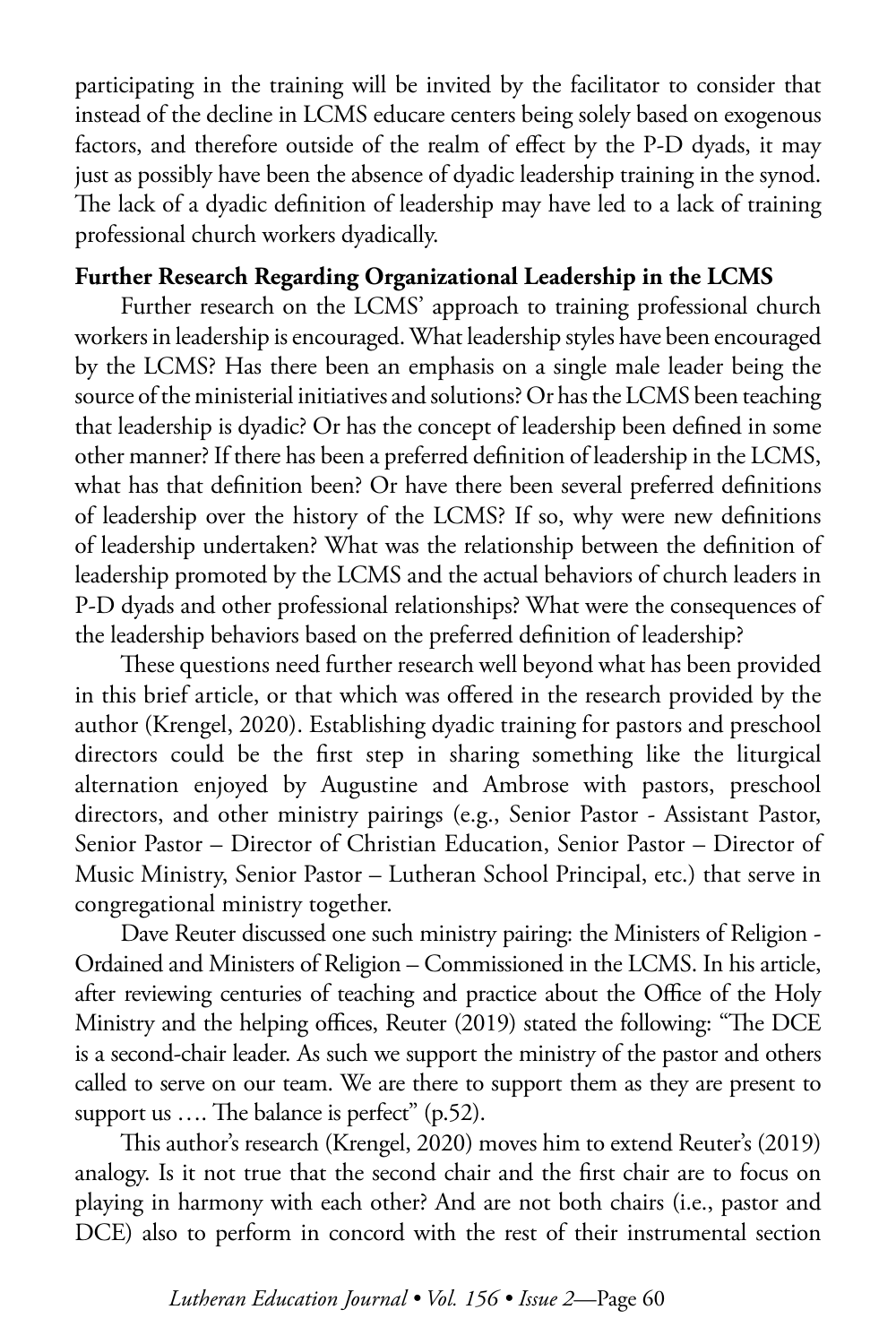participating in the training will be invited by the facilitator to consider that instead of the decline in LCMS educare centers being solely based on exogenous factors, and therefore outside of the realm of effect by the P-D dyads, it may just as possibly have been the absence of dyadic leadership training in the synod. The lack of a dyadic definition of leadership may have led to a lack of training professional church workers dyadically.

**Further Research Regarding Organizational Leadership in the LCMS**

Further research on the LCMS' approach to training professional church workers in leadership is encouraged. What leadership styles have been encouraged by the LCMS? Has there been an emphasis on a single male leader being the source of the ministerial initiatives and solutions? Or has the LCMS been teaching that leadership is dyadic? Or has the concept of leadership been defined in some other manner? If there has been a preferred definition of leadership in the LCMS, what has that definition been? Or have there been several preferred definitions of leadership over the history of the LCMS? If so, why were new definitions of leadership undertaken? What was the relationship between the definition of leadership promoted by the LCMS and the actual behaviors of church leaders in P-D dyads and other professional relationships? What were the consequences of the leadership behaviors based on the preferred definition of leadership?

These questions need further research well beyond what has been provided in this brief article, or that which was offered in the research provided by the author (Krengel, 2020). Establishing dyadic training for pastors and preschool directors could be the first step in sharing something like the liturgical alternation enjoyed by Augustine and Ambrose with pastors, preschool directors, and other ministry pairings (e.g., Senior Pastor - Assistant Pastor, Senior Pastor – Director of Christian Education, Senior Pastor – Director of Music Ministry, Senior Pastor – Lutheran School Principal, etc.) that serve in congregational ministry together.

Dave Reuter discussed one such ministry pairing: the Ministers of Religion - Ordained and Ministers of Religion – Commissioned in the LCMS. In his article, after reviewing centuries of teaching and practice about the Office of the Holy Ministry and the helping offices, Reuter (2019) stated the following: "The DCE is a second-chair leader. As such we support the ministry of the pastor and others called to serve on our team. We are there to support them as they are present to support us …. The balance is perfect" (p.52).

This author's research (Krengel, 2020) moves him to extend Reuter's (2019) analogy. Is it not true that the second chair and the first chair are to focus on playing in harmony with each other? And are not both chairs (i.e., pastor and DCE) also to perform in concord with the rest of their instrumental section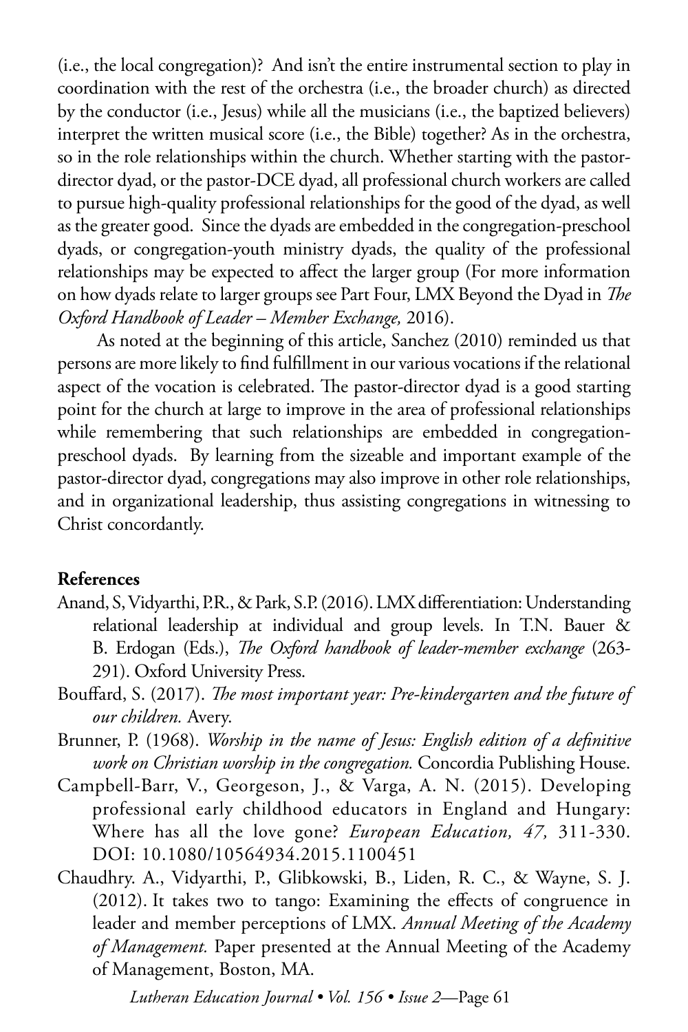(i.e., the local congregation)? And isn't the entire instrumental section to play in coordination with the rest of the orchestra (i.e., the broader church) as directed by the conductor (i.e., Jesus) while all the musicians (i.e., the baptized believers) interpret the written musical score (i.e., the Bible) together? As in the orchestra, so in the role relationships within the church. Whether starting with the pastor-director dyad, or the pastor-DCE dyad, all professional church workers are called to pursue high-quality professional relationships for the good of the dyad, as well as the greater good. Since the dyads are embedded in the congregation-preschool dyads, or congregation-youth ministry dyads, the quality of the professional relationships may be expected to affect the larger group (For more information on how dyads relate to larger groups see Part Four, LMX Beyond the Dyad in *The Oxford Handbook of Leader – Member Exchange,* 2016).

As noted at the beginning of this article, Sanchez (2010) reminded us that persons are more likely to find fulfillment in our various vocations if the relational aspect of the vocation is celebrated. The pastor-director dyad is a good starting point for the church at large to improve in the area of professional relationships while remembering that such relationships are embedded in congregation-preschool dyads. By learning from the sizeable and important example of the pastor-director dyad, congregations may also improve in other role relationships, and in organizational leadership, thus assisting congregations in witnessing to Christ concordantly.

## References

Anand, S, Vidyarthi, P.R., & Park, S.P. (2016). LMX differentiation: Understanding relational leadership at individual and group levels. In T.N. Bauer & B. Erdogan (Eds.), *The Oxford handbook of leader-member exchange* (263-291). Oxford University Press.

Bouffard, S. (2017). *The most important year: Pre-kindergarten and the future of our children.* Avery.

Brunner, P. (1968). *Worship in the name of Jesus: English edition of a definitive work on Christian worship in the congregation.* Concordia Publishing House.

Campbell-Barr, V., Georgeson, J., & Varga, A. N. (2015). Developing professional early childhood educators in England and Hungary: Where has all the love gone? *European Education, 47,* 311-330. DOI: 10.1080/10564934.2015.1100451

Chaudhry. A., Vidyarthi, P., Glibkowski, B., Liden, R. C., & Wayne, S. J. (2012). It takes two to tango: Examining the effects of congruence in leader and member perceptions of LMX. *Annual Meeting of the Academy of Management.* Paper presented at the Annual Meeting of the Academy of Management, Boston, MA.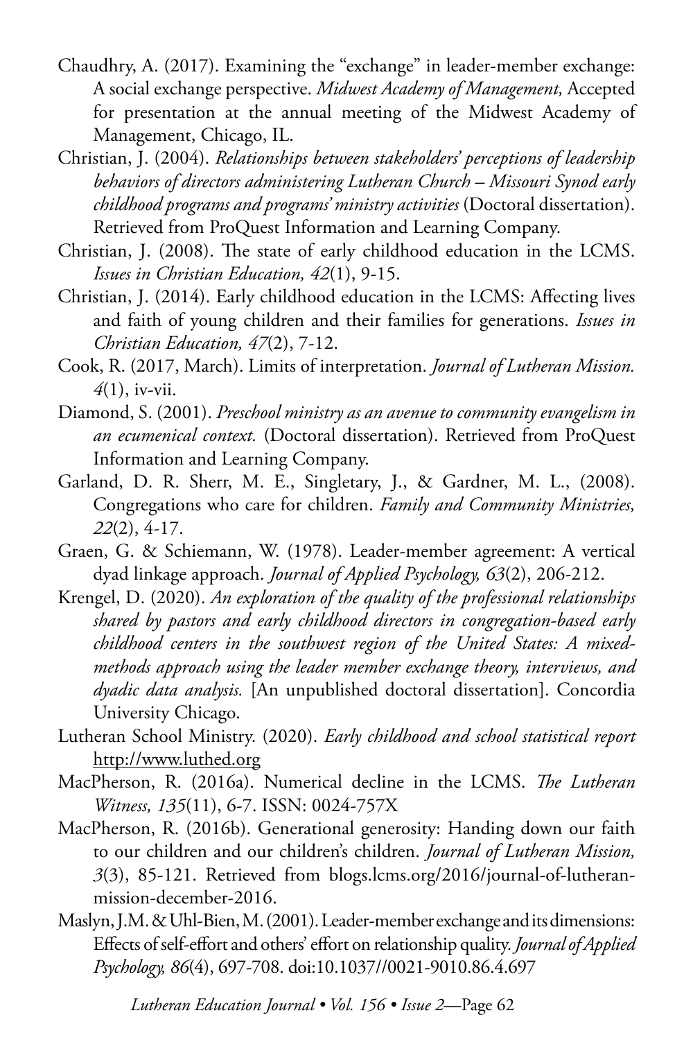Chaudhry, A. (2017). Examining the "exchange" in leader-member exchange: A social exchange perspective. *Midwest Academy of Management,* Accepted for presentation at the annual meeting of the Midwest Academy of Management, Chicago, IL.

Christian, J. (2004). *Relationships between stakeholders' perceptions of leadership behaviors of directors administering Lutheran Church – Missouri Synod early childhood programs and programs' ministry activities* (Doctoral dissertation). Retrieved from ProQuest Information and Learning Company.

Christian, J. (2008). The state of early childhood education in the LCMS. *Issues in Christian Education, 42*(1), 9-15.

Christian, J. (2014). Early childhood education in the LCMS: Affecting lives and faith of young children and their families for generations. *Issues in Christian Education, 47*(2), 7-12.

Cook, R. (2017, March). Limits of interpretation. *Journal of Lutheran Mission. 4*(1), iv-vii.

Diamond, S. (2001). *Preschool ministry as an avenue to community evangelism in an ecumenical context.* (Doctoral dissertation). Retrieved from ProQuest Information and Learning Company.

Garland, D. R. Sherr, M. E., Singletary, J., & Gardner, M. L., (2008). Congregations who care for children. *Family and Community Ministries, 22*(2), 4-17.

Graen, G. & Schiemann, W. (1978). Leader-member agreement: A vertical dyad linkage approach. *Journal of Applied Psychology, 63*(2), 206-212.

Krengel, D. (2020). *An exploration of the quality of the professional relationships shared by pastors and early childhood directors in congregation-based early childhood centers in the southwest region of the United States: A mixed-methods approach using the leader member exchange theory, interviews, and dyadic data analysis.* [An unpublished doctoral dissertation]. Concordia University Chicago.

Lutheran School Ministry. (2020). *Early childhood and school statistical report* http://www.luthed.org

MacPherson, R. (2016a). Numerical decline in the LCMS. *The Lutheran Witness, 135*(11), 6-7. ISSN: 0024-757X

MacPherson, R. (2016b). Generational generosity: Handing down our faith to our children and our children's children. *Journal of Lutheran Mission, 3*(3), 85-121. Retrieved from blogs.lcms.org/2016/journal-of-lutheran-mission-december-2016.

Maslyn, J.M. & Uhl-Bien, M. (2001). Leader-member exchange and its dimensions: Effects of self-effort and others' effort on relationship quality. *Journal of Applied Psychology, 86*(4), 697-708. doi:10.1037//0021-9010.86.4.697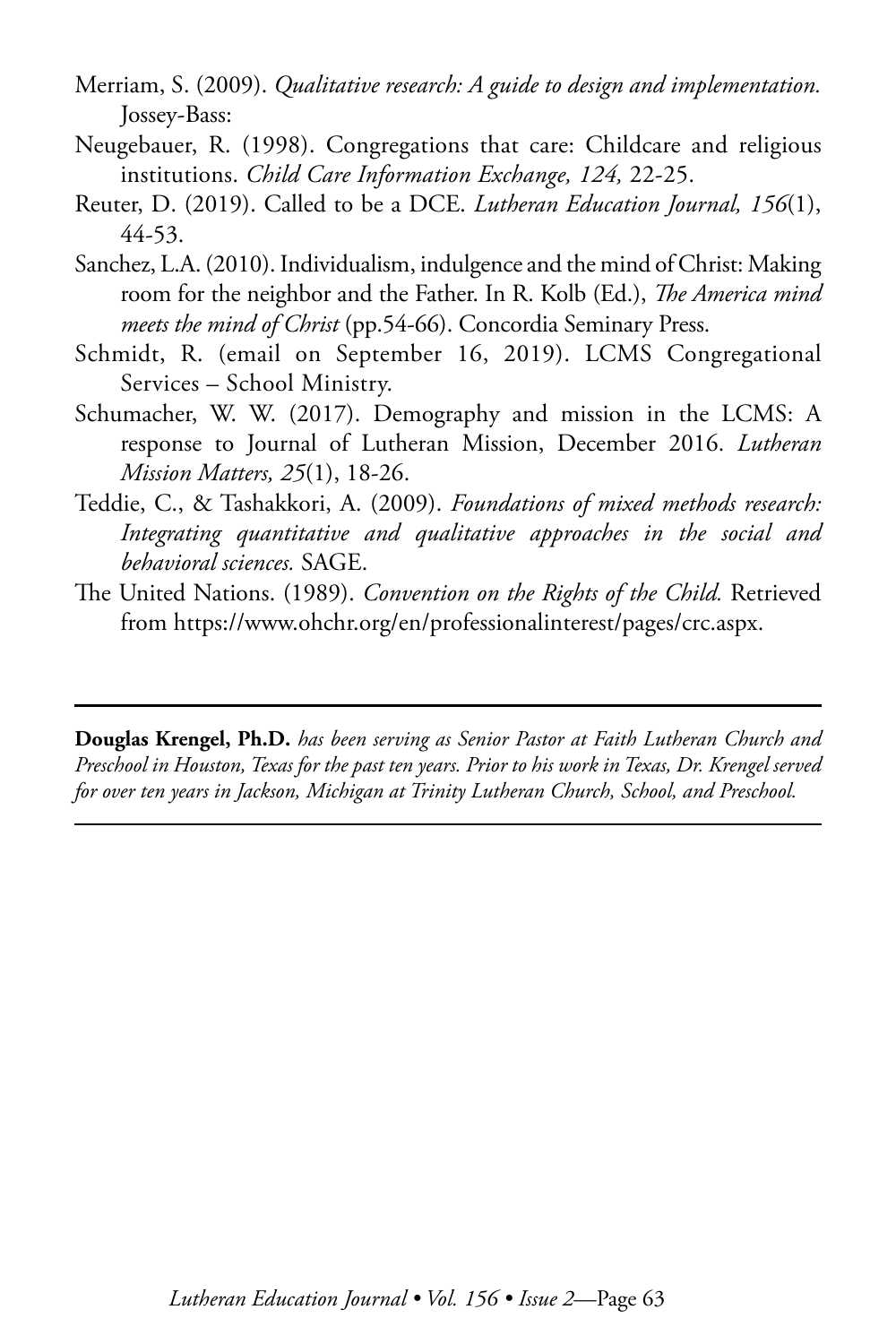Merriam, S. (2009). *Qualitative research: A guide to design and implementation.* Jossey-Bass:

Neugebauer, R. (1998). Congregations that care: Childcare and religious institutions. *Child Care Information Exchange, 124,* 22-25.

Reuter, D. (2019). Called to be a DCE. *Lutheran Education Journal, 156*(1), 44-53.

Sanchez, L.A. (2010). Individualism, indulgence and the mind of Christ: Making room for the neighbor and the Father. In R. Kolb (Ed.), *The America mind meets the mind of Christ* (pp.54-66). Concordia Seminary Press.

Schmidt, R. (email on September 16, 2019). LCMS Congregational Services – School Ministry.

Schumacher, W. W. (2017). Demography and mission in the LCMS: A response to Journal of Lutheran Mission, December 2016. *Lutheran Mission Matters, 25*(1), 18-26.

Teddie, C., & Tashakkori, A. (2009). *Foundations of mixed methods research: Integrating quantitative and qualitative approaches in the social and behavioral sciences.* SAGE.

The United Nations. (1989). *Convention on the Rights of the Child.* Retrieved from https://www.ohchr.org/en/professionalinterest/pages/crc.aspx.

---

**Douglas Krengel, Ph.D.** *has been serving as Senior Pastor at Faith Lutheran Church and Preschool in Houston, Texas for the past ten years. Prior to his work in Texas, Dr. Krengel served for over ten years in Jackson, Michigan at Trinity Lutheran Church, School, and Preschool.*

---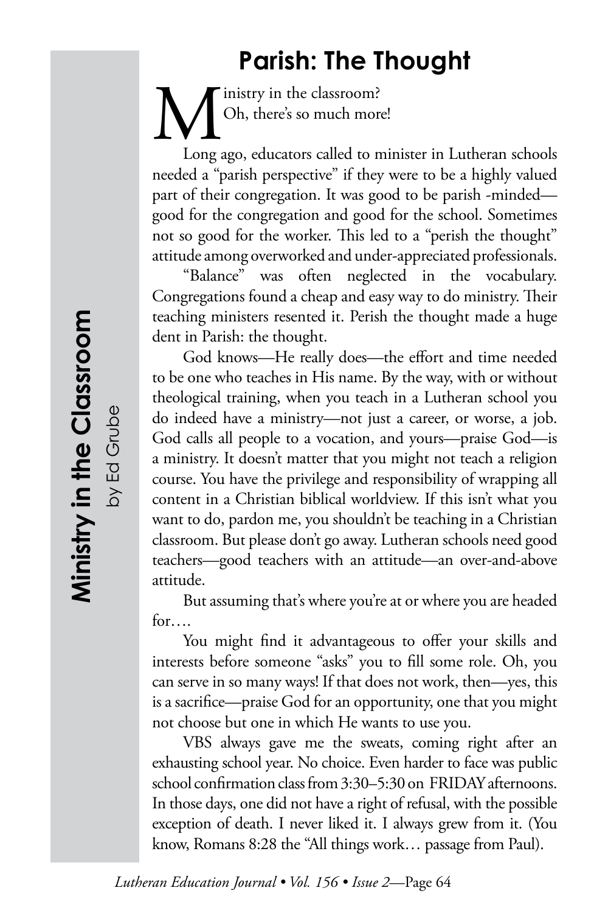# Parish: The Thought

Ministry in the classroom?
Oh, there's so much more!

Long ago, educators called to minister in Lutheran schools needed a "parish perspective" if they were to be a highly valued part of their congregation. It was good to be parish -minded—good for the congregation and good for the school. Sometimes not so good for the worker. This led to a "perish the thought" attitude among overworked and under-appreciated professionals.

"Balance" was often neglected in the vocabulary. Congregations found a cheap and easy way to do ministry. Their teaching ministers resented it. Perish the thought made a huge dent in Parish: the thought.

God knows—He really does—the effort and time needed to be one who teaches in His name. By the way, with or without theological training, when you teach in a Lutheran school you do indeed have a ministry—not just a career, or worse, a job. God calls all people to a vocation, and yours—praise God—is a ministry. It doesn't matter that you might not teach a religion course. You have the privilege and responsibility of wrapping all content in a Christian biblical worldview. If this isn't what you want to do, pardon me, you shouldn't be teaching in a Christian classroom. But please don't go away. Lutheran schools need good teachers—good teachers with an attitude—an over-and-above attitude.

But assuming that's where you're at or where you are headed for….

You might find it advantageous to offer your skills and interests before someone "asks" you to fill some role. Oh, you can serve in so many ways! If that does not work, then—yes, this is a sacrifice—praise God for an opportunity, one that you might not choose but one in which He wants to use you.

VBS always gave me the sweats, coming right after an exhausting school year. No choice. Even harder to face was public school confirmation class from 3:30–5:30 on FRIDAY afternoons. In those days, one did not have a right of refusal, with the possible exception of death. I never liked it. I always grew from it. (You know, Romans 8:28 the "All things work… passage from Paul).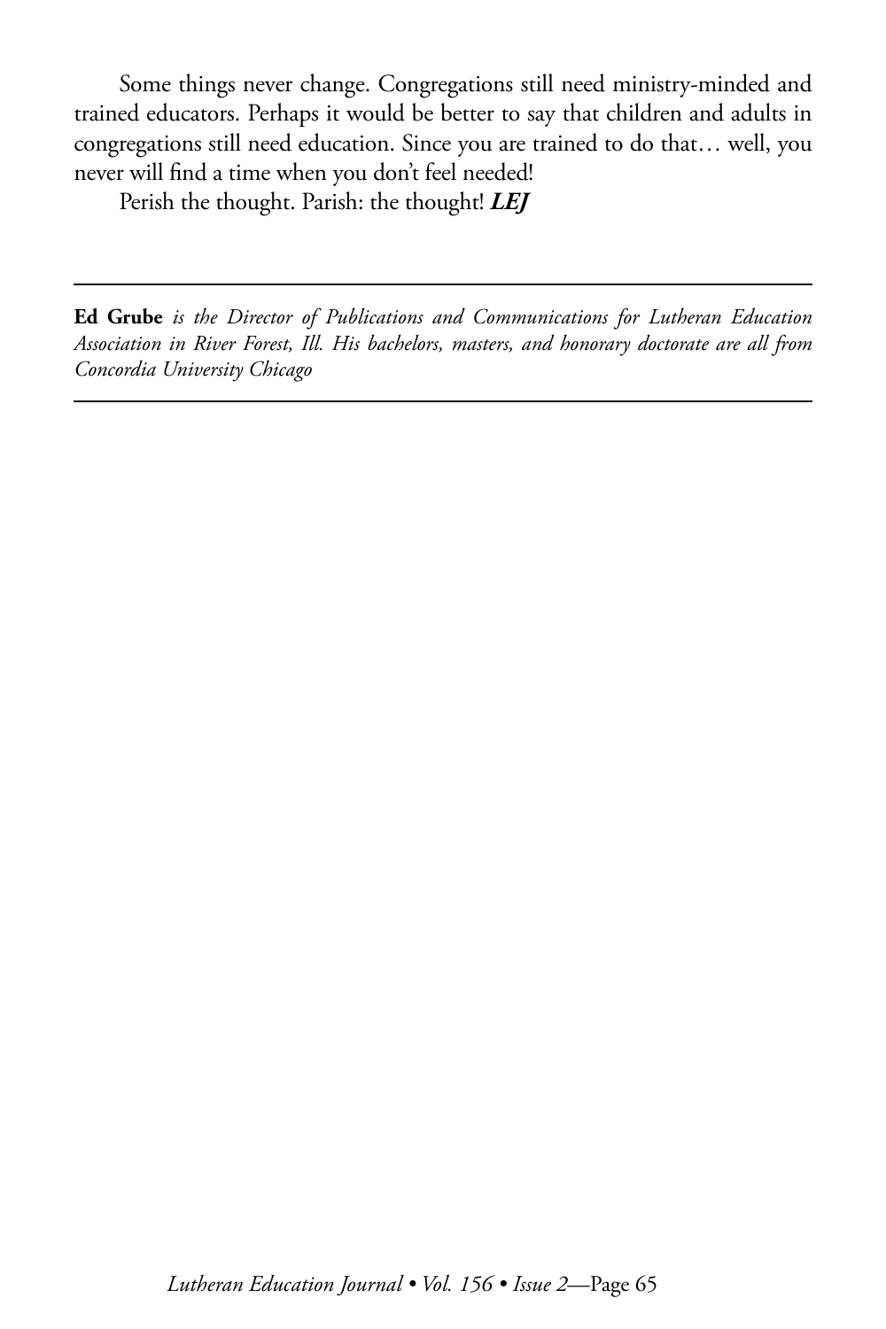Some things never change. Congregations still need ministry-minded and trained educators. Perhaps it would be better to say that children and adults in congregations still need education. Since you are trained to do that… well, you never will find a time when you don't feel needed!

Perish the thought. Parish: the thought! ***LEJ***

---

**Ed Grube** *is the Director of Publications and Communications for Lutheran Education Association in River Forest, Ill. His bachelors, masters, and honorary doctorate are all from Concordia University Chicago*

---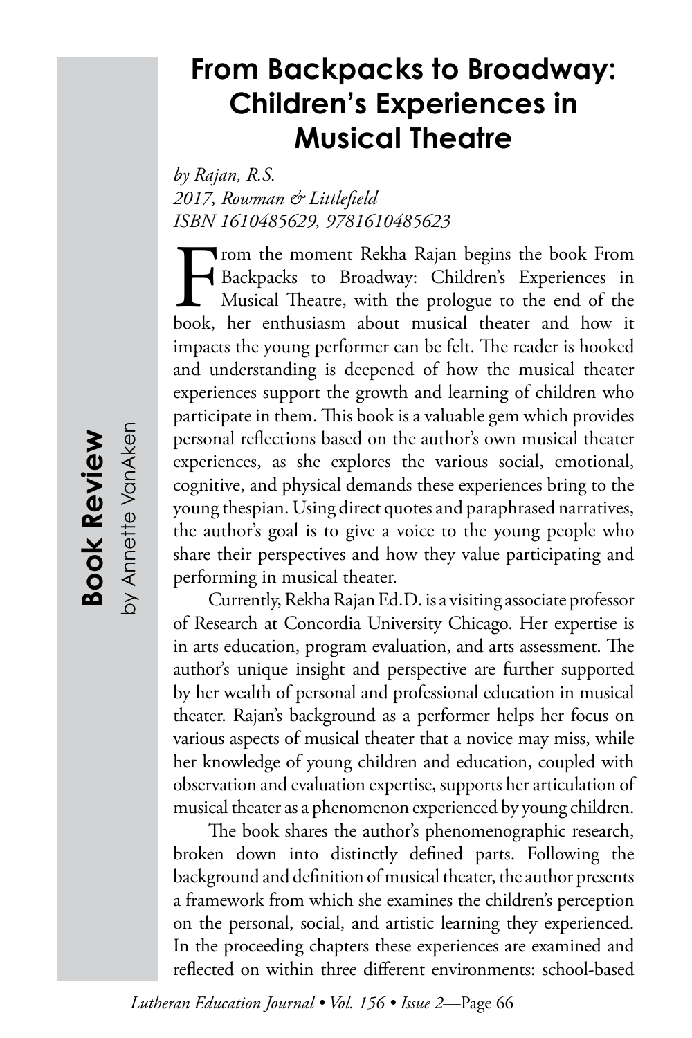**Book Review** by Annette VanAken

# From Backpacks to Broadway: Children's Experiences in Musical Theatre

*by Rajan, R.S.*
*2017, Rowman & Littlefield*
*ISBN 1610485629, 9781610485623*

From the moment Rekha Rajan begins the book From Backpacks to Broadway: Children's Experiences in Musical Theatre, with the prologue to the end of the book, her enthusiasm about musical theater and how it impacts the young performer can be felt. The reader is hooked and understanding is deepened of how the musical theater experiences support the growth and learning of children who participate in them. This book is a valuable gem which provides personal reflections based on the author's own musical theater experiences, as she explores the various social, emotional, cognitive, and physical demands these experiences bring to the young thespian. Using direct quotes and paraphrased narratives, the author's goal is to give a voice to the young people who share their perspectives and how they value participating and performing in musical theater.

Currently, Rekha Rajan Ed.D. is a visiting associate professor of Research at Concordia University Chicago. Her expertise is in arts education, program evaluation, and arts assessment. The author's unique insight and perspective are further supported by her wealth of personal and professional education in musical theater. Rajan's background as a performer helps her focus on various aspects of musical theater that a novice may miss, while her knowledge of young children and education, coupled with observation and evaluation expertise, supports her articulation of musical theater as a phenomenon experienced by young children.

The book shares the author's phenomenographic research, broken down into distinctly defined parts. Following the background and definition of musical theater, the author presents a framework from which she examines the children's perception on the personal, social, and artistic learning they experienced. In the proceeding chapters these experiences are examined and reflected on within three different environments: school-based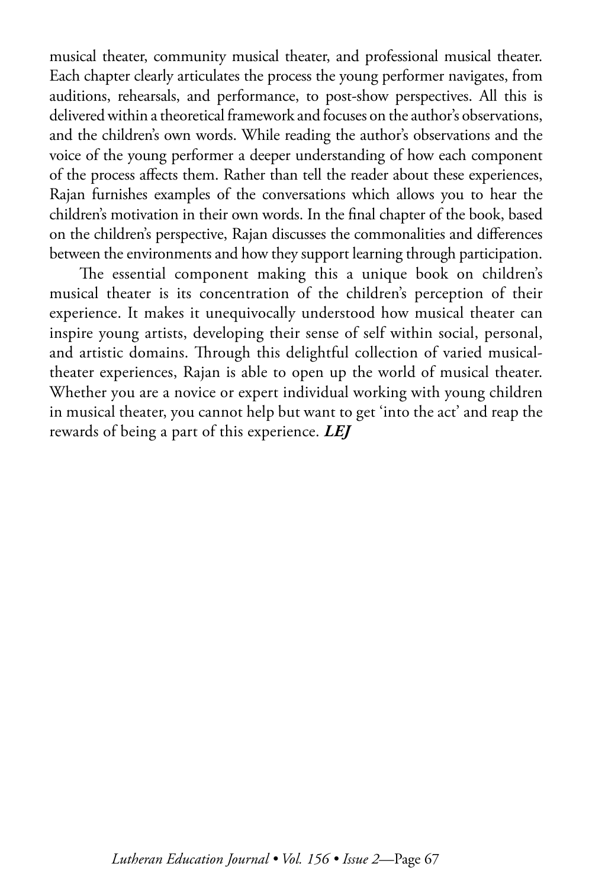musical theater, community musical theater, and professional musical theater. Each chapter clearly articulates the process the young performer navigates, from auditions, rehearsals, and performance, to post-show perspectives. All this is delivered within a theoretical framework and focuses on the author's observations, and the children's own words. While reading the author's observations and the voice of the young performer a deeper understanding of how each component of the process affects them. Rather than tell the reader about these experiences, Rajan furnishes examples of the conversations which allows you to hear the children's motivation in their own words. In the final chapter of the book, based on the children's perspective, Rajan discusses the commonalities and differences between the environments and how they support learning through participation.

The essential component making this a unique book on children's musical theater is its concentration of the children's perception of their experience. It makes it unequivocally understood how musical theater can inspire young artists, developing their sense of self within social, personal, and artistic domains. Through this delightful collection of varied musical-theater experiences, Rajan is able to open up the world of musical theater. Whether you are a novice or expert individual working with young children in musical theater, you cannot help but want to get 'into the act' and reap the rewards of being a part of this experience. ***LEJ***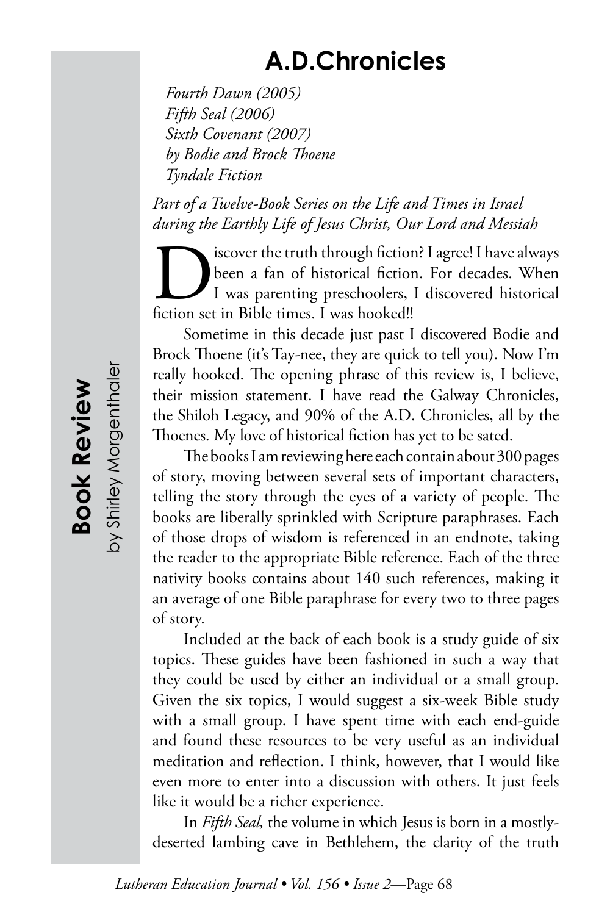**Book Review**

by Shirley Morgenthaler

# A.D.Chronicles

*Fourth Dawn (2005)*
*Fifth Seal (2006)*
*Sixth Covenant (2007)*
*by Bodie and Brock Thoene*
*Tyndale Fiction*

*Part of a Twelve-Book Series on the Life and Times in Israel during the Earthly Life of Jesus Christ, Our Lord and Messiah*

Discover the truth through fiction? I agree! I have always been a fan of historical fiction. For decades. When I was parenting preschoolers, I discovered historical fiction set in Bible times. I was hooked!!

Sometime in this decade just past I discovered Bodie and Brock Thoene (it's Tay-nee, they are quick to tell you). Now I'm really hooked. The opening phrase of this review is, I believe, their mission statement. I have read the Galway Chronicles, the Shiloh Legacy, and 90% of the A.D. Chronicles, all by the Thoenes. My love of historical fiction has yet to be sated.

The books I am reviewing here each contain about 300 pages of story, moving between several sets of important characters, telling the story through the eyes of a variety of people. The books are liberally sprinkled with Scripture paraphrases. Each of those drops of wisdom is referenced in an endnote, taking the reader to the appropriate Bible reference. Each of the three nativity books contains about 140 such references, making it an average of one Bible paraphrase for every two to three pages of story.

Included at the back of each book is a study guide of six topics. These guides have been fashioned in such a way that they could be used by either an individual or a small group. Given the six topics, I would suggest a six-week Bible study with a small group. I have spent time with each end-guide and found these resources to be very useful as an individual meditation and reflection. I think, however, that I would like even more to enter into a discussion with others. It just feels like it would be a richer experience.

In *Fifth Seal,* the volume in which Jesus is born in a mostly-deserted lambing cave in Bethlehem, the clarity of the truth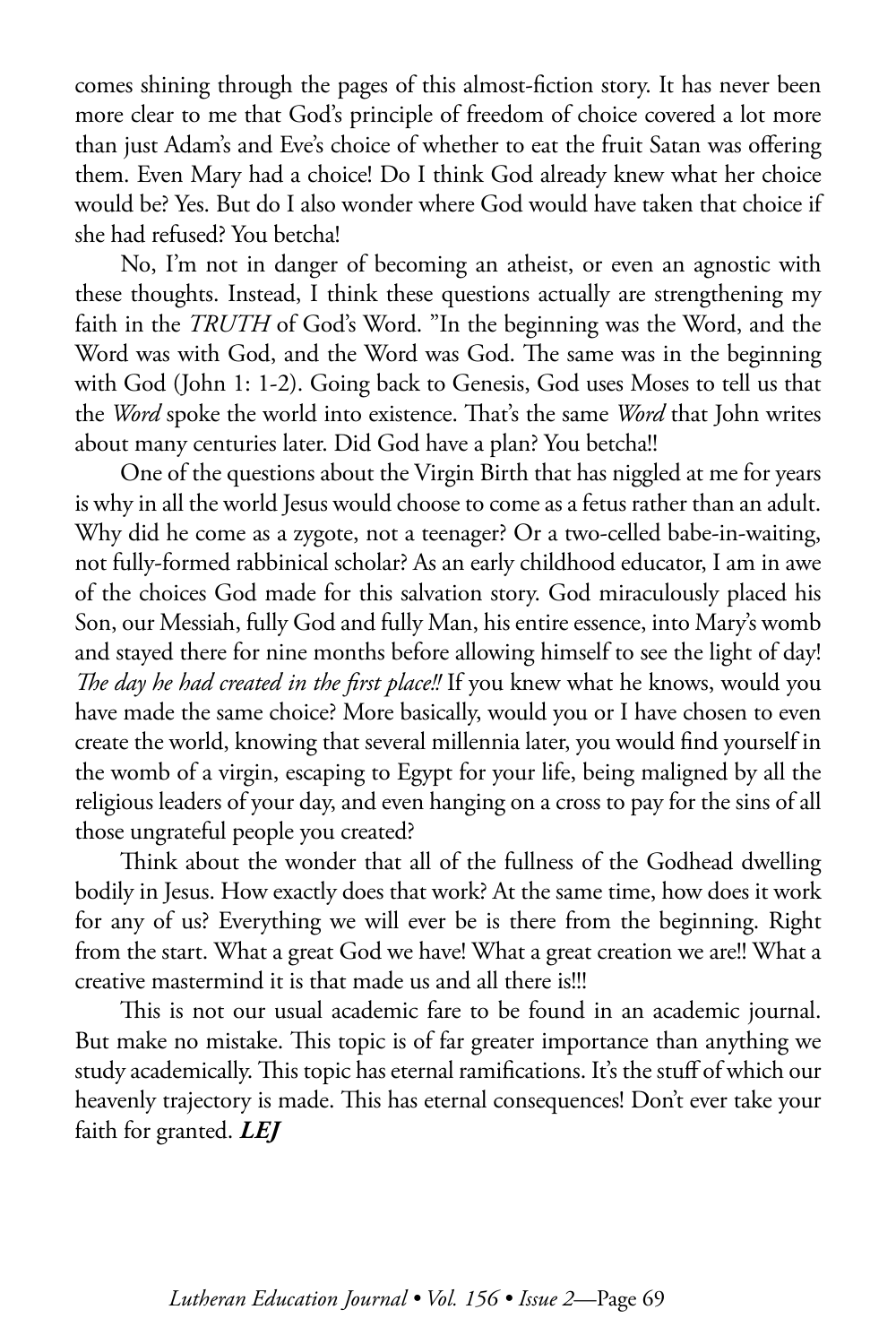comes shining through the pages of this almost-fiction story. It has never been more clear to me that God's principle of freedom of choice covered a lot more than just Adam's and Eve's choice of whether to eat the fruit Satan was offering them. Even Mary had a choice! Do I think God already knew what her choice would be? Yes. But do I also wonder where God would have taken that choice if she had refused? You betcha!

No, I'm not in danger of becoming an atheist, or even an agnostic with these thoughts. Instead, I think these questions actually are strengthening my faith in the *TRUTH* of God's Word. "In the beginning was the Word, and the Word was with God, and the Word was God. The same was in the beginning with God (John 1: 1-2). Going back to Genesis, God uses Moses to tell us that the *Word* spoke the world into existence. That's the same *Word* that John writes about many centuries later. Did God have a plan? You betcha!!

One of the questions about the Virgin Birth that has niggled at me for years is why in all the world Jesus would choose to come as a fetus rather than an adult. Why did he come as a zygote, not a teenager? Or a two-celled babe-in-waiting, not fully-formed rabbinical scholar? As an early childhood educator, I am in awe of the choices God made for this salvation story. God miraculously placed his Son, our Messiah, fully God and fully Man, his entire essence, into Mary's womb and stayed there for nine months before allowing himself to see the light of day! *The day he had created in the first place!!* If you knew what he knows, would you have made the same choice? More basically, would you or I have chosen to even create the world, knowing that several millennia later, you would find yourself in the womb of a virgin, escaping to Egypt for your life, being maligned by all the religious leaders of your day, and even hanging on a cross to pay for the sins of all those ungrateful people you created?

Think about the wonder that all of the fullness of the Godhead dwelling bodily in Jesus. How exactly does that work? At the same time, how does it work for any of us? Everything we will ever be is there from the beginning. Right from the start. What a great God we have! What a great creation we are!! What a creative mastermind it is that made us and all there is!!!

This is not our usual academic fare to be found in an academic journal. But make no mistake. This topic is of far greater importance than anything we study academically. This topic has eternal ramifications. It's the stuff of which our heavenly trajectory is made. This has eternal consequences! Don't ever take your faith for granted. ***LEJ***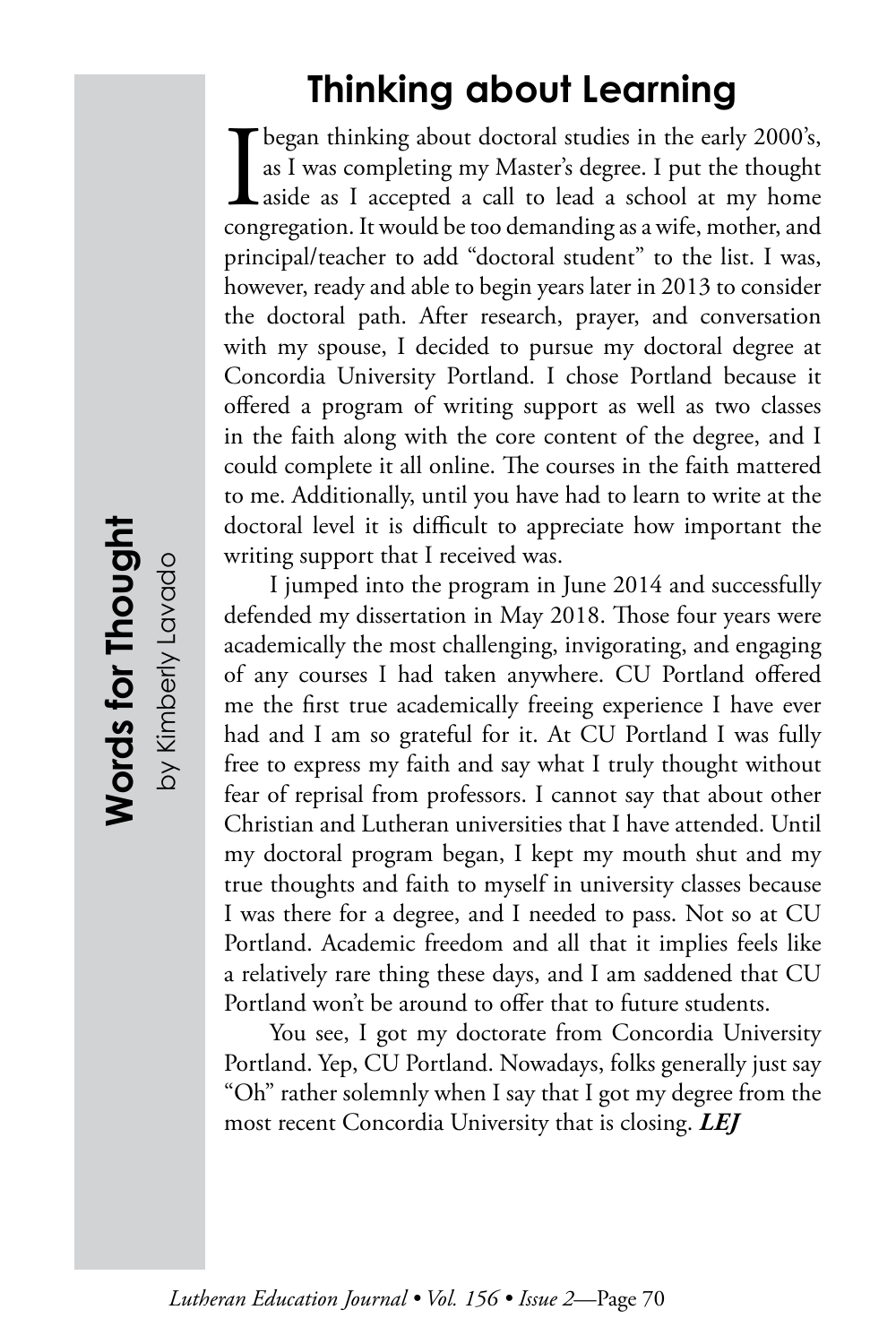**Words for Thought**

by Kimberly Lavado

# Thinking about Learning

I began thinking about doctoral studies in the early 2000's, as I was completing my Master's degree. I put the thought aside as I accepted a call to lead a school at my home congregation. It would be too demanding as a wife, mother, and principal/teacher to add "doctoral student" to the list. I was, however, ready and able to begin years later in 2013 to consider the doctoral path. After research, prayer, and conversation with my spouse, I decided to pursue my doctoral degree at Concordia University Portland. I chose Portland because it offered a program of writing support as well as two classes in the faith along with the core content of the degree, and I could complete it all online. The courses in the faith mattered to me. Additionally, until you have had to learn to write at the doctoral level it is difficult to appreciate how important the writing support that I received was.

I jumped into the program in June 2014 and successfully defended my dissertation in May 2018. Those four years were academically the most challenging, invigorating, and engaging of any courses I had taken anywhere. CU Portland offered me the first true academically freeing experience I have ever had and I am so grateful for it. At CU Portland I was fully free to express my faith and say what I truly thought without fear of reprisal from professors. I cannot say that about other Christian and Lutheran universities that I have attended. Until my doctoral program began, I kept my mouth shut and my true thoughts and faith to myself in university classes because I was there for a degree, and I needed to pass. Not so at CU Portland. Academic freedom and all that it implies feels like a relatively rare thing these days, and I am saddened that CU Portland won't be around to offer that to future students.

You see, I got my doctorate from Concordia University Portland. Yep, CU Portland. Nowadays, folks generally just say "Oh" rather solemnly when I say that I got my degree from the most recent Concordia University that is closing. ***LEJ***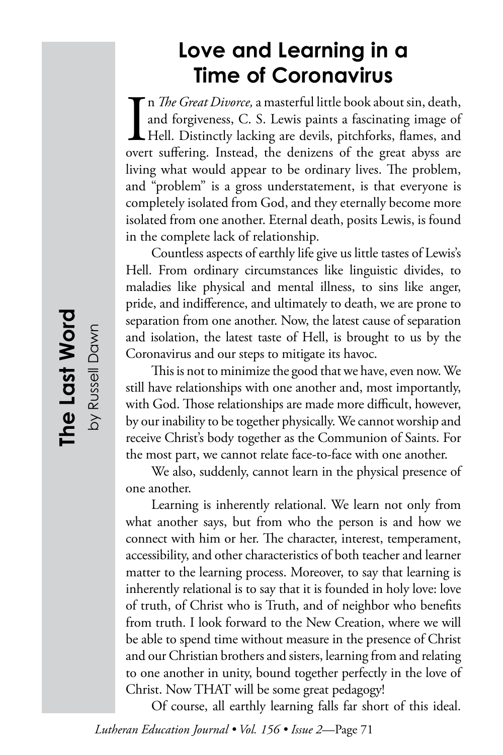**The Last Word**
by Russell Dawn

# Love and Learning in a Time of Coronavirus

In *The Great Divorce,* a masterful little book about sin, death, and forgiveness, C. S. Lewis paints a fascinating image of Hell. Distinctly lacking are devils, pitchforks, flames, and overt suffering. Instead, the denizens of the great abyss are living what would appear to be ordinary lives. The problem, and "problem" is a gross understatement, is that everyone is completely isolated from God, and they eternally become more isolated from one another. Eternal death, posits Lewis, is found in the complete lack of relationship.

Countless aspects of earthly life give us little tastes of Lewis's Hell. From ordinary circumstances like linguistic divides, to maladies like physical and mental illness, to sins like anger, pride, and indifference, and ultimately to death, we are prone to separation from one another. Now, the latest cause of separation and isolation, the latest taste of Hell, is brought to us by the Coronavirus and our steps to mitigate its havoc.

This is not to minimize the good that we have, even now. We still have relationships with one another and, most importantly, with God. Those relationships are made more difficult, however, by our inability to be together physically. We cannot worship and receive Christ's body together as the Communion of Saints. For the most part, we cannot relate face-to-face with one another.

We also, suddenly, cannot learn in the physical presence of one another.

Learning is inherently relational. We learn not only from what another says, but from who the person is and how we connect with him or her. The character, interest, temperament, accessibility, and other characteristics of both teacher and learner matter to the learning process. Moreover, to say that learning is inherently relational is to say that it is founded in holy love: love of truth, of Christ who is Truth, and of neighbor who benefits from truth. I look forward to the New Creation, where we will be able to spend time without measure in the presence of Christ and our Christian brothers and sisters, learning from and relating to one another in unity, bound together perfectly in the love of Christ. Now THAT will be some great pedagogy!

Of course, all earthly learning falls far short of this ideal.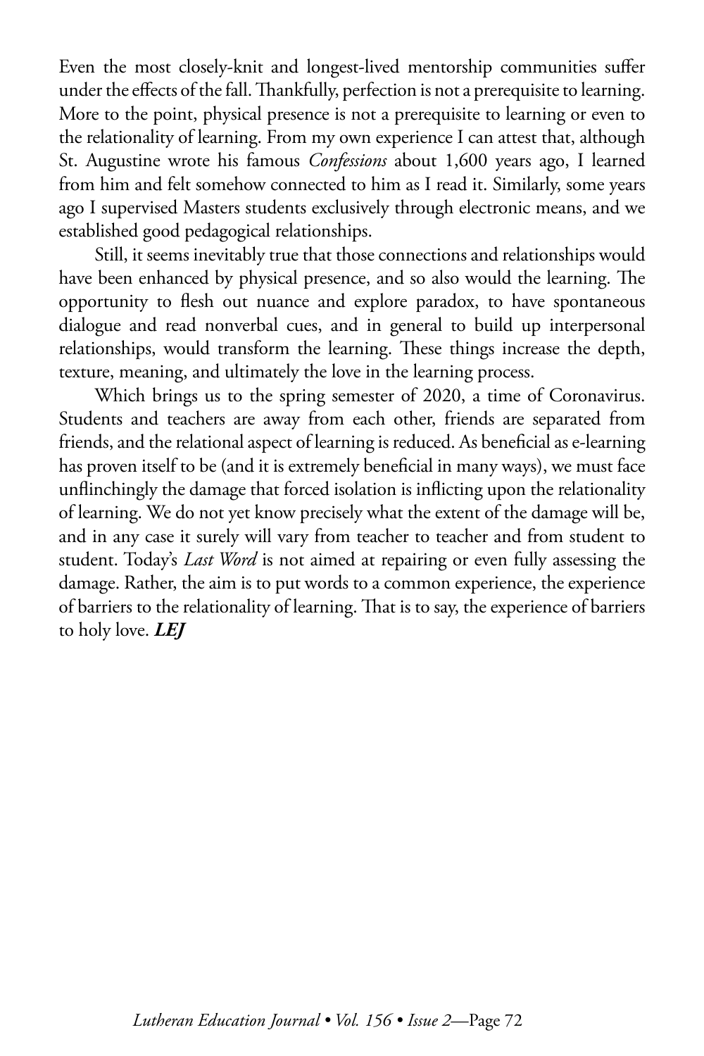Even the most closely-knit and longest-lived mentorship communities suffer under the effects of the fall. Thankfully, perfection is not a prerequisite to learning. More to the point, physical presence is not a prerequisite to learning or even to the relationality of learning. From my own experience I can attest that, although St. Augustine wrote his famous *Confessions* about 1,600 years ago, I learned from him and felt somehow connected to him as I read it. Similarly, some years ago I supervised Masters students exclusively through electronic means, and we established good pedagogical relationships.

Still, it seems inevitably true that those connections and relationships would have been enhanced by physical presence, and so also would the learning. The opportunity to flesh out nuance and explore paradox, to have spontaneous dialogue and read nonverbal cues, and in general to build up interpersonal relationships, would transform the learning. These things increase the depth, texture, meaning, and ultimately the love in the learning process.

Which brings us to the spring semester of 2020, a time of Coronavirus. Students and teachers are away from each other, friends are separated from friends, and the relational aspect of learning is reduced. As beneficial as e-learning has proven itself to be (and it is extremely beneficial in many ways), we must face unflinchingly the damage that forced isolation is inflicting upon the relationality of learning. We do not yet know precisely what the extent of the damage will be, and in any case it surely will vary from teacher to teacher and from student to student. Today's *Last Word* is not aimed at repairing or even fully assessing the damage. Rather, the aim is to put words to a common experience, the experience of barriers to the relationality of learning. That is to say, the experience of barriers to holy love. ***LEJ***